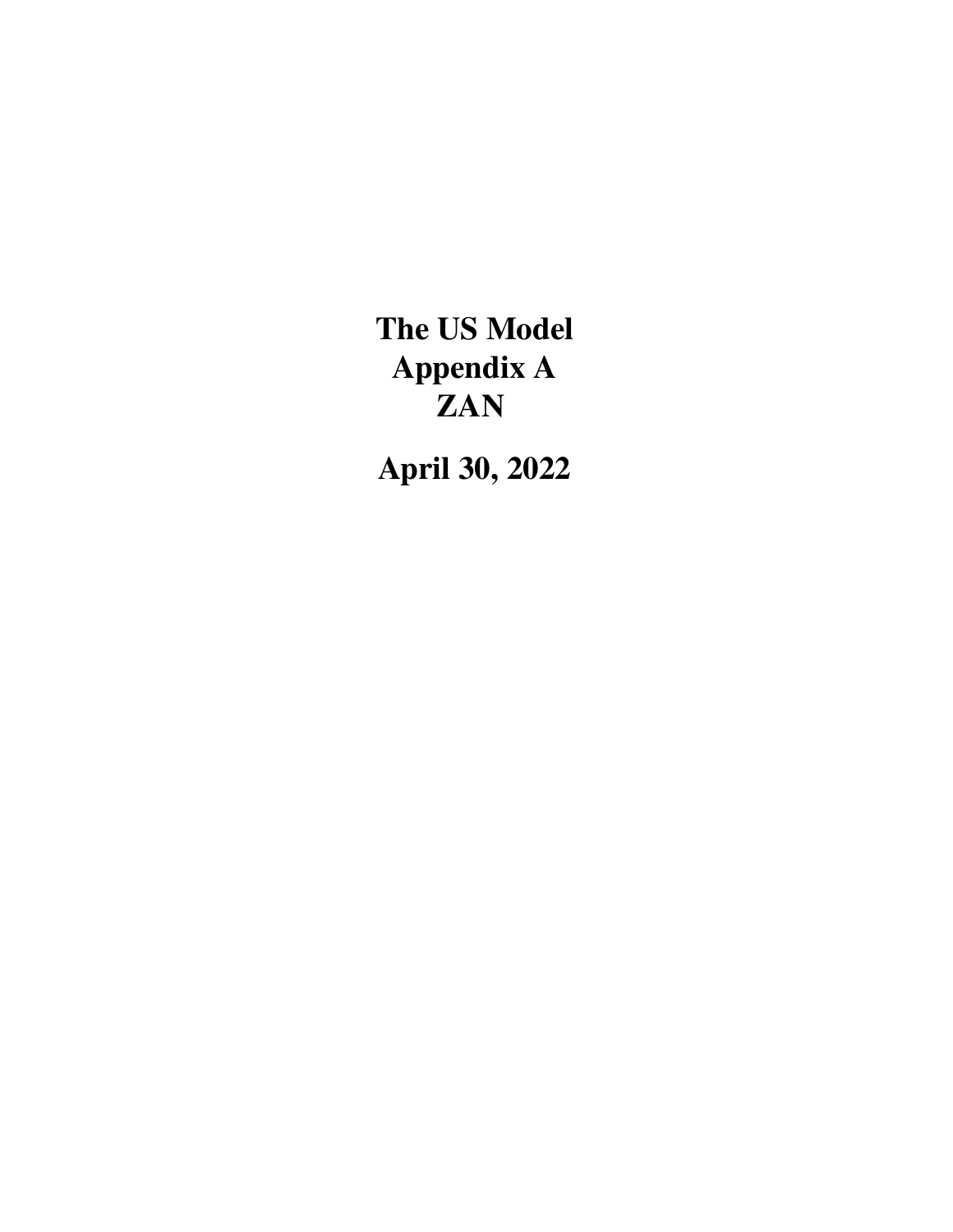# The US Model
# Appendix A
# ZAN

# April 30, 2022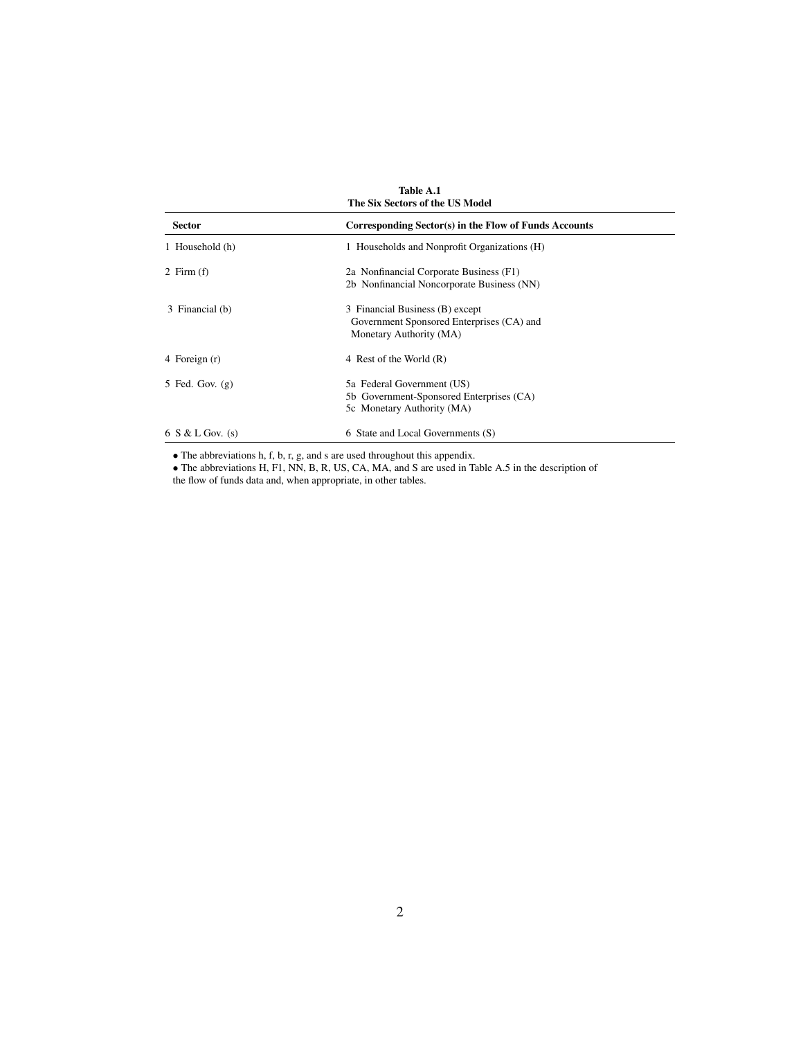**Table A.1**
**The Six Sectors of the US Model**

| Sector | Corresponding Sector(s) in the Flow of Funds Accounts |
|---|---|
| 1 Household (h) | 1 Households and Nonprofit Organizations (H) |
| 2 Firm (f) | 2a Nonfinancial Corporate Business (F1)<br>2b Nonfinancial Noncorporate Business (NN) |
| 3 Financial (b) | 3 Financial Business (B) except<br>Government Sponsored Enterprises (CA) and<br>Monetary Authority (MA) |
| 4 Foreign (r) | 4 Rest of the World (R) |
| 5 Fed. Gov. (g) | 5a Federal Government (US)<br>5b Government-Sponsored Enterprises (CA)<br>5c Monetary Authority (MA) |
| 6 S & L Gov. (s) | 6 State and Local Governments (S) |

- The abbreviations h, f, b, r, g, and s are used throughout this appendix.
- The abbreviations H, F1, NN, B, R, US, CA, MA, and S are used in Table A.5 in the description of the flow of funds data and, when appropriate, in other tables.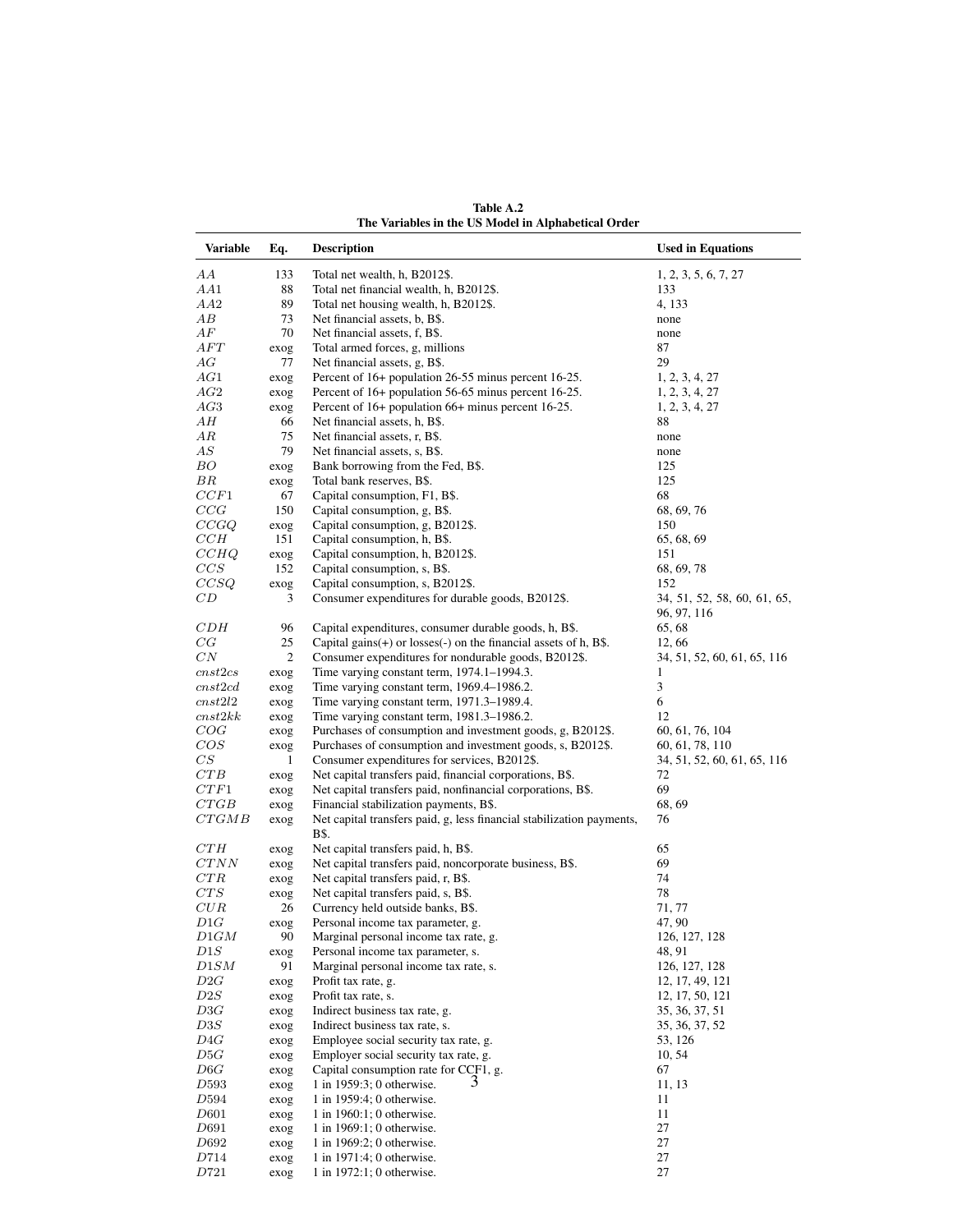**Table A.2**
**The Variables in the US Model in Alphabetical Order**

| Variable | Eq. | Description | Used in Equations |
|---|---|---|---|
| $AA$ | 133 | Total net wealth, h, B2012$. | 1, 2, 3, 5, 6, 7, 27 |
| $AA1$ | 88 | Total net financial wealth, h, B2012$. | 133 |
| $AA2$ | 89 | Total net housing wealth, h, B2012$. | 4, 133 |
| $AB$ | 73 | Net financial assets, b, B$. | none |
| $AF$ | 70 | Net financial assets, f, B$. | none |
| $AFT$ | exog | Total armed forces, g, millions | 87 |
| $AG$ | 77 | Net financial assets, g, B$. | 29 |
| $AG1$ | exog | Percent of 16+ population 26-55 minus percent 16-25. | 1, 2, 3, 4, 27 |
| $AG2$ | exog | Percent of 16+ population 56-65 minus percent 16-25. | 1, 2, 3, 4, 27 |
| $AG3$ | exog | Percent of 16+ population 66+ minus percent 16-25. | 1, 2, 3, 4, 27 |
| $AH$ | 66 | Net financial assets, h, B$. | 88 |
| $AR$ | 75 | Net financial assets, r, B$. | none |
| $AS$ | 79 | Net financial assets, s, B$. | none |
| $BO$ | exog | Bank borrowing from the Fed, B$. | 125 |
| $BR$ | exog | Total bank reserves, B$. | 125 |
| $CCF1$ | 67 | Capital consumption, F1, B$. | 68 |
| $CCG$ | 150 | Capital consumption, g, B$. | 68, 69, 76 |
| $CCGQ$ | exog | Capital consumption, g, B2012$. | 150 |
| $CCH$ | 151 | Capital consumption, h, B$. | 65, 68, 69 |
| $CCHQ$ | exog | Capital consumption, h, B2012$. | 151 |
| $CCS$ | 152 | Capital consumption, s, B$. | 68, 69, 78 |
| $CCSQ$ | exog | Capital consumption, s, B2012$. | 152 |
| $CD$ | 3 | Consumer expenditures for durable goods, B2012$. | 34, 51, 52, 58, 60, 61, 65, 96, 97, 116 |
| $CDH$ | 96 | Capital expenditures, consumer durable goods, h, B$. | 65, 68 |
| $CG$ | 25 | Capital gains(+) or losses(-) on the financial assets of h, B$. | 12, 66 |
| $CN$ | 2 | Consumer expenditures for nondurable goods, B2012$. | 34, 51, 52, 60, 61, 65, 116 |
| $cnst2cs$ | exog | Time varying constant term, 1974.1–1994.3. | 1 |
| $cnst2cd$ | exog | Time varying constant term, 1969.4–1986.2. | 3 |
| $cnst2l2$ | exog | Time varying constant term, 1971.3–1989.4. | 6 |
| $cnst2kk$ | exog | Time varying constant term, 1981.3–1986.2. | 12 |
| $COG$ | exog | Purchases of consumption and investment goods, g, B2012$. | 60, 61, 76, 104 |
| $COS$ | exog | Purchases of consumption and investment goods, s, B2012$. | 60, 61, 78, 110 |
| $CS$ | 1 | Consumer expenditures for services, B2012$. | 34, 51, 52, 60, 61, 65, 116 |
| $CTB$ | exog | Net capital transfers paid, financial corporations, B$. | 72 |
| $CTF1$ | exog | Net capital transfers paid, nonfinancial corporations, B$. | 69 |
| $CTGB$ | exog | Financial stabilization payments, B$. | 68, 69 |
| $CTGMB$ | exog | Net capital transfers paid, g, less financial stabilization payments, B$. | 76 |
| $CTH$ | exog | Net capital transfers paid, h, B$. | 65 |
| $CTNN$ | exog | Net capital transfers paid, noncorporate business, B$. | 69 |
| $CTR$ | exog | Net capital transfers paid, r, B$. | 74 |
| $CTS$ | exog | Net capital transfers paid, s, B$. | 78 |
| $CUR$ | 26 | Currency held outside banks, B$. | 71, 77 |
| $D1G$ | exog | Personal income tax parameter, g. | 47, 90 |
| $D1GM$ | 90 | Marginal personal income tax rate, g. | 126, 127, 128 |
| $D1S$ | exog | Personal income tax parameter, s. | 48, 91 |
| $D1SM$ | 91 | Marginal personal income tax rate, s. | 126, 127, 128 |
| $D2G$ | exog | Profit tax rate, g. | 12, 17, 49, 121 |
| $D2S$ | exog | Profit tax rate, s. | 12, 17, 50, 121 |
| $D3G$ | exog | Indirect business tax rate, g. | 35, 36, 37, 51 |
| $D3S$ | exog | Indirect business tax rate, s. | 35, 36, 37, 52 |
| $D4G$ | exog | Employee social security tax rate, g. | 53, 126 |
| $D5G$ | exog | Employer social security tax rate, g. | 10, 54 |
| $D6G$ | exog | Capital consumption rate for CCF1, g. | 67 |
| $D593$ | exog | 1 in 1959:3; 0 otherwise. | 11, 13 |
| $D594$ | exog | 1 in 1959:4; 0 otherwise. | 11 |
| $D601$ | exog | 1 in 1960:1; 0 otherwise. | 11 |
| $D691$ | exog | 1 in 1969:1; 0 otherwise. | 27 |
| $D692$ | exog | 1 in 1969:2; 0 otherwise. | 27 |
| $D714$ | exog | 1 in 1971:4; 0 otherwise. | 27 |
| $D721$ | exog | 1 in 1972:1; 0 otherwise. | 27 |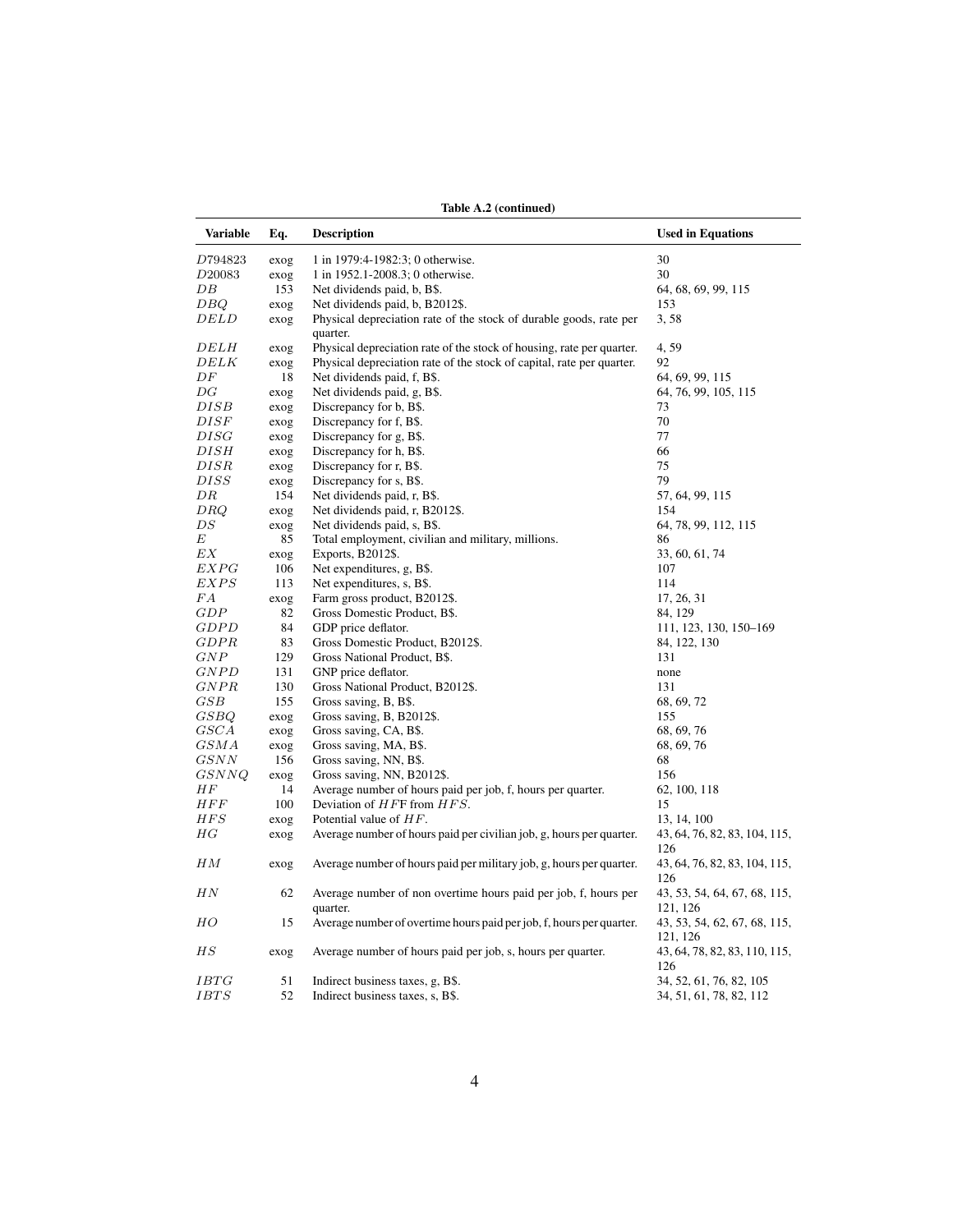**Table A.2 (continued)**

| Variable | Eq. | Description | Used in Equations |
|---|---|---|---|
| $D794823$ | exog | 1 in 1979:4-1982:3; 0 otherwise. | 30 |
| $D20083$ | exog | 1 in 1952.1-2008.3; 0 otherwise. | 30 |
| $DB$ | 153 | Net dividends paid, b, B$. | 64, 68, 69, 99, 115 |
| $DBQ$ | exog | Net dividends paid, b, B2012$. | 153 |
| $DELD$ | exog | Physical depreciation rate of the stock of durable goods, rate per quarter. | 3, 58 |
| $DELH$ | exog | Physical depreciation rate of the stock of housing, rate per quarter. | 4, 59 |
| $DELK$ | exog | Physical depreciation rate of the stock of capital, rate per quarter. | 92 |
| $DF$ | 18 | Net dividends paid, f, B$. | 64, 69, 99, 115 |
| $DG$ | exog | Net dividends paid, g, B$. | 64, 76, 99, 105, 115 |
| $DISB$ | exog | Discrepancy for b, B$. | 73 |
| $DISF$ | exog | Discrepancy for f, B$. | 70 |
| $DISG$ | exog | Discrepancy for g, B$. | 77 |
| $DISH$ | exog | Discrepancy for h, B$. | 66 |
| $DISR$ | exog | Discrepancy for r, B$. | 75 |
| $DISS$ | exog | Discrepancy for s, B$. | 79 |
| $DR$ | 154 | Net dividends paid, r, B$. | 57, 64, 99, 115 |
| $DRQ$ | exog | Net dividends paid, r, B2012$. | 154 |
| $DS$ | exog | Net dividends paid, s, B$. | 64, 78, 99, 112, 115 |
| $E$ | 85 | Total employment, civilian and military, millions. | 86 |
| $EX$ | exog | Exports, B2012$. | 33, 60, 61, 74 |
| $EXPG$ | 106 | Net expenditures, g, B$. | 107 |
| $EXPS$ | 113 | Net expenditures, s, B$. | 114 |
| $FA$ | exog | Farm gross product, B2012$. | 17, 26, 31 |
| $GDP$ | 82 | Gross Domestic Product, B$. | 84, 129 |
| $GDPD$ | 84 | GDP price deflator. | 111, 123, 130, 150–169 |
| $GDPR$ | 83 | Gross Domestic Product, B2012$. | 84, 122, 130 |
| $GNP$ | 129 | Gross National Product, B$. | 131 |
| $GNPD$ | 131 | GNP price deflator. | none |
| $GNPR$ | 130 | Gross National Product, B2012$. | 131 |
| $GSB$ | 155 | Gross saving, B, B$. | 68, 69, 72 |
| $GSBQ$ | exog | Gross saving, B, B2012$. | 155 |
| $GSCA$ | exog | Gross saving, CA, B$. | 68, 69, 76 |
| $GSMA$ | exog | Gross saving, MA, B$. | 68, 69, 76 |
| $GSNN$ | 156 | Gross saving, NN, B$. | 68 |
| $GSNNQ$ | exog | Gross saving, NN, B2012$. | 156 |
| $HF$ | 14 | Average number of hours paid per job, f, hours per quarter. | 62, 100, 118 |
| $HFF$ | 100 | Deviation of $HF$F from $HFS$. | 15 |
| $HFS$ | exog | Potential value of $HF$. | 13, 14, 100 |
| $HG$ | exog | Average number of hours paid per civilian job, g, hours per quarter. | 43, 64, 76, 82, 83, 104, 115, 126 |
| $HM$ | exog | Average number of hours paid per military job, g, hours per quarter. | 43, 64, 76, 82, 83, 104, 115, 126 |
| $HN$ | 62 | Average number of non overtime hours paid per job, f, hours per quarter. | 43, 53, 54, 64, 67, 68, 115, 121, 126 |
| $HO$ | 15 | Average number of overtime hours paid per job, f, hours per quarter. | 43, 53, 54, 62, 67, 68, 115, 121, 126 |
| $HS$ | exog | Average number of hours paid per job, s, hours per quarter. | 43, 64, 78, 82, 83, 110, 115, 126 |
| $IBTG$ | 51 | Indirect business taxes, g, B$. | 34, 52, 61, 76, 82, 105 |
| $IBTS$ | 52 | Indirect business taxes, s, B$. | 34, 51, 61, 78, 82, 112 |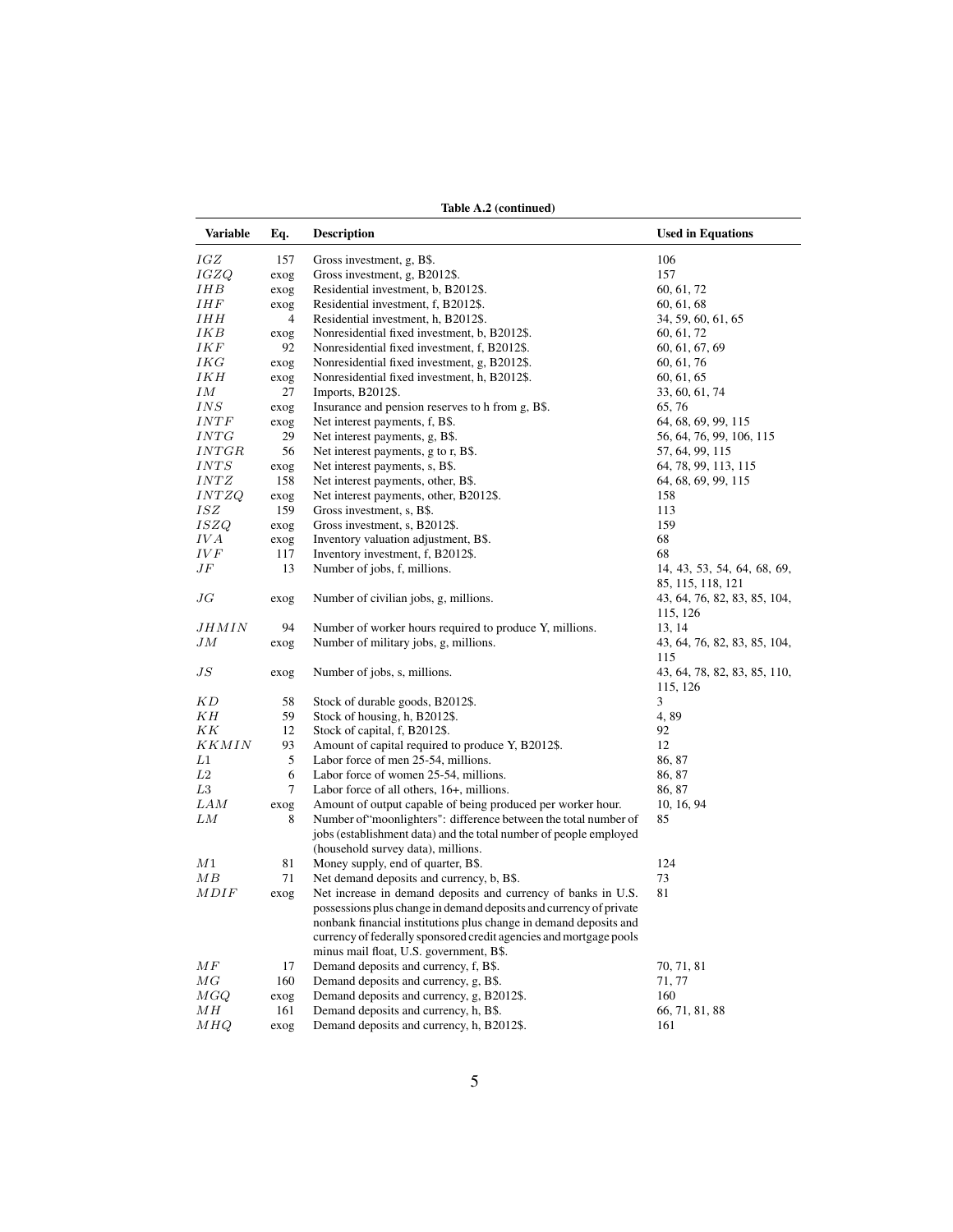**Table A.2 (continued)**

| Variable | Eq. | Description | Used in Equations |
|---|---|---|---|
| $IGZ$ | 157 | Gross investment, g, B$. | 106 |
| $IGZQ$ | exog | Gross investment, g, B2012$. | 157 |
| $IHB$ | exog | Residential investment, b, B2012$. | 60, 61, 72 |
| $IHF$ | exog | Residential investment, f, B2012$. | 60, 61, 68 |
| $IHH$ | 4 | Residential investment, h, B2012$. | 34, 59, 60, 61, 65 |
| $IKB$ | exog | Nonresidential fixed investment, b, B2012$. | 60, 61, 72 |
| $IKF$ | 92 | Nonresidential fixed investment, f, B2012$. | 60, 61, 67, 69 |
| $IKG$ | exog | Nonresidential fixed investment, g, B2012$. | 60, 61, 76 |
| $IKH$ | exog | Nonresidential fixed investment, h, B2012$. | 60, 61, 65 |
| $IM$ | 27 | Imports, B2012$. | 33, 60, 61, 74 |
| $INS$ | exog | Insurance and pension reserves to h from g, B$. | 65, 76 |
| $INTF$ | exog | Net interest payments, f, B$. | 64, 68, 69, 99, 115 |
| $INTG$ | 29 | Net interest payments, g, B$. | 56, 64, 76, 99, 106, 115 |
| $INTGR$ | 56 | Net interest payments, g to r, B$. | 57, 64, 99, 115 |
| $INTS$ | exog | Net interest payments, s, B$. | 64, 78, 99, 113, 115 |
| $INTZ$ | 158 | Net interest payments, other, B$. | 64, 68, 69, 99, 115 |
| $INTZQ$ | exog | Net interest payments, other, B2012$. | 158 |
| $ISZ$ | 159 | Gross investment, s, B$. | 113 |
| $ISZQ$ | exog | Gross investment, s, B2012$. | 159 |
| $IVA$ | exog | Inventory valuation adjustment, B$. | 68 |
| $IVF$ | 117 | Inventory investment, f, B2012$. | 68 |
| $JF$ | 13 | Number of jobs, f, millions. | 14, 43, 53, 54, 64, 68, 69, 85, 115, 118, 121 |
| $JG$ | exog | Number of civilian jobs, g, millions. | 43, 64, 76, 82, 83, 85, 104, 115, 126 |
| $JHMIN$ | 94 | Number of worker hours required to produce Y, millions. | 13, 14 |
| $JM$ | exog | Number of military jobs, g, millions. | 43, 64, 76, 82, 83, 85, 104, 115 |
| $JS$ | exog | Number of jobs, s, millions. | 43, 64, 78, 82, 83, 85, 110, 115, 126 |
| $KD$ | 58 | Stock of durable goods, B2012$. | 3 |
| $KH$ | 59 | Stock of housing, h, B2012$. | 4, 89 |
| $KK$ | 12 | Stock of capital, f, B2012$. | 92 |
| $KKMIN$ | 93 | Amount of capital required to produce Y, B2012$. | 12 |
| $L1$ | 5 | Labor force of men 25-54, millions. | 86, 87 |
| $L2$ | 6 | Labor force of women 25-54, millions. | 86, 87 |
| $L3$ | 7 | Labor force of all others, 16+, millions. | 86, 87 |
| $LAM$ | exog | Amount of output capable of being produced per worker hour. | 10, 16, 94 |
| $LM$ | 8 | Number of"moonlighters": difference between the total number of jobs (establishment data) and the total number of people employed (household survey data), millions. | 85 |
| $M1$ | 81 | Money supply, end of quarter, B$. | 124 |
| $MB$ | 71 | Net demand deposits and currency, b, B$. | 73 |
| $MDIF$ | exog | Net increase in demand deposits and currency of banks in U.S. possessions plus change in demand deposits and currency of private nonbank financial institutions plus change in demand deposits and currency of federally sponsored credit agencies and mortgage pools minus mail float, U.S. government, B$. | 81 |
| $MF$ | 17 | Demand deposits and currency, f, B$. | 70, 71, 81 |
| $MG$ | 160 | Demand deposits and currency, g, B$. | 71, 77 |
| $MGQ$ | exog | Demand deposits and currency, g, B2012$. | 160 |
| $MH$ | 161 | Demand deposits and currency, h, B$. | 66, 71, 81, 88 |
| $MHQ$ | exog | Demand deposits and currency, h, B2012$. | 161 |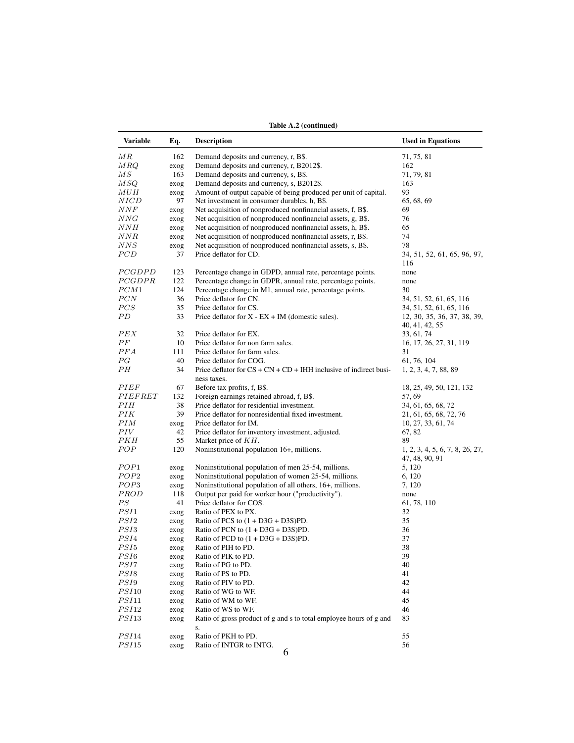**Table A.2 (continued)**

| Variable | Eq. | Description | Used in Equations |
|---|---|---|---|
| $MR$ | 162 | Demand deposits and currency, r, B$. | 71, 75, 81 |
| $MRQ$ | exog | Demand deposits and currency, r, B2012$. | 162 |
| $MS$ | 163 | Demand deposits and currency, s, B$. | 71, 79, 81 |
| $MSQ$ | exog | Demand deposits and currency, s, B2012$. | 163 |
| $MUH$ | exog | Amount of output capable of being produced per unit of capital. | 93 |
| $NICD$ | 97 | Net investment in consumer durables, h, B$. | 65, 68, 69 |
| $NNF$ | exog | Net acquisition of nonproduced nonfinancial assets, f, B$. | 69 |
| $NNG$ | exog | Net acquisition of nonproduced nonfinancial assets, g, B$. | 76 |
| $NNH$ | exog | Net acquisition of nonproduced nonfinancial assets, h, B$. | 65 |
| $NNR$ | exog | Net acquisition of nonproduced nonfinancial assets, r, B$. | 74 |
| $NNS$ | exog | Net acquisition of nonproduced nonfinancial assets, s, B$. | 78 |
| $PCD$ | 37 | Price deflator for CD. | 34, 51, 52, 61, 65, 96, 97, 116 |
| $PCGDPD$ | 123 | Percentage change in GDPD, annual rate, percentage points. | none |
| $PCGDPR$ | 122 | Percentage change in GDPR, annual rate, percentage points. | none |
| $PCM1$ | 124 | Percentage change in M1, annual rate, percentage points. | 30 |
| $PCN$ | 36 | Price deflator for CN. | 34, 51, 52, 61, 65, 116 |
| $PCS$ | 35 | Price deflator for CS. | 34, 51, 52, 61, 65, 116 |
| $PD$ | 33 | Price deflator for X - EX + IM (domestic sales). | 12, 30, 35, 36, 37, 38, 39, 40, 41, 42, 55 |
| $PEX$ | 32 | Price deflator for EX. | 33, 61, 74 |
| $PF$ | 10 | Price deflator for non farm sales. | 16, 17, 26, 27, 31, 119 |
| $PFA$ | 111 | Price deflator for farm sales. | 31 |
| $PG$ | 40 | Price deflator for COG. | 61, 76, 104 |
| $PH$ | 34 | Price deflator for CS + CN + CD + IHH inclusive of indirect business taxes. | 1, 2, 3, 4, 7, 88, 89 |
| $PIEF$ | 67 | Before tax profits, f, B$. | 18, 25, 49, 50, 121, 132 |
| $PIEFRET$ | 132 | Foreign earnings retained abroad, f, B$. | 57, 69 |
| $PIH$ | 38 | Price deflator for residential investment. | 34, 61, 65, 68, 72 |
| $PIK$ | 39 | Price deflator for nonresidential fixed investment. | 21, 61, 65, 68, 72, 76 |
| $PIM$ | exog | Price deflator for IM. | 10, 27, 33, 61, 74 |
| $PIV$ | 42 | Price deflator for inventory investment, adjusted. | 67, 82 |
| $PKH$ | 55 | Market price of $KH$. | 89 |
| $POP$ | 120 | Noninstitutional population 16+, millions. | 1, 2, 3, 4, 5, 6, 7, 8, 26, 27, 47, 48, 90, 91 |
| $POP1$ | exog | Noninstitutional population of men 25-54, millions. | 5, 120 |
| $POP2$ | exog | Noninstitutional population of women 25-54, millions. | 6, 120 |
| $POP3$ | exog | Noninstitutional population of all others, 16+, millions. | 7, 120 |
| $PROD$ | 118 | Output per paid for worker hour ("productivity"). | none |
| $PS$ | 41 | Price deflator for COS. | 61, 78, 110 |
| $PSI1$ | exog | Ratio of PEX to PX. | 32 |
| $PSI2$ | exog | Ratio of PCS to (1 + D3G + D3S)PD. | 35 |
| $PSI3$ | exog | Ratio of PCN to (1 + D3G + D3S)PD. | 36 |
| $PSI4$ | exog | Ratio of PCD to (1 + D3G + D3S)PD. | 37 |
| $PSI5$ | exog | Ratio of PIH to PD. | 38 |
| $PSI6$ | exog | Ratio of PIK to PD. | 39 |
| $PSI7$ | exog | Ratio of PG to PD. | 40 |
| $PSI8$ | exog | Ratio of PS to PD. | 41 |
| $PSI9$ | exog | Ratio of PIV to PD. | 42 |
| $PSI10$ | exog | Ratio of WG to WF. | 44 |
| $PSI11$ | exog | Ratio of WM to WF. | 45 |
| $PSI12$ | exog | Ratio of WS to WF. | 46 |
| $PSI13$ | exog | Ratio of gross product of g and s to total employee hours of g and s. | 83 |
| $PSI14$ | exog | Ratio of PKH to PD. | 55 |
| $PSI15$ | exog | Ratio of INTGR to INTG. | 56 |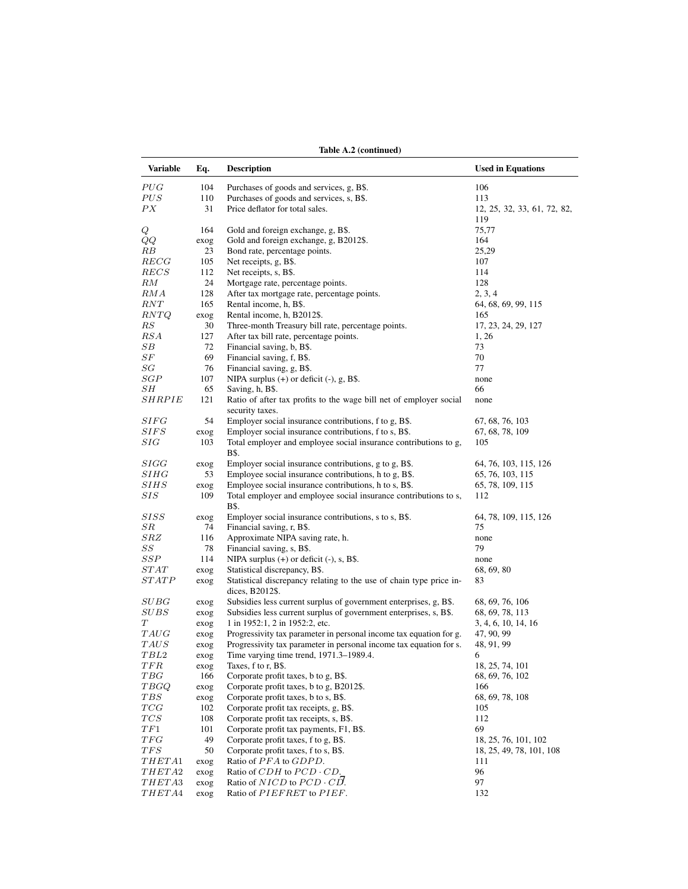**Table A.2 (continued)**

| Variable | Eq. | Description | Used in Equations |
|---|---|---|---|
| $PUG$ | 104 | Purchases of goods and services, g, B$. | 106 |
| $PUS$ | 110 | Purchases of goods and services, s, B$. | 113 |
| $PX$ | 31 | Price deflator for total sales. | 12, 25, 32, 33, 61, 72, 82, 119 |
| $Q$ | 164 | Gold and foreign exchange, g, B$. | 75,77 |
| $QQ$ | exog | Gold and foreign exchange, g, B2012$. | 164 |
| $RB$ | 23 | Bond rate, percentage points. | 25,29 |
| $RECG$ | 105 | Net receipts, g, B$. | 107 |
| $RECS$ | 112 | Net receipts, s, B$. | 114 |
| $RM$ | 24 | Mortgage rate, percentage points. | 128 |
| $RMA$ | 128 | After tax mortgage rate, percentage points. | 2, 3, 4 |
| $RNT$ | 165 | Rental income, h, B$. | 64, 68, 69, 99, 115 |
| $RNTQ$ | exog | Rental income, h, B2012$. | 165 |
| $RS$ | 30 | Three-month Treasury bill rate, percentage points. | 17, 23, 24, 29, 127 |
| $RSA$ | 127 | After tax bill rate, percentage points. | 1, 26 |
| $SB$ | 72 | Financial saving, b, B$. | 73 |
| $SF$ | 69 | Financial saving, f, B$. | 70 |
| $SG$ | 76 | Financial saving, g, B$. | 77 |
| $SGP$ | 107 | NIPA surplus (+) or deficit (-), g, B$. | none |
| $SH$ | 65 | Saving, h, B$. | 66 |
| $SHRPIE$ | 121 | Ratio of after tax profits to the wage bill net of employer social security taxes. | none |
| $SIFG$ | 54 | Employer social insurance contributions, f to g, B$. | 67, 68, 76, 103 |
| $SIFS$ | exog | Employer social insurance contributions, f to s, B$. | 67, 68, 78, 109 |
| $SIG$ | 103 | Total employer and employee social insurance contributions to g, B$. | 105 |
| $SIGG$ | exog | Employer social insurance contributions, g to g, B$. | 64, 76, 103, 115, 126 |
| $SIHG$ | 53 | Employee social insurance contributions, h to g, B$. | 65, 76, 103, 115 |
| $SIHS$ | exog | Employee social insurance contributions, h to s, B$. | 65, 78, 109, 115 |
| $SIS$ | 109 | Total employer and employee social insurance contributions to s, B$. | 112 |
| $SISS$ | exog | Employer social insurance contributions, s to s, B$. | 64, 78, 109, 115, 126 |
| $SR$ | 74 | Financial saving, r, B$. | 75 |
| $SRZ$ | 116 | Approximate NIPA saving rate, h. | none |
| $SS$ | 78 | Financial saving, s, B$. | 79 |
| $SSP$ | 114 | NIPA surplus (+) or deficit (-), s, B$. | none |
| $STAT$ | exog | Statistical discrepancy, B$. | 68, 69, 80 |
| $STATP$ | exog | Statistical discrepancy relating to the use of chain type price indices, B2012$. | 83 |
| $SUBG$ | exog | Subsidies less current surplus of government enterprises, g, B$. | 68, 69, 76, 106 |
| $SUBS$ | exog | Subsidies less current surplus of government enterprises, s, B$. | 68, 69, 78, 113 |
| $T$ | exog | 1 in 1952:1, 2 in 1952:2, etc. | 3, 4, 6, 10, 14, 16 |
| $TAUG$ | exog | Progressivity tax parameter in personal income tax equation for g. | 47, 90, 99 |
| $TAUS$ | exog | Progressivity tax parameter in personal income tax equation for s. | 48, 91, 99 |
| $TBL2$ | exog | Time varying time trend, 1971.3–1989.4. | 6 |
| $TFR$ | exog | Taxes, f to r, B$. | 18, 25, 74, 101 |
| $TBG$ | 166 | Corporate profit taxes, b to g, B$. | 68, 69, 76, 102 |
| $TBGQ$ | exog | Corporate profit taxes, b to g, B2012$. | 166 |
| $TBS$ | exog | Corporate profit taxes, b to s, B$. | 68, 69, 78, 108 |
| $TCG$ | 102 | Corporate profit tax receipts, g, B$. | 105 |
| $TCS$ | 108 | Corporate profit tax receipts, s, B$. | 112 |
| $TF1$ | 101 | Corporate profit tax payments, F1, B$. | 69 |
| $TFG$ | 49 | Corporate profit taxes, f to g, B$. | 18, 25, 76, 101, 102 |
| $TFS$ | 50 | Corporate profit taxes, f to s, B$. | 18, 25, 49, 78, 101, 108 |
| $THETA1$ | exog | Ratio of $PFA$ to $GDPD$. | 111 |
| $THETA2$ | exog | Ratio of $CDH$ to $PCD \cdot CD$. | 96 |
| $THETA3$ | exog | Ratio of $NICD$ to $PCD \cdot CD$. | 97 |
| $THETA4$ | exog | Ratio of $PIEFRET$ to $PIEF$. | 132 |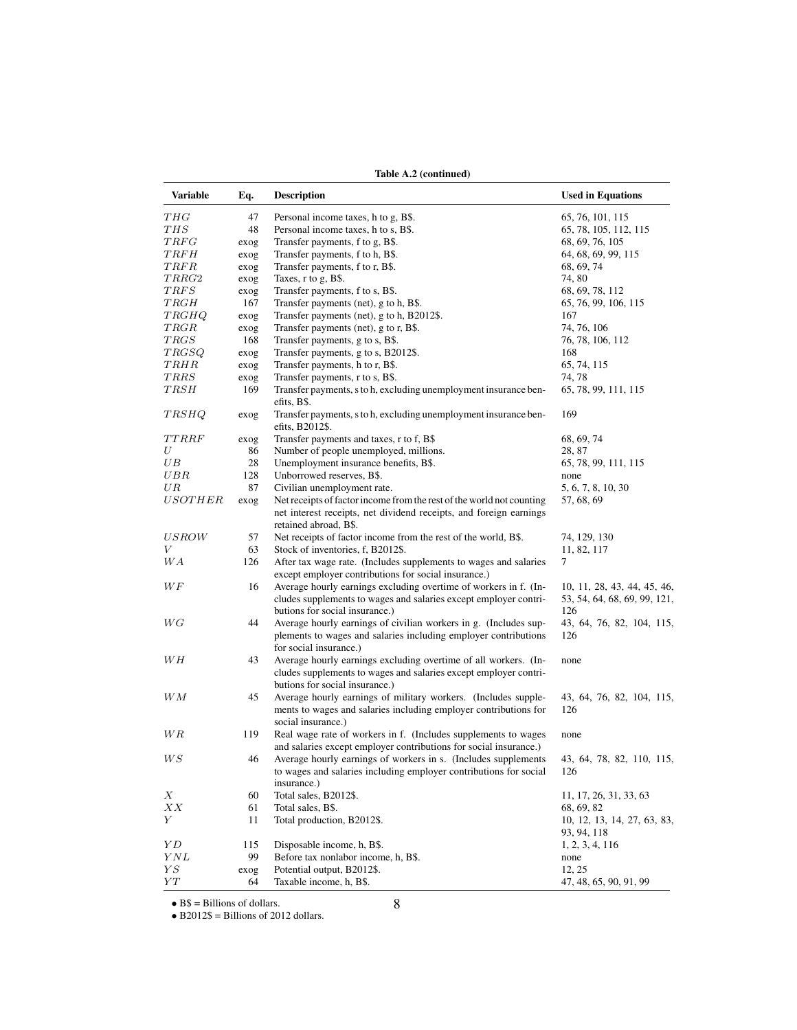**Table A.2 (continued)**

| Variable | Eq. | Description | Used in Equations |
|---|---|---|---|
| $THG$ | 47 | Personal income taxes, h to g, B$. | 65, 76, 101, 115 |
| $THS$ | 48 | Personal income taxes, h to s, B$. | 65, 78, 105, 112, 115 |
| $TRFG$ | exog | Transfer payments, f to g, B$. | 68, 69, 76, 105 |
| $TRFH$ | exog | Transfer payments, f to h, B$. | 64, 68, 69, 99, 115 |
| $TRFR$ | exog | Transfer payments, f to r, B$. | 68, 69, 74 |
| $TRRG2$ | exog | Taxes, r to g, B$. | 74, 80 |
| $TRFS$ | exog | Transfer payments, f to s, B$. | 68, 69, 78, 112 |
| $TRGH$ | 167 | Transfer payments (net), g to h, B$. | 65, 76, 99, 106, 115 |
| $TRGHQ$ | exog | Transfer payments (net), g to h, B2012$. | 167 |
| $TRGR$ | exog | Transfer payments (net), g to r, B$. | 74, 76, 106 |
| $TRGS$ | 168 | Transfer payments, g to s, B$. | 76, 78, 106, 112 |
| $TRGSQ$ | exog | Transfer payments, g to s, B2012$. | 168 |
| $TRHR$ | exog | Transfer payments, h to r, B$. | 65, 74, 115 |
| $TRRS$ | exog | Transfer payments, r to s, B$. | 74, 78 |
| $TRSH$ | 169 | Transfer payments, s to h, excluding unemployment insurance benefits, B$. | 65, 78, 99, 111, 115 |
| $TRSHQ$ | exog | Transfer payments, s to h, excluding unemployment insurance benefits, B2012$. | 169 |
| $TTRRF$ | exog | Transfer payments and taxes, r to f, B$ | 68, 69, 74 |
| $U$ | 86 | Number of people unemployed, millions. | 28, 87 |
| $UB$ | 28 | Unemployment insurance benefits, B$. | 65, 78, 99, 111, 115 |
| $UBR$ | 128 | Unborrowed reserves, B$. | none |
| $UR$ | 87 | Civilian unemployment rate. | 5, 6, 7, 8, 10, 30 |
| $USOTHER$ | exog | Net receipts of factor income from the rest of the world not counting net interest receipts, net dividend receipts, and foreign earnings retained abroad, B$. | 57, 68, 69 |
| $USROW$ | 57 | Net receipts of factor income from the rest of the world, B$. | 74, 129, 130 |
| $V$ | 63 | Stock of inventories, f, B2012$. | 11, 82, 117 |
| $WA$ | 126 | After tax wage rate. (Includes supplements to wages and salaries except employer contributions for social insurance.) | 7 |
| $WF$ | 16 | Average hourly earnings excluding overtime of workers in f. (Includes supplements to wages and salaries except employer contributions for social insurance.) | 10, 11, 28, 43, 44, 45, 46, 53, 54, 64, 68, 69, 99, 121, 126 |
| $WG$ | 44 | Average hourly earnings of civilian workers in g. (Includes supplements to wages and salaries including employer contributions for social insurance.) | 43, 64, 76, 82, 104, 115, 126 |
| $WH$ | 43 | Average hourly earnings excluding overtime of all workers. (Includes supplements to wages and salaries except employer contributions for social insurance.) | none |
| $WM$ | 45 | Average hourly earnings of military workers. (Includes supplements to wages and salaries including employer contributions for social insurance.) | 43, 64, 76, 82, 104, 115, 126 |
| $WR$ | 119 | Real wage rate of workers in f. (Includes supplements to wages and salaries except employer contributions for social insurance.) | none |
| $WS$ | 46 | Average hourly earnings of workers in s. (Includes supplements to wages and salaries including employer contributions for social insurance.) | 43, 64, 78, 82, 110, 115, 126 |
| $X$ | 60 | Total sales, B2012$. | 11, 17, 26, 31, 33, 63 |
| $XX$ | 61 | Total sales, B$. | 68, 69, 82 |
| $Y$ | 11 | Total production, B2012$. | 10, 12, 13, 14, 27, 63, 83, 93, 94, 118 |
| $YD$ | 115 | Disposable income, h, B$. | 1, 2, 3, 4, 116 |
| $YNL$ | 99 | Before tax nonlabor income, h, B$. | none |
| $YS$ | exog | Potential output, B2012$. | 12, 25 |
| $YT$ | 64 | Taxable income, h, B$. | 47, 48, 65, 90, 91, 99 |

- B$ = Billions of dollars.
- B2012$ = Billions of 2012 dollars.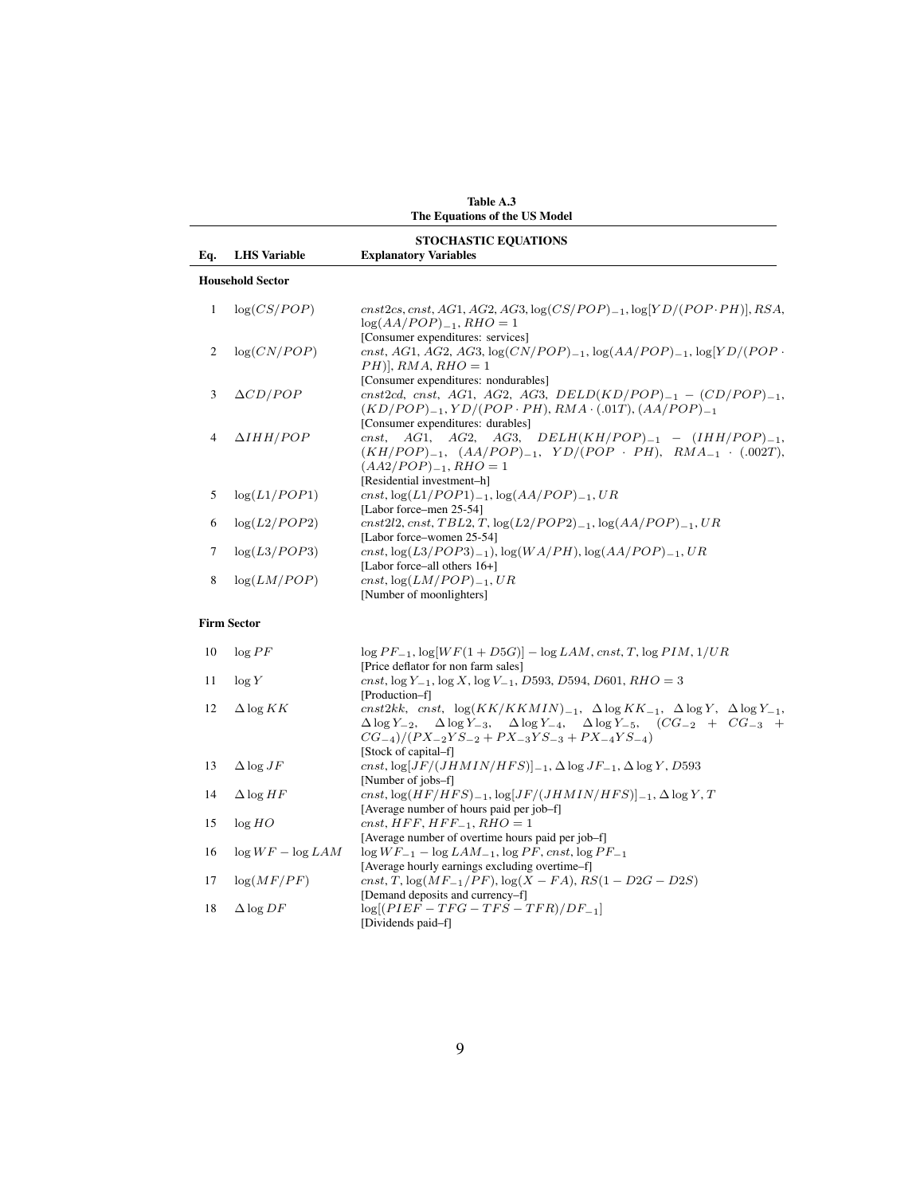**Table A.3**
**The Equations of the US Model**

**STOCHASTIC EQUATIONS**

| Eq. | LHS Variable | Explanatory Variables |
|---|---|---|
| **Household Sector** | | |
| 1 | $\log(CS/POP)$ | $cnst2cs$, $cnst$, $AG1$, $AG2$, $AG3$, $\log(CS/POP)_{-1}$, $\log[YD/(POP \cdot PH)]$, $RSA$, $\log(AA/POP)_{-1}$, $RHO = 1$ [Consumer expenditures: services] |
| 2 | $\log(CN/POP)$ | $cnst$, $AG1$, $AG2$, $AG3$, $\log(CN/POP)_{-1}$, $\log(AA/POP)_{-1}$, $\log[YD/(POP \cdot PH)]$, $RMA$, $RHO = 1$ [Consumer expenditures: nondurables] |
| 3 | $\Delta CD/POP$ | $cnst2cd$, $cnst$, $AG1$, $AG2$, $AG3$, $DELD(KD/POP)_{-1} - (CD/POP)_{-1}$, $(KD/POP)_{-1}$, $YD/(POP \cdot PH)$, $RMA \cdot (.01T)$, $(AA/POP)_{-1}$ [Consumer expenditures: durables] |
| 4 | $\Delta IHH/POP$ | $cnst$, $AG1$, $AG2$, $AG3$, $DELH(KH/POP)_{-1} - (IHH/POP)_{-1}$, $(KH/POP)_{-1}$, $(AA/POP)_{-1}$, $YD/(POP \cdot PH)$, $RMA_{-1} \cdot (.002T)$, $(AA2/POP)_{-1}$, $RHO = 1$ [Residential investment–h] |
| 5 | $\log(L1/POP1)$ | $cnst$, $\log(L1/POP1)_{-1}$, $\log(AA/POP)_{-1}$, $UR$ [Labor force–men 25-54] |
| 6 | $\log(L2/POP2)$ | $cnst2l2$, $cnst$, $TBL2$, $T$, $\log(L2/POP2)_{-1}$, $\log(AA/POP)_{-1}$, $UR$ [Labor force–women 25-54] |
| 7 | $\log(L3/POP3)$ | $cnst$, $\log(L3/POP3)_{-1})$, $\log(WA/PH)$, $\log(AA/POP)_{-1}$, $UR$ [Labor force–all others 16+] |
| 8 | $\log(LM/POP)$ | $cnst$, $\log(LM/POP)_{-1}$, $UR$ [Number of moonlighters] |
| **Firm Sector** | | |
| 10 | $\log PF$ | $\log PF_{-1}$, $\log[WF(1 + D5G)] - \log LAM$, $cnst$, $T$, $\log PIM$, $1/UR$ [Price deflator for non farm sales] |
| 11 | $\log Y$ | $cnst$, $\log Y_{-1}$, $\log X$, $\log V_{-1}$, $D593$, $D594$, $D601$, $RHO = 3$ [Production–f] |
| 12 | $\Delta \log KK$ | $cnst2kk$, $cnst$, $\log(KK/KKMIN)_{-1}$, $\Delta \log KK_{-1}$, $\Delta \log Y$, $\Delta \log Y_{-1}$, $\Delta \log Y_{-2}$, $\Delta \log Y_{-3}$, $\Delta \log Y_{-4}$, $\Delta \log Y_{-5}$, $(CG_{-2} + CG_{-3} + CG_{-4})/(PX_{-2}YS_{-2} + PX_{-3}YS_{-3} + PX_{-4}YS_{-4})$ [Stock of capital–f] |
| 13 | $\Delta \log JF$ | $cnst$, $\log[JF/(JHMIN/HFS)]_{-1}$, $\Delta \log JF_{-1}$, $\Delta \log Y$, $D593$ [Number of jobs–f] |
| 14 | $\Delta \log HF$ | $cnst$, $\log(HF/HFS)_{-1}$, $\log[JF/(JHMIN/HFS)]_{-1}$, $\Delta \log Y$, $T$ [Average number of hours paid per job–f] |
| 15 | $\log HO$ | $cnst$, $HFF$, $HFF_{-1}$, $RHO = 1$ [Average number of overtime hours paid per job–f] |
| 16 | $\log WF - \log LAM$ | $\log WF_{-1} - \log LAM_{-1}$, $\log PF$, $cnst$, $\log PF_{-1}$ [Average hourly earnings excluding overtime–f] |
| 17 | $\log(MF/PF)$ | $cnst$, $T$, $\log(MF_{-1}/PF)$, $\log(X - FA)$, $RS(1 - D2G - D2S)$ [Demand deposits and currency–f] |
| 18 | $\Delta \log DF$ | $\log[(PIEF - TFG - TFS - TFR)/DF_{-1}]$ [Dividends paid–f] |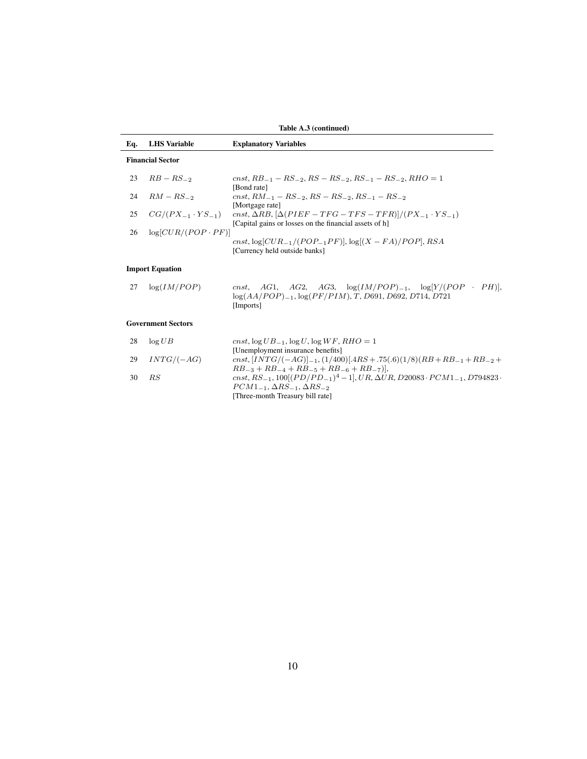**Table A.3 (continued)**

| Eq. | LHS Variable | Explanatory Variables |
|---|---|---|
| **Financial Sector** | | |
| 23 | $RB - RS_{-2}$ | $cnst$, $RB_{-1} - RS_{-2}$, $RS - RS_{-2}$, $RS_{-1} - RS_{-2}$, $RHO = 1$ [Bond rate] |
| 24 | $RM - RS_{-2}$ | $cnst$, $RM_{-1} - RS_{-2}$, $RS - RS_{-2}$, $RS_{-1} - RS_{-2}$ [Mortgage rate] |
| 25 | $CG/(PX_{-1} \cdot YS_{-1})$ | $cnst$, $\Delta RB$, $[\Delta(PIEF - TFG - TFS - TFR)]/(PX_{-1} \cdot YS_{-1})$ [Capital gains or losses on the financial assets of h] |
| 26 | $\log[CUR/(POP \cdot PF)]$ | $cnst$, $\log[CUR_{-1}/(POP_{-1}PF)]$, $\log[(X - FA)/POP]$, $RSA$ [Currency held outside banks] |
| **Import Equation** | | |
| 27 | $\log(IM/POP)$ | $cnst$, $AG1$, $AG2$, $AG3$, $\log(IM/POP)_{-1}$, $\log[Y/(POP \cdot PH)]$, $\log(AA/POP)_{-1}$, $\log(PF/PIM)$, $T$, $D691$, $D692$, $D714$, $D721$ [Imports] |
| **Government Sectors** | | |
| 28 | $\log UB$ | $cnst$, $\log UB_{-1}$, $\log U$, $\log WF$, $RHO = 1$ [Unemployment insurance benefits] |
| 29 | $INTG/(-AG)$ | $cnst$, $[INTG/(-AG)]_{-1}$, $(1/400)[.4RS + .75(.6)(1/8)(RB + RB_{-1} + RB_{-2} + RB_{-3} + RB_{-4} + RB_{-5} + RB_{-6} + RB_{-7})]$, |
| 30 | $RS$ | $cnst$, $RS_{-1}$, $100[(PD/PD_{-1})^4 - 1]$, $UR$, $\Delta UR$, $D20083 \cdot PCM1_{-1}$, $D794823 \cdot PCM1_{-1}$, $\Delta RS_{-1}$, $\Delta RS_{-2}$ [Three-month Treasury bill rate] |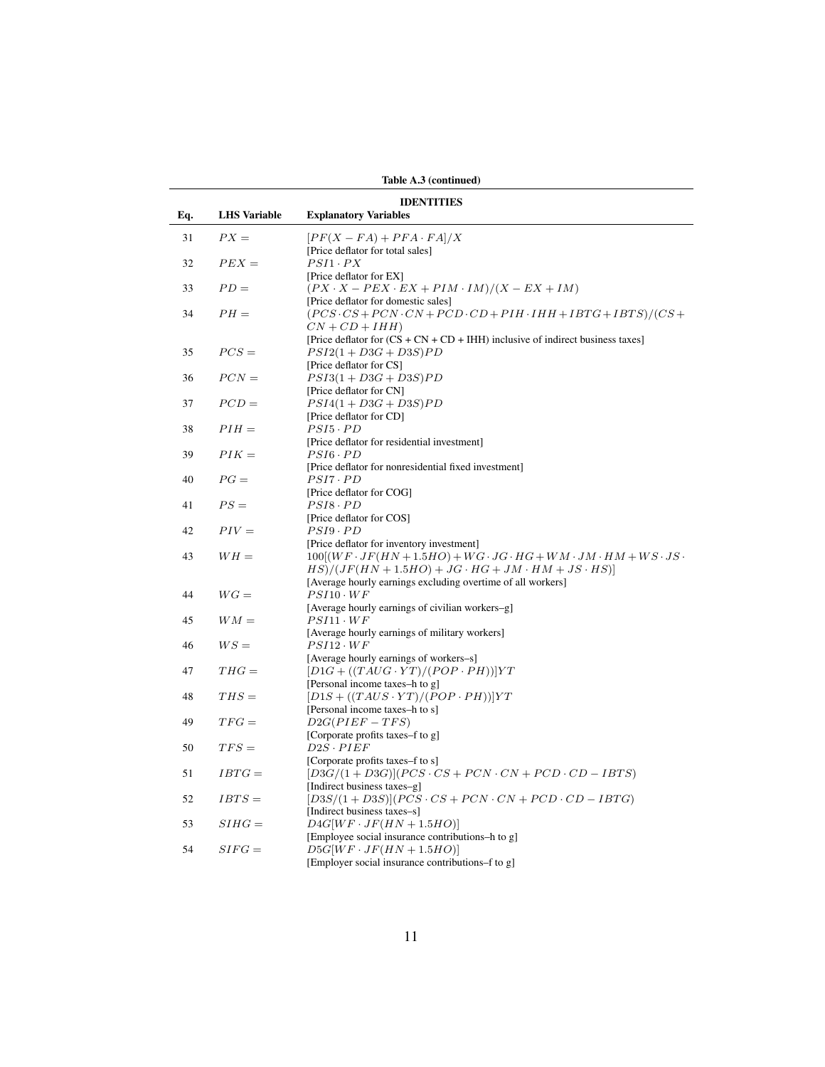**Table A.3 (continued)**

| Eq. | LHS Variable | Explanatory Variables |
|---|---|---|
| | | **IDENTITIES** |
| 31 | $PX =$ | $[PF(X - FA) + PFA \cdot FA]/X$ <br> [Price deflator for total sales] |
| 32 | $PEX =$ | $PSI1 \cdot PX$ <br> [Price deflator for EX] |
| 33 | $PD =$ | $(PX \cdot X - PEX \cdot EX + PIM \cdot IM)/(X - EX + IM)$ <br> [Price deflator for domestic sales] |
| 34 | $PH =$ | $(PCS \cdot CS + PCN \cdot CN + PCD \cdot CD + PIH \cdot IHH + IBTG + IBTS)/(CS + CN + CD + IHH)$ <br> [Price deflator for (CS + CN + CD + IHH) inclusive of indirect business taxes] |
| 35 | $PCS =$ | $PSI2(1 + D3G + D3S)PD$ <br> [Price deflator for CS] |
| 36 | $PCN =$ | $PSI3(1 + D3G + D3S)PD$ <br> [Price deflator for CN] |
| 37 | $PCD =$ | $PSI4(1 + D3G + D3S)PD$ <br> [Price deflator for CD] |
| 38 | $PIH =$ | $PSI5 \cdot PD$ <br> [Price deflator for residential investment] |
| 39 | $PIK =$ | $PSI6 \cdot PD$ <br> [Price deflator for nonresidential fixed investment] |
| 40 | $PG =$ | $PSI7 \cdot PD$ <br> [Price deflator for COG] |
| 41 | $PS =$ | $PSI8 \cdot PD$ <br> [Price deflator for COS] |
| 42 | $PIV =$ | $PSI9 \cdot PD$ <br> [Price deflator for inventory investment] |
| 43 | $WH =$ | $100[(WF \cdot JF(HN + 1.5HO) + WG \cdot JG \cdot HG + WM \cdot JM \cdot HM + WS \cdot JS \cdot HS)/(JF(HN + 1.5HO) + JG \cdot HG + JM \cdot HM + JS \cdot HS)]$ <br> [Average hourly earnings excluding overtime of all workers] |
| 44 | $WG =$ | $PSI10 \cdot WF$ <br> [Average hourly earnings of civilian workers–g] |
| 45 | $WM =$ | $PSI11 \cdot WF$ <br> [Average hourly earnings of military workers] |
| 46 | $WS =$ | $PSI12 \cdot WF$ <br> [Average hourly earnings of workers–s] |
| 47 | $THG =$ | $[D1G + ((TAUG \cdot YT)/(POP \cdot PH))]YT$ <br> [Personal income taxes–h to g] |
| 48 | $THS =$ | $[D1S + ((TAUS \cdot YT)/(POP \cdot PH))]YT$ <br> [Personal income taxes–h to s] |
| 49 | $TFG =$ | $D2G(PIEF - TFS)$ <br> [Corporate profits taxes–f to g] |
| 50 | $TFS =$ | $D2S \cdot PIEF$ <br> [Corporate profits taxes–f to s] |
| 51 | $IBTG =$ | $[D3G/(1 + D3G)](PCS \cdot CS + PCN \cdot CN + PCD \cdot CD - IBTS)$ <br> [Indirect business taxes–g] |
| 52 | $IBTS =$ | $[D3S/(1 + D3S)](PCS \cdot CS + PCN \cdot CN + PCD \cdot CD - IBTG)$ <br> [Indirect business taxes–s] |
| 53 | $SIHG =$ | $D4G[WF \cdot JF(HN + 1.5HO)]$ <br> [Employee social insurance contributions–h to g] |
| 54 | $SIFG =$ | $D5G[WF \cdot JF(HN + 1.5HO)]$ <br> [Employer social insurance contributions–f to g] |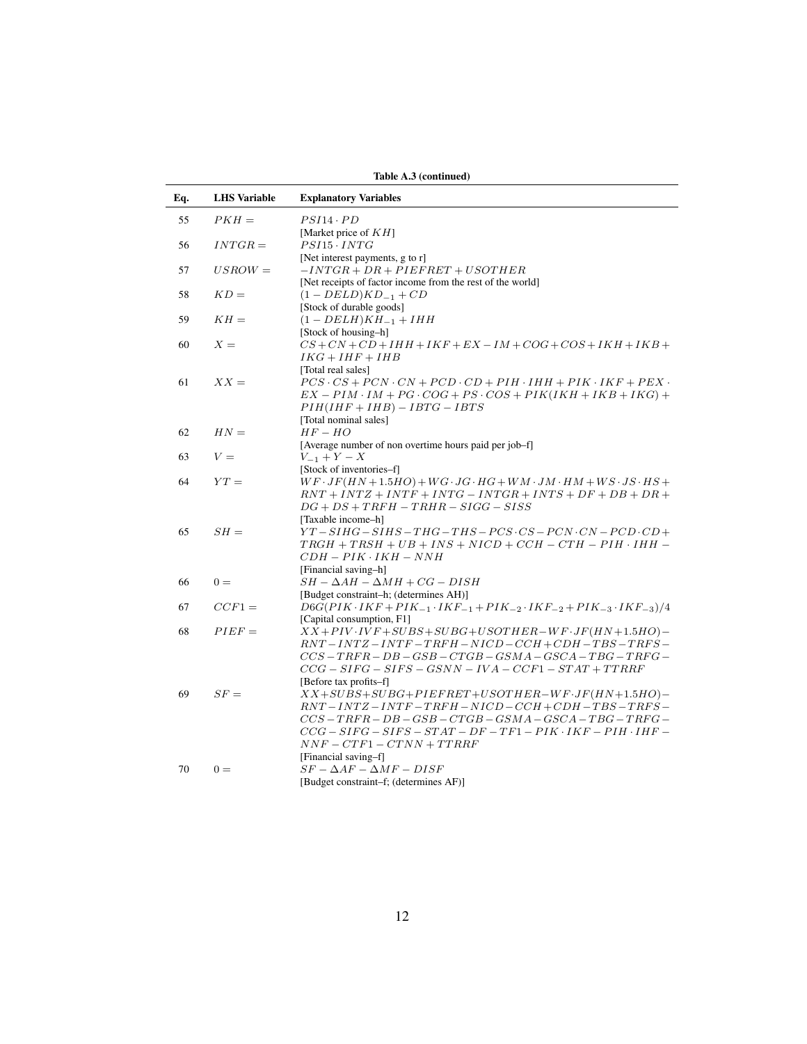**Table A.3 (continued)**

| Eq. | LHS Variable | Explanatory Variables |
|---|---|---|
| 55 | $PKH =$ | $PSI14 \cdot PD$ <br> [Market price of $KH$] |
| 56 | $INTGR =$ | $PSI15 \cdot INTG$ <br> [Net interest payments, g to r] |
| 57 | $USROW =$ | $-INTGR + DR + PIEFRET + USOTHER$ <br> [Net receipts of factor income from the rest of the world] |
| 58 | $KD =$ | $(1 - DELD)KD_{-1} + CD$ <br> [Stock of durable goods] |
| 59 | $KH =$ | $(1 - DELH)KH_{-1} + IHH$ <br> [Stock of housing–h] |
| 60 | $X =$ | $CS + CN + CD + IHH + IKF + EX - IM + COG + COS + IKH + IKB + IKG + IHF + IHB$ <br> [Total real sales] |
| 61 | $XX =$ | $PCS \cdot CS + PCN \cdot CN + PCD \cdot CD + PIH \cdot IHH + PIK \cdot IKF + PEX \cdot EX - PIM \cdot IM + PG \cdot COG + PS \cdot COS + PIK(IKH + IKB + IKG) + PIH(IHF + IHB) - IBTG - IBTS$ <br> [Total nominal sales] |
| 62 | $HN =$ | $HF - HO$ <br> [Average number of non overtime hours paid per job–f] |
| 63 | $V =$ | $V_{-1} + Y - X$ <br> [Stock of inventories–f] |
| 64 | $YT =$ | $WF \cdot JF(HN + 1.5HO) + WG \cdot JG \cdot HG + WM \cdot JM \cdot HM + WS \cdot JS \cdot HS + RNT + INTZ + INTF + INTG - INTGR + INTS + DF + DB + DR + DG + DS + TRFH - TRHR - SIGG - SISS$ <br> [Taxable income–h] |
| 65 | $SH =$ | $YT - SIHG - SIHS - THG - THS - PCS \cdot CS - PCN \cdot CN - PCD \cdot CD + TRGH + TRSH + UB + INS + NICD + CCH - CTH - PIH \cdot IHH - CDH - PIK \cdot IKH - NNH$ <br> [Financial saving–h] |
| 66 | $0 =$ | $SH - \Delta AH - \Delta MH + CG - DISH$ <br> [Budget constraint–h; (determines AH)] |
| 67 | $CCF1 =$ | $D6G(PIK \cdot IKF + PIK_{-1} \cdot IKF_{-1} + PIK_{-2} \cdot IKF_{-2} + PIK_{-3} \cdot IKF_{-3})/4$ <br> [Capital consumption, F1] |
| 68 | $PIEF =$ | $XX + PIV \cdot IVF + SUBS + SUBG + USOTHER - WF \cdot JF(HN + 1.5HO) - RNT - INTZ - INTF - TRFH - NICD - CCH + CDH - TBS - TRFS - CCS - TRFR - DB - GSB - CTGB - GSMA - GSCA - TBG - TRFG - CCG - SIFG - SIFS - GSNN - IVA - CCF1 - STAT + TTRRF$ <br> [Before tax profits–f] |
| 69 | $SF =$ | $XX + SUBS + SUBG + PIEFRET + USOTHER - WF \cdot JF(HN + 1.5HO) - RNT - INTZ - INTF - TRFH - NICD - CCH + CDH - TBS - TRFS - CCS - TRFR - DB - GSB - CTGB - GSMA - GSCA - TBG - TRFG - CCG - SIFG - SIFS - STAT - DF - TF1 - PIK \cdot IKF - PIH \cdot IHF - NNF - CTF1 - CTNN + TTRRF$ <br> [Financial saving–f] |
| 70 | $0 =$ | $SF - \Delta AF - \Delta MF - DISF$ <br> [Budget constraint–f; (determines AF)] |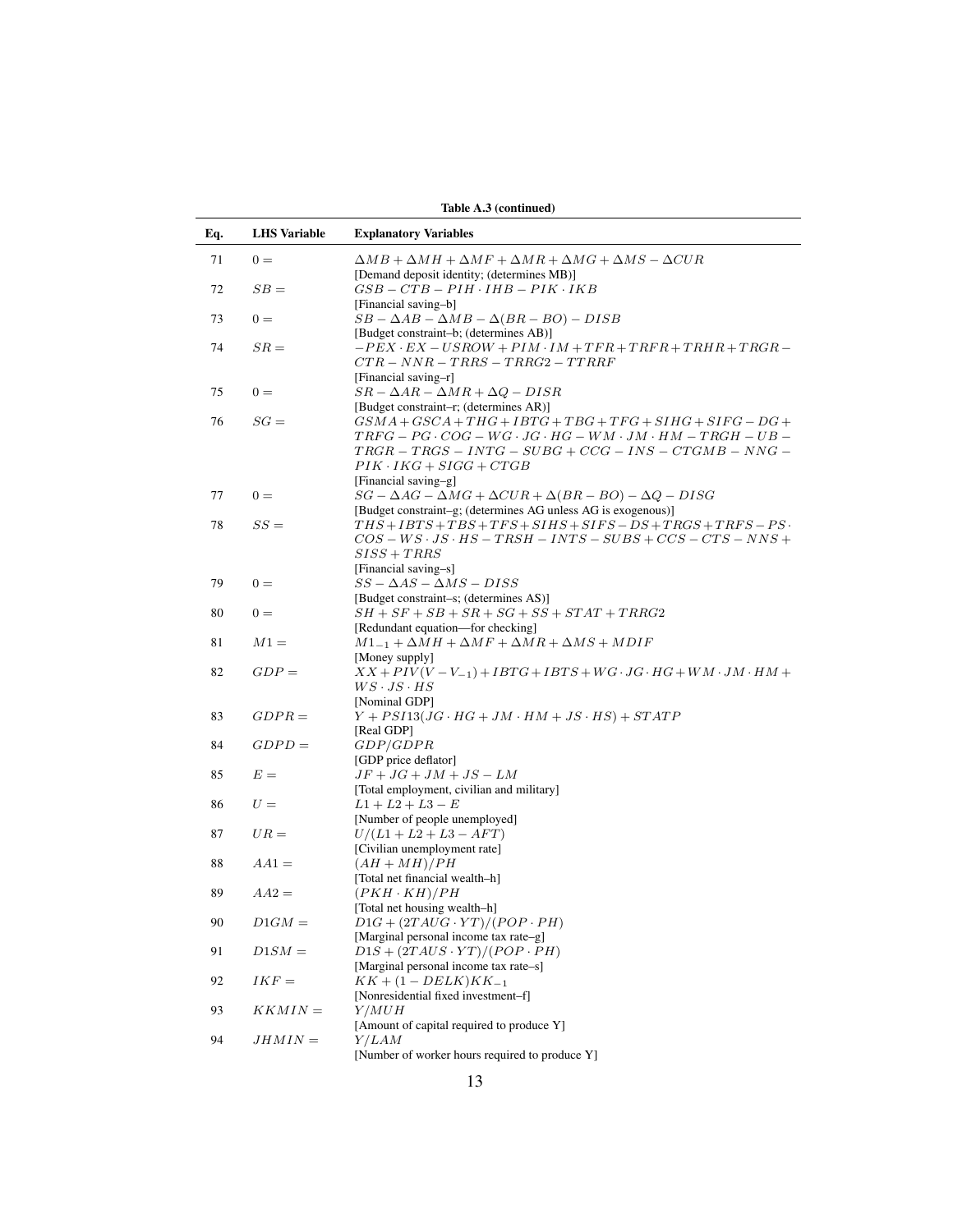**Table A.3 (continued)**

| Eq. | LHS Variable | Explanatory Variables |
|---|---|---|
| 71 | $0 =$ | $\Delta MB + \Delta MH + \Delta MF + \Delta MR + \Delta MG + \Delta MS - \Delta CUR$ <br> [Demand deposit identity; (determines MB)] |
| 72 | $SB =$ | $GSB - CTB - PIH \cdot IHB - PIK \cdot IKB$ <br> [Financial saving–b] |
| 73 | $0 =$ | $SB - \Delta AB - \Delta MB - \Delta(BR - BO) - DISB$ <br> [Budget constraint–b; (determines AB)] |
| 74 | $SR =$ | $-PEX \cdot EX - USROW + PIM \cdot IM + TFR + TRFR + TRHR + TRGR - CTR - NNR - TRRS - TRRG2 - TTRRF$ <br> [Financial saving–r] |
| 75 | $0 =$ | $SR - \Delta AR - \Delta MR + \Delta Q - DISR$ <br> [Budget constraint–r; (determines AR)] |
| 76 | $SG =$ | $GSMA + GSCA + THG + IBTG + TBG + TFG + SIHG + SIFG - DG + TRFG - PG \cdot COG - WG \cdot JG \cdot HG - WM \cdot JM \cdot HM - TRGH - UB - TRGR - TRGS - INTG - SUBG + CCG - INS - CTGMB - NNG - PIK \cdot IKG + SIGG + CTGB$ <br> [Financial saving–g] |
| 77 | $0 =$ | $SG - \Delta AG - \Delta MG + \Delta CUR + \Delta(BR - BO) - \Delta Q - DISG$ <br> [Budget constraint–g; (determines AG unless AG is exogenous)] |
| 78 | $SS =$ | $THS + IBTS + TBS + TFS + SIHS + SIFS - DS + TRGS + TRFS - PS \cdot COS - WS \cdot JS \cdot HS - TRSH - INTS - SUBS + CCS - CTS - NNS + SISS + TRRS$ <br> [Financial saving–s] |
| 79 | $0 =$ | $SS - \Delta AS - \Delta MS - DISS$ <br> [Budget constraint–s; (determines AS)] |
| 80 | $0 =$ | $SH + SF + SB + SR + SG + SS + STAT + TRRG2$ <br> [Redundant equation—for checking] |
| 81 | $M1 =$ | $M1_{-1} + \Delta MH + \Delta MF + \Delta MR + \Delta MS + MDIF$ <br> [Money supply] |
| 82 | $GDP =$ | $XX + PIV(V - V_{-1}) + IBTG + IBTS + WG \cdot JG \cdot HG + WM \cdot JM \cdot HM + WS \cdot JS \cdot HS$ <br> [Nominal GDP] |
| 83 | $GDPR =$ | $Y + PSI13(JG \cdot HG + JM \cdot HM + JS \cdot HS) + STATP$ <br> [Real GDP] |
| 84 | $GDPD =$ | $GDP/GDPR$ <br> [GDP price deflator] |
| 85 | $E =$ | $JF + JG + JM + JS - LM$ <br> [Total employment, civilian and military] |
| 86 | $U =$ | $L1 + L2 + L3 - E$ <br> [Number of people unemployed] |
| 87 | $UR =$ | $U/(L1 + L2 + L3 - AFT)$ <br> [Civilian unemployment rate] |
| 88 | $AA1 =$ | $(AH + MH)/PH$ <br> [Total net financial wealth–h] |
| 89 | $AA2 =$ | $(PKH \cdot KH)/PH$ <br> [Total net housing wealth–h] |
| 90 | $D1GM =$ | $D1G + (2TAUG \cdot YT)/(POP \cdot PH)$ <br> [Marginal personal income tax rate–g] |
| 91 | $D1SM =$ | $D1S + (2TAUS \cdot YT)/(POP \cdot PH)$ <br> [Marginal personal income tax rate–s] |
| 92 | $IKF =$ | $KK + (1 - DELK)KK_{-1}$ <br> [Nonresidential fixed investment–f] |
| 93 | $KKMIN =$ | $Y/MUH$ <br> [Amount of capital required to produce Y] |
| 94 | $JHMIN =$ | $Y/LAM$ <br> [Number of worker hours required to produce Y] |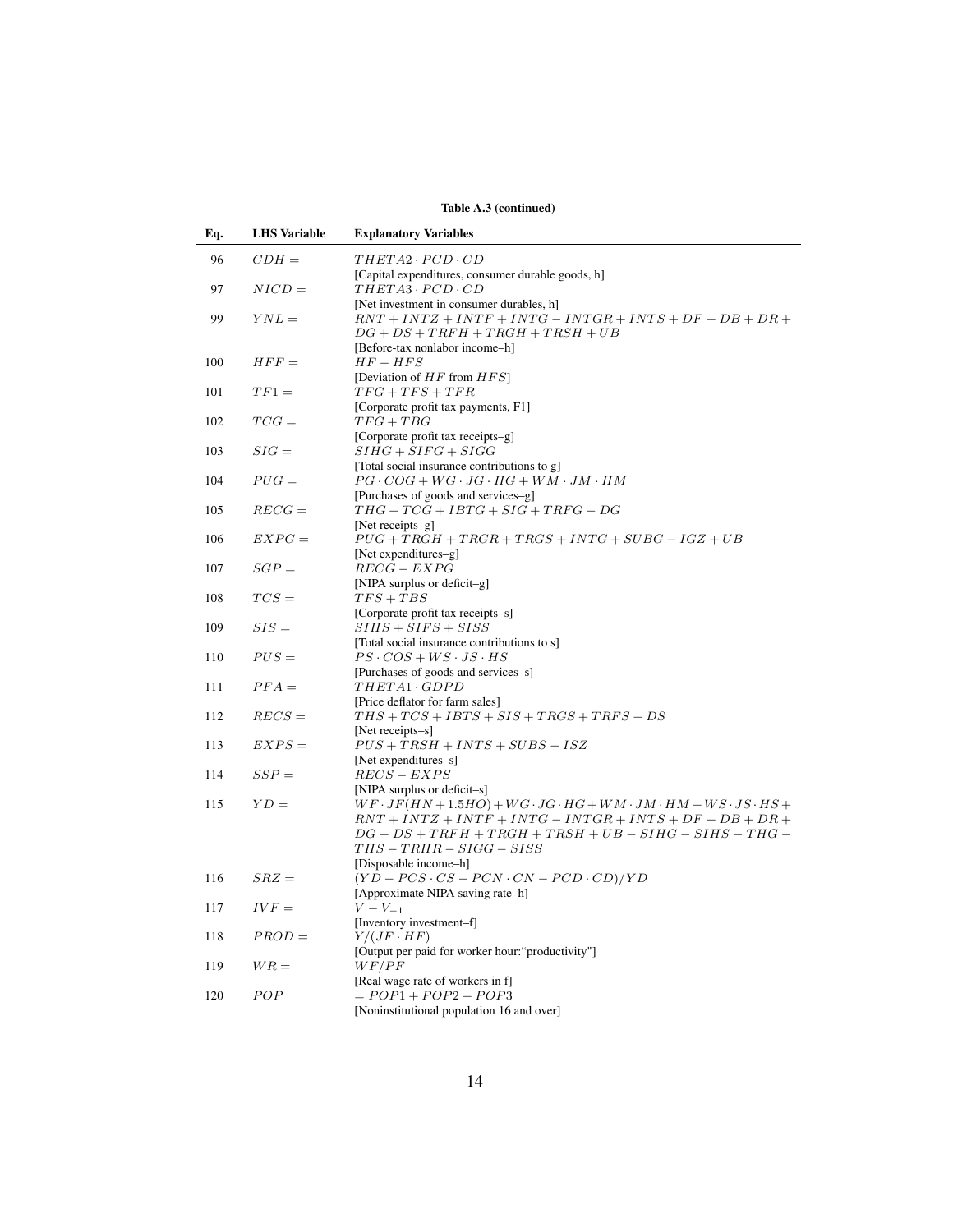**Table A.3 (continued)**

| Eq. | LHS Variable | Explanatory Variables |
|---|---|---|
| 96 | $CDH =$ | $THETA2 \cdot PCD \cdot CD$ <br> [Capital expenditures, consumer durable goods, h] |
| 97 | $NICD =$ | $THETA3 \cdot PCD \cdot CD$ <br> [Net investment in consumer durables, h] |
| 99 | $YNL =$ | $RNT + INTZ + INTF + INTG - INTGR + INTS + DF + DB + DR + DG + DS + TRFH + TRGH + TRSH + UB$ <br> [Before-tax nonlabor income–h] |
| 100 | $HFF =$ | $HF - HFS$ <br> [Deviation of $HF$ from $HFS$] |
| 101 | $TF1 =$ | $TFG + TFS + TFR$ <br> [Corporate profit tax payments, F1] |
| 102 | $TCG =$ | $TFG + TBG$ <br> [Corporate profit tax receipts–g] |
| 103 | $SIG =$ | $SIHG + SIFG + SIGG$ <br> [Total social insurance contributions to g] |
| 104 | $PUG =$ | $PG \cdot COG + WG \cdot JG \cdot HG + WM \cdot JM \cdot HM$ <br> [Purchases of goods and services–g] |
| 105 | $RECG =$ | $THG + TCG + IBTG + SIG + TRFG - DG$ <br> [Net receipts–g] |
| 106 | $EXPG =$ | $PUG + TRGH + TRGR + TRGS + INTG + SUBG - IGZ + UB$ <br> [Net expenditures–g] |
| 107 | $SGP =$ | $RECG - EXPG$ <br> [NIPA surplus or deficit–g] |
| 108 | $TCS =$ | $TFS + TBS$ <br> [Corporate profit tax receipts–s] |
| 109 | $SIS =$ | $SIHS + SIFS + SISS$ <br> [Total social insurance contributions to s] |
| 110 | $PUS =$ | $PS \cdot COS + WS \cdot JS \cdot HS$ <br> [Purchases of goods and services–s] |
| 111 | $PFA =$ | $THETA1 \cdot GDPD$ <br> [Price deflator for farm sales] |
| 112 | $RECS =$ | $THS + TCS + IBTS + SIS + TRGS + TRFS - DS$ <br> [Net receipts–s] |
| 113 | $EXPS =$ | $PUS + TRSH + INTS + SUBS - ISZ$ <br> [Net expenditures–s] |
| 114 | $SSP =$ | $RECS - EXPS$ <br> [NIPA surplus or deficit–s] |
| 115 | $YD =$ | $WF \cdot JF(HN + 1.5HO) + WG \cdot JG \cdot HG + WM \cdot JM \cdot HM + WS \cdot JS \cdot HS + RNT + INTZ + INTF + INTG - INTGR + INTS + DF + DB + DR + DG + DS + TRFH + TRGH + TRSH + UB - SIHG - SIHS - THG - THS - TRHR - SIGG - SISS$ <br> [Disposable income–h] |
| 116 | $SRZ =$ | $(YD - PCS \cdot CS - PCN \cdot CN - PCD \cdot CD)/YD$ <br> [Approximate NIPA saving rate–h] |
| 117 | $IVF =$ | $V - V_{-1}$ <br> [Inventory investment–f] |
| 118 | $PROD =$ | $Y/(JF \cdot HF)$ <br> [Output per paid for worker hour:"productivity"] |
| 119 | $WR =$ | $WF/PF$ <br> [Real wage rate of workers in f] |
| 120 | $POP$ | $= POP1 + POP2 + POP3$ <br> [Noninstitutional population 16 and over] |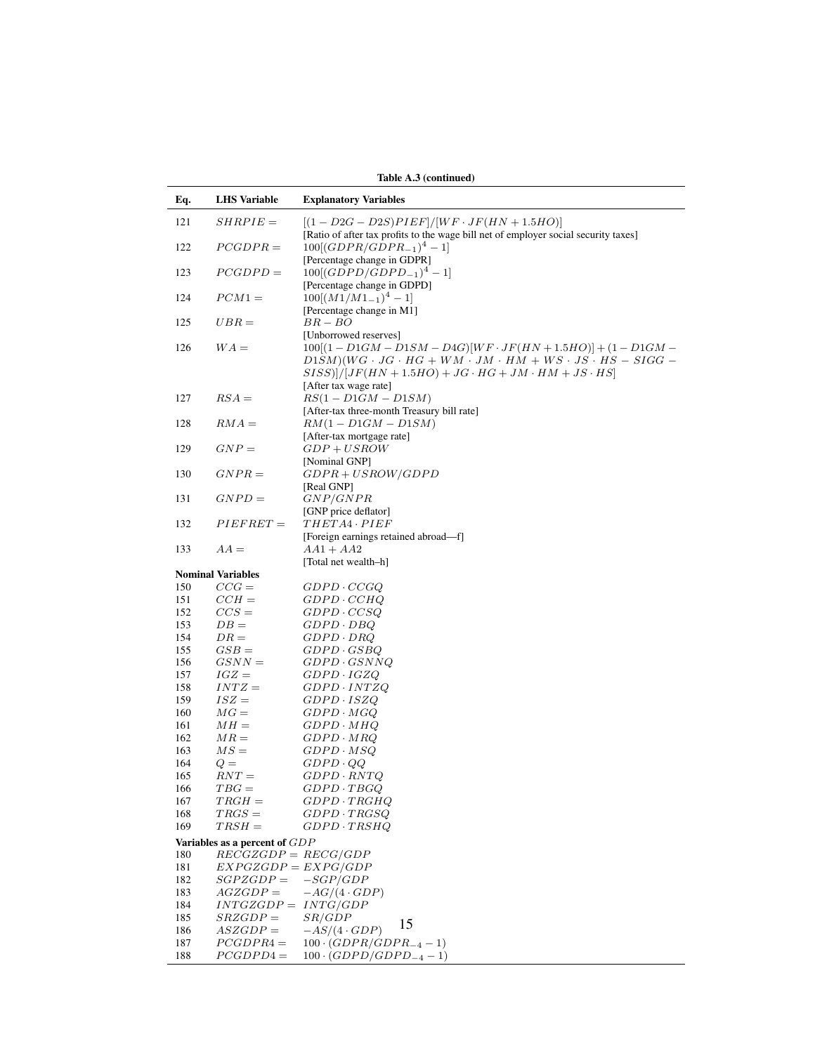**Table A.3 (continued)**

| Eq. | LHS Variable | Explanatory Variables |
|---|---|---|
| 121 | $SHRPIE =$ | $[(1 - D2G - D2S)PIEF]/[WF \cdot JF(HN + 1.5HO)]$ <br> [Ratio of after tax profits to the wage bill net of employer social security taxes] |
| 122 | $PCGDPR =$ | $100[(GDPR/GDPR_{-1})^4 - 1]$ <br> [Percentage change in GDPR] |
| 123 | $PCGDPD =$ | $100[(GDPD/GDPD_{-1})^4 - 1]$ <br> [Percentage change in GDPD] |
| 124 | $PCM1 =$ | $100[(M1/M1_{-1})^4 - 1]$ <br> [Percentage change in M1] |
| 125 | $UBR =$ | $BR - BO$ <br> [Unborrowed reserves] |
| 126 | $WA =$ | $100[(1 - D1GM - D1SM - D4G)[WF \cdot JF(HN + 1.5HO)] + (1 - D1GM - D1SM)(WG \cdot JG \cdot HG + WM \cdot JM \cdot HM + WS \cdot JS \cdot HS - SIGG - SISS)]/[JF(HN + 1.5HO) + JG \cdot HG + JM \cdot HM + JS \cdot HS]$ <br> [After tax wage rate] |
| 127 | $RSA =$ | $RS(1 - D1GM - D1SM)$ <br> [After-tax three-month Treasury bill rate] |
| 128 | $RMA =$ | $RM(1 - D1GM - D1SM)$ <br> [After-tax mortgage rate] |
| 129 | $GNP =$ | $GDP + USROW$ <br> [Nominal GNP] |
| 130 | $GNPR =$ | $GDPR + USROW/GDPD$ <br> [Real GNP] |
| 131 | $GNPD =$ | $GNP/GNPR$ <br> [GNP price deflator] |
| 132 | $PIEFRET =$ | $THETA4 \cdot PIEF$ <br> [Foreign earnings retained abroad—f] |
| 133 | $AA =$ | $AA1 + AA2$ <br> [Total net wealth–h] |
| **Nominal Variables** | | |
| 150 | $CCG =$ | $GDPD \cdot CCGQ$ |
| 151 | $CCH =$ | $GDPD \cdot CCHQ$ |
| 152 | $CCS =$ | $GDPD \cdot CCSQ$ |
| 153 | $DB =$ | $GDPD \cdot DBQ$ |
| 154 | $DR =$ | $GDPD \cdot DRQ$ |
| 155 | $GSB =$ | $GDPD \cdot GSBQ$ |
| 156 | $GSNN =$ | $GDPD \cdot GSNNQ$ |
| 157 | $IGZ =$ | $GDPD \cdot IGZQ$ |
| 158 | $INTZ =$ | $GDPD \cdot INTZQ$ |
| 159 | $ISZ =$ | $GDPD \cdot ISZQ$ |
| 160 | $MG =$ | $GDPD \cdot MGQ$ |
| 161 | $MH =$ | $GDPD \cdot MHQ$ |
| 162 | $MR =$ | $GDPD \cdot MRQ$ |
| 163 | $MS =$ | $GDPD \cdot MSQ$ |
| 164 | $Q =$ | $GDPD \cdot QQ$ |
| 165 | $RNT =$ | $GDPD \cdot RNTQ$ |
| 166 | $TBG =$ | $GDPD \cdot TBGQ$ |
| 167 | $TRGH =$ | $GDPD \cdot TRGHQ$ |
| 168 | $TRGS =$ | $GDPD \cdot TRGSQ$ |
| 169 | $TRSH =$ | $GDPD \cdot TRSHQ$ |
| **Variables as a percent of $GDP$** | | |
| 180 | $RECGZGDP =$ | $RECG/GDP$ |
| 181 | $EXPGZGDP =$ | $EXPG/GDP$ |
| 182 | $SGPZGDP =$ | $-SGP/GDP$ |
| 183 | $AGZGDP =$ | $-AG/(4 \cdot GDP)$ |
| 184 | $INTGZGDP =$ | $INTG/GDP$ |
| 185 | $SRZGDP =$ | $SR/GDP$ |
| 186 | $ASZGDP =$ | $-AS/(4 \cdot GDP)$ |
| 187 | $PCGDPR4 =$ | $100 \cdot (GDPR/GDPR_{-4} - 1)$ |
| 188 | $PCGDPD4 =$ | $100 \cdot (GDPD/GDPD_{-4} - 1)$ |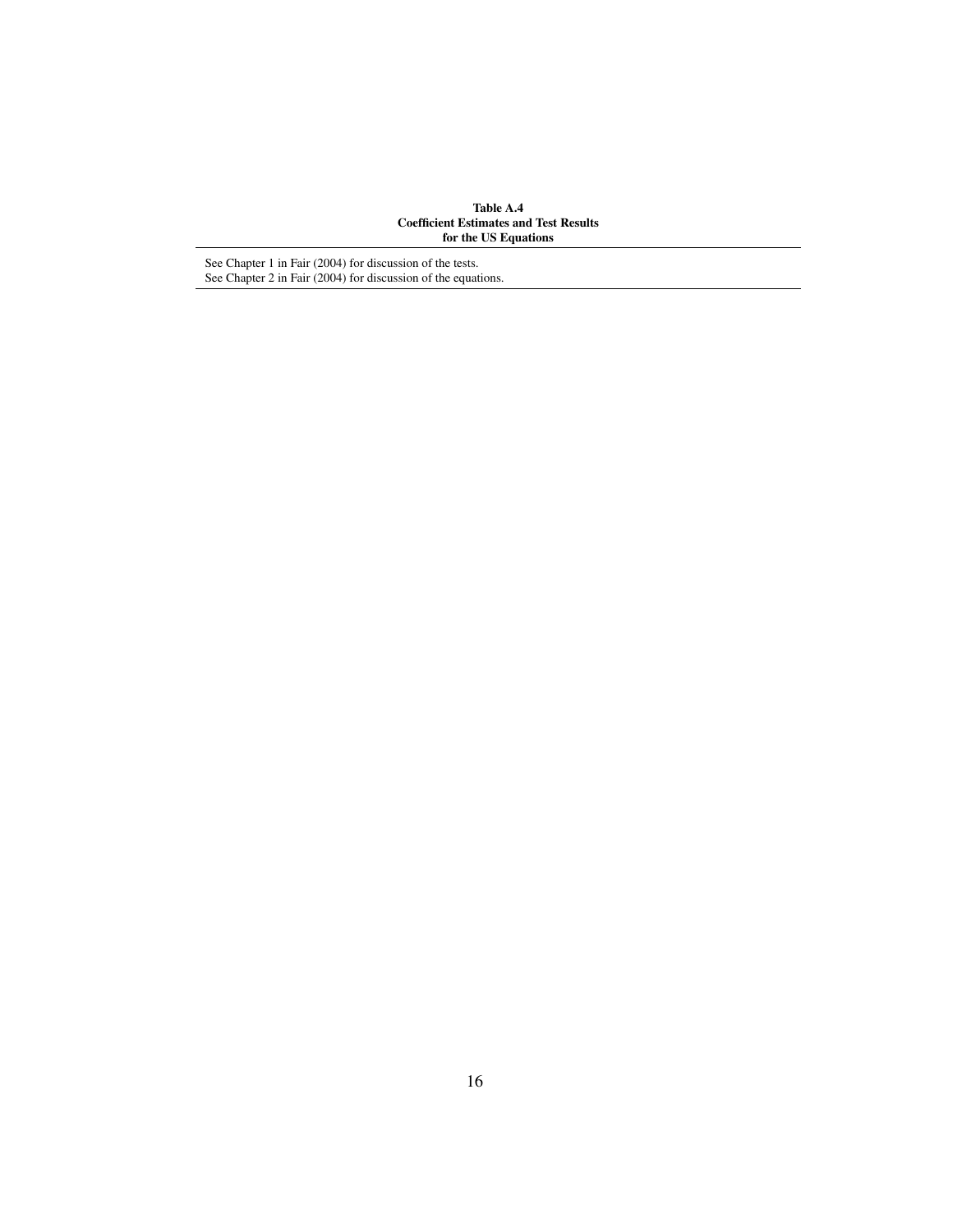**Table A.4**
**Coefficient Estimates and Test Results**
**for the US Equations**

---

See Chapter 1 in Fair (2004) for discussion of the tests.
See Chapter 2 in Fair (2004) for discussion of the equations.

---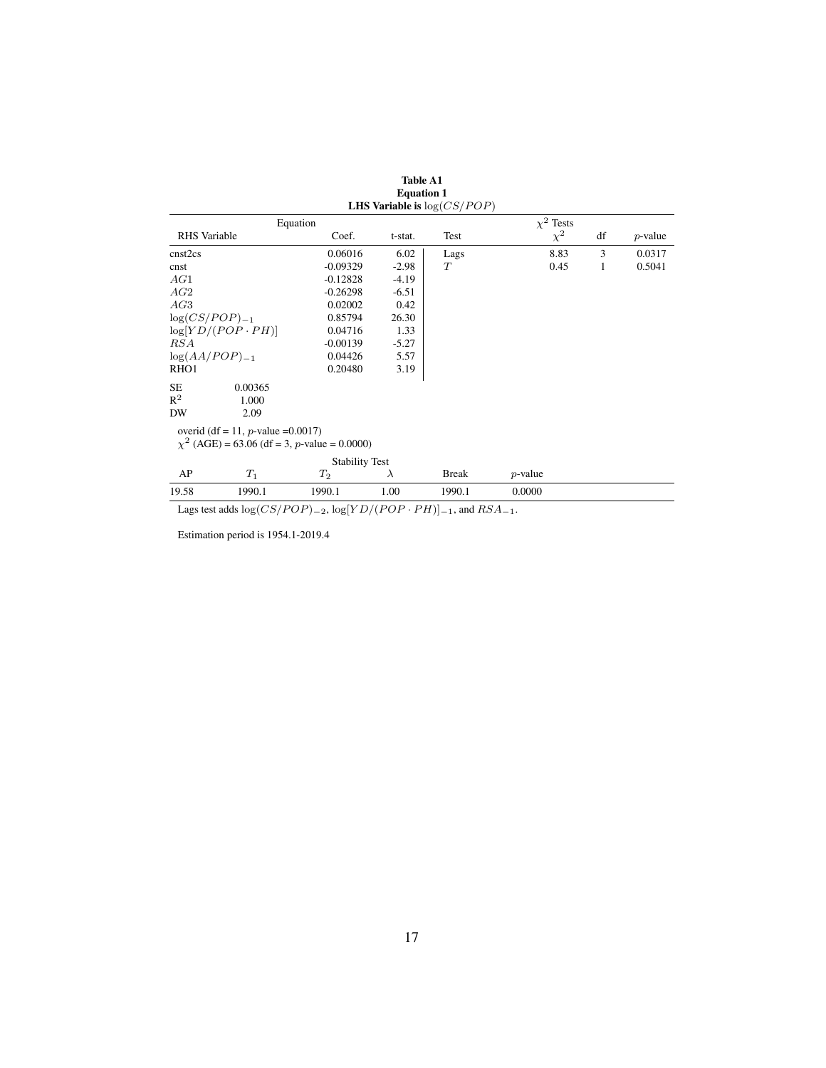**Table A1**
**Equation 1**
**LHS Variable is $\log(CS/POP)$**

| Equation | | | $\chi^2$ Tests | | | |
|---|---|---|---|---|---|---|
| RHS Variable | Coef. | t-stat. | Test | $\chi^2$ | df | $p$-value |
| cnst2cs | 0.06016 | 6.02 | Lags | 8.83 | 3 | 0.0317 |
| cnst | -0.09329 | -2.98 | $T$ | 0.45 | 1 | 0.5041 |
| $AG1$ | -0.12828 | -4.19 | | | | |
| $AG2$ | -0.26298 | -6.51 | | | | |
| $AG3$ | 0.02002 | 0.42 | | | | |
| $\log(CS/POP)_{-1}$ | 0.85794 | 26.30 | | | | |
| $\log[YD/(POP \cdot PH)]$ | 0.04716 | 1.33 | | | | |
| $RSA$ | -0.00139 | -5.27 | | | | |
| $\log(AA/POP)_{-1}$ | 0.04426 | 5.57 | | | | |
| RHO1 | 0.20480 | 3.19 | | | | |

SE 0.00365
$R^2$ 1.000
DW 2.09

overid (df = 11, $p$-value =0.0017)
$\chi^2$ (AGE) = 63.06 (df = 3, $p$-value = 0.0000)

Stability Test

| AP | $T_1$ | $T_2$ | $\lambda$ | Break | $p$-value |
|---|---|---|---|---|---|
| 19.58 | 1990.1 | 1990.1 | 1.00 | 1990.1 | 0.0000 |

Lags test adds $\log(CS/POP)_{-2}$, $\log[YD/(POP \cdot PH)]_{-1}$, and $RSA_{-1}$.

Estimation period is 1954.1-2019.4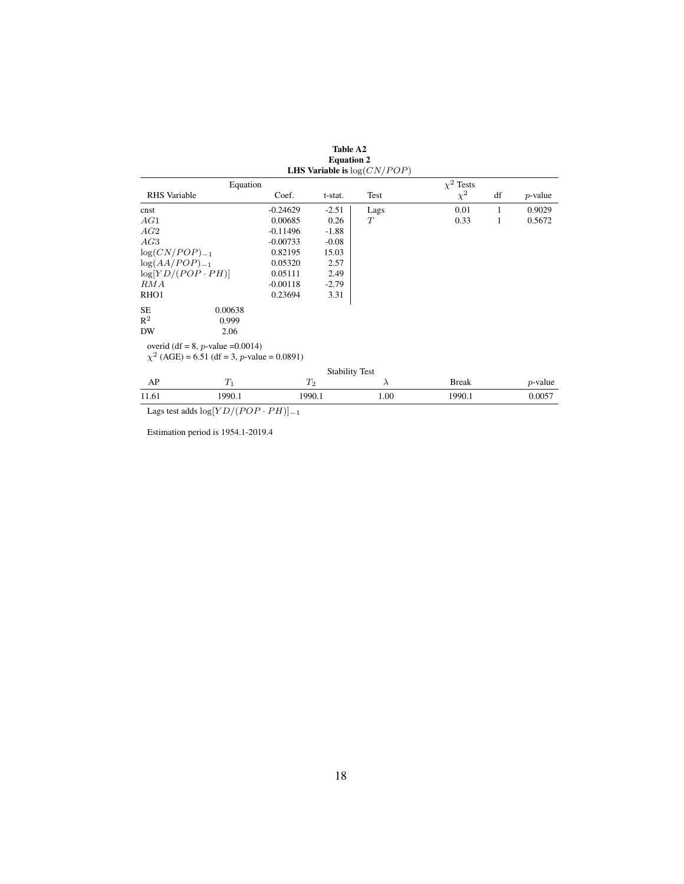**Table A2**
**Equation 2**
**LHS Variable is $\log(CN/POP)$**

| Equation | | | $\chi^2$ Tests | | | |
|---|---|---|---|---|---|---|
| RHS Variable | Coef. | t-stat. | Test | $\chi^2$ | df | $p$-value |
| cnst | -0.24629 | -2.51 | Lags | 0.01 | 1 | 0.9029 |
| $AG1$ | 0.00685 | 0.26 | $T$ | 0.33 | 1 | 0.5672 |
| $AG2$ | -0.11496 | -1.88 | | | | |
| $AG3$ | -0.00733 | -0.08 | | | | |
| $\log(CN/POP)_{-1}$ | 0.82195 | 15.03 | | | | |
| $\log(AA/POP)_{-1}$ | 0.05320 | 2.57 | | | | |
| $\log[YD/(POP \cdot PH)]$ | 0.05111 | 2.49 | | | | |
| $RMA$ | -0.00118 | -2.79 | | | | |
| RHO1 | 0.23694 | 3.31 | | | | |

| | |
|---|---|
| SE | 0.00638 |
| $R^2$ | 0.999 |
| DW | 2.06 |

overid (df = 8, $p$-value =0.0014)
$\chi^2$ (AGE) = 6.51 (df = 3, $p$-value = 0.0891)

Stability Test

| AP | $T_1$ | $T_2$ | $\lambda$ | Break | $p$-value |
|---|---|---|---|---|---|
| 11.61 | 1990.1 | 1990.1 | 1.00 | 1990.1 | 0.0057 |

Lags test adds $\log[YD/(POP \cdot PH)]_{-1}$

Estimation period is 1954.1-2019.4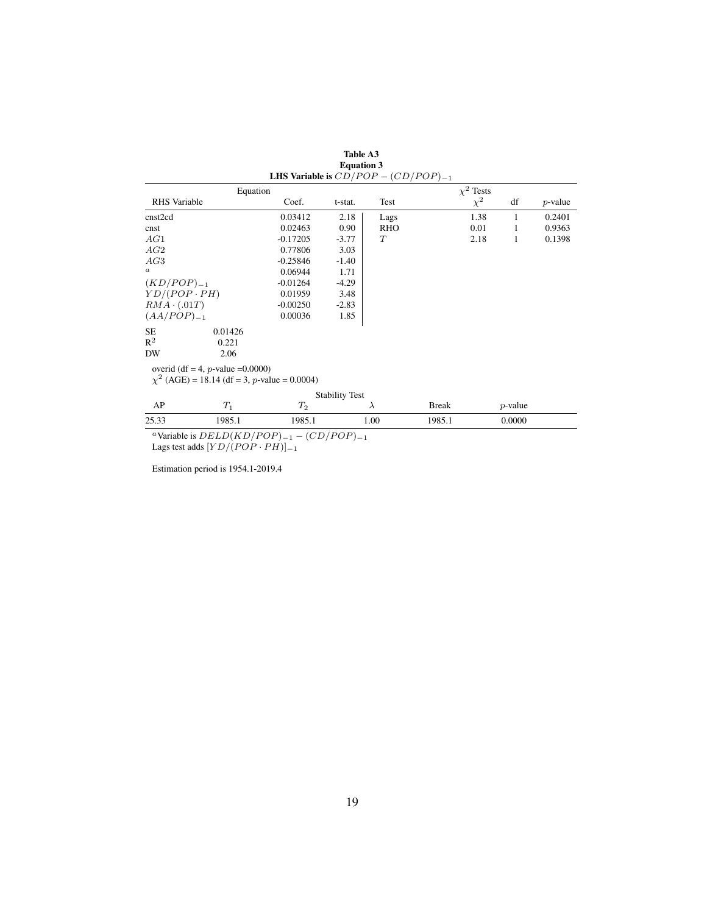**Table A3**
**Equation 3**
**LHS Variable is $CD/POP - (CD/POP)_{-1}$**

| Equation | | | $\chi^2$ Tests | | | |
|---|---|---|---|---|---|---|
| RHS Variable | Coef. | t-stat. | Test | $\chi^2$ | df | $p$-value |
| cnst2cd | 0.03412 | 2.18 | Lags | 1.38 | 1 | 0.2401 |
| cnst | 0.02463 | 0.90 | RHO | 0.01 | 1 | 0.9363 |
| $AG1$ | -0.17205 | -3.77 | $T$ | 2.18 | 1 | 0.1398 |
| $AG2$ | 0.77806 | 3.03 | | | | |
| $AG3$ | -0.25846 | -1.40 | | | | |
| $^a$ | 0.06944 | 1.71 | | | | |
| $(KD/POP)_{-1}$ | -0.01264 | -4.29 | | | | |
| $YD/(POP \cdot PH)$ | 0.01959 | 3.48 | | | | |
| $RMA \cdot (.01T)$ | -0.00250 | -2.83 | | | | |
| $(AA/POP)_{-1}$ | 0.00036 | 1.85 | | | | |

| | |
|---|---|
| SE | 0.01426 |
| $R^2$ | 0.221 |
| DW | 2.06 |

overid (df = 4, $p$-value =0.0000)
$\chi^2$ (AGE) = 18.14 (df = 3, $p$-value = 0.0004)

| Stability Test | | | | | |
|---|---|---|---|---|---|
| AP | $T_1$ | $T_2$ | $\lambda$ | Break | $p$-value |
| 25.33 | 1985.1 | 1985.1 | 1.00 | 1985.1 | 0.0000 |

$^a$Variable is $DELD(KD/POP)_{-1} - (CD/POP)_{-1}$
Lags test adds $[YD/(POP \cdot PH)]_{-1}$

Estimation period is 1954.1-2019.4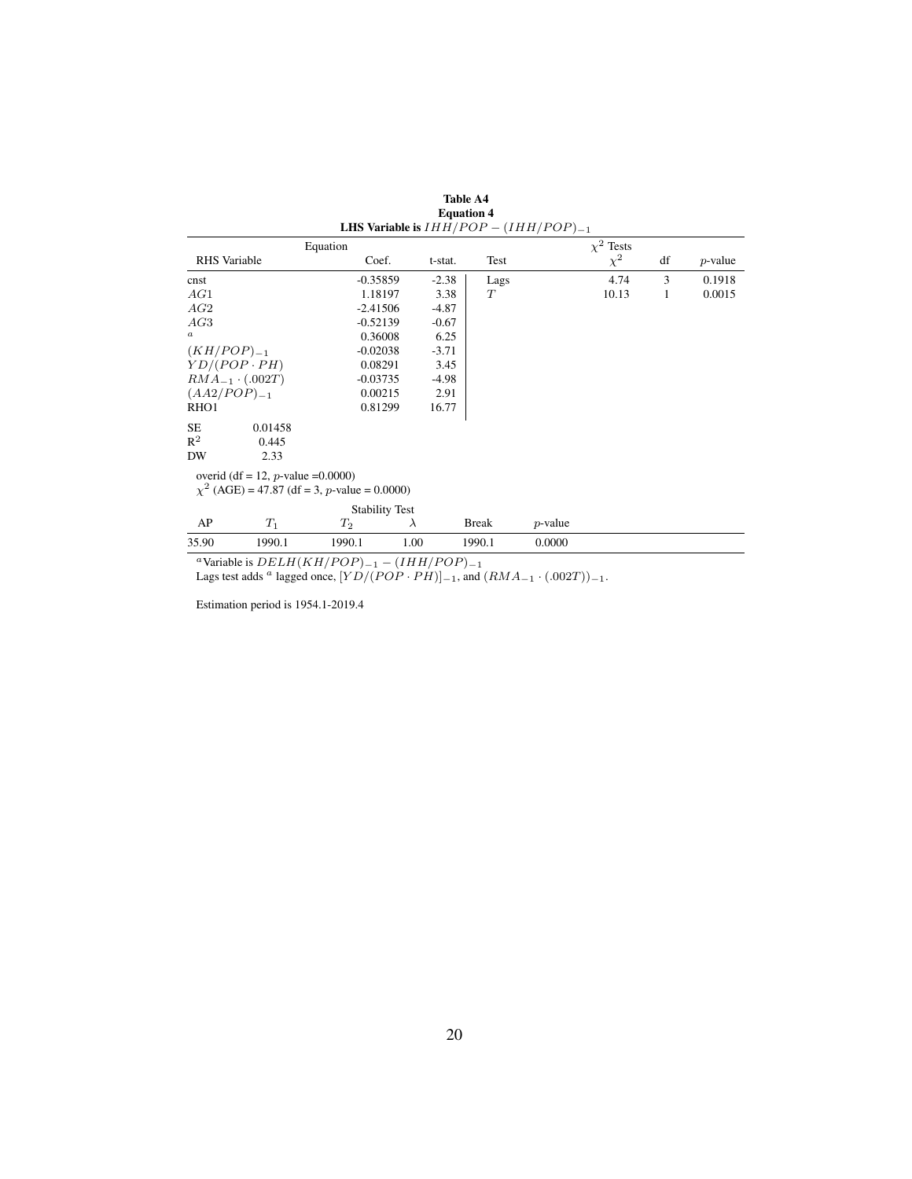**Table A4**
**Equation 4**
**LHS Variable is $IHH/POP - (IHH/POP)_{-1}$**

| RHS Variable | Coef. | t-stat. | Test | $\chi^2$ | df | $p$-value |
|---|---|---|---|---|---|---|
| cnst | -0.35859 | -2.38 | Lags | 4.74 | 3 | 0.1918 |
| $AG1$ | 1.18197 | 3.38 | $T$ | 10.13 | 1 | 0.0015 |
| $AG2$ | -2.41506 | -4.87 | | | | |
| $AG3$ | -0.52139 | -0.67 | | | | |
| [a] | 0.36008 | 6.25 | | | | |
| $(KH/POP)_{-1}$ | -0.02038 | -3.71 | | | | |
| $YD/(POP \cdot PH)$ | 0.08291 | 3.45 | | | | |
| $RMA_{-1} \cdot (.002T)$ | -0.03735 | -4.98 | | | | |
| $(AA2/POP)_{-1}$ | 0.00215 | 2.91 | | | | |
| RHO1 | 0.81299 | 16.77 | | | | |

| | |
|---|---|
| SE | 0.01458 |
| $R^2$ | 0.445 |
| DW | 2.33 |

overid (df = 12, $p$-value =0.0000)
$\chi^2$ (AGE) = 47.87 (df = 3, $p$-value = 0.0000)

Stability Test

| AP | $T_1$ | $T_2$ | $\lambda$ | Break | $p$-value |
|---|---|---|---|---|---|
| 35.90 | 1990.1 | 1990.1 | 1.00 | 1990.1 | 0.0000 |

[a]Variable is $DELH(KH/POP)_{-1} - (IHH/POP)_{-1}$
Lags test adds [a] lagged once, $[YD/(POP \cdot PH)]_{-1}$, and $(RMA_{-1} \cdot (.002T))_{-1}$.

Estimation period is 1954.1-2019.4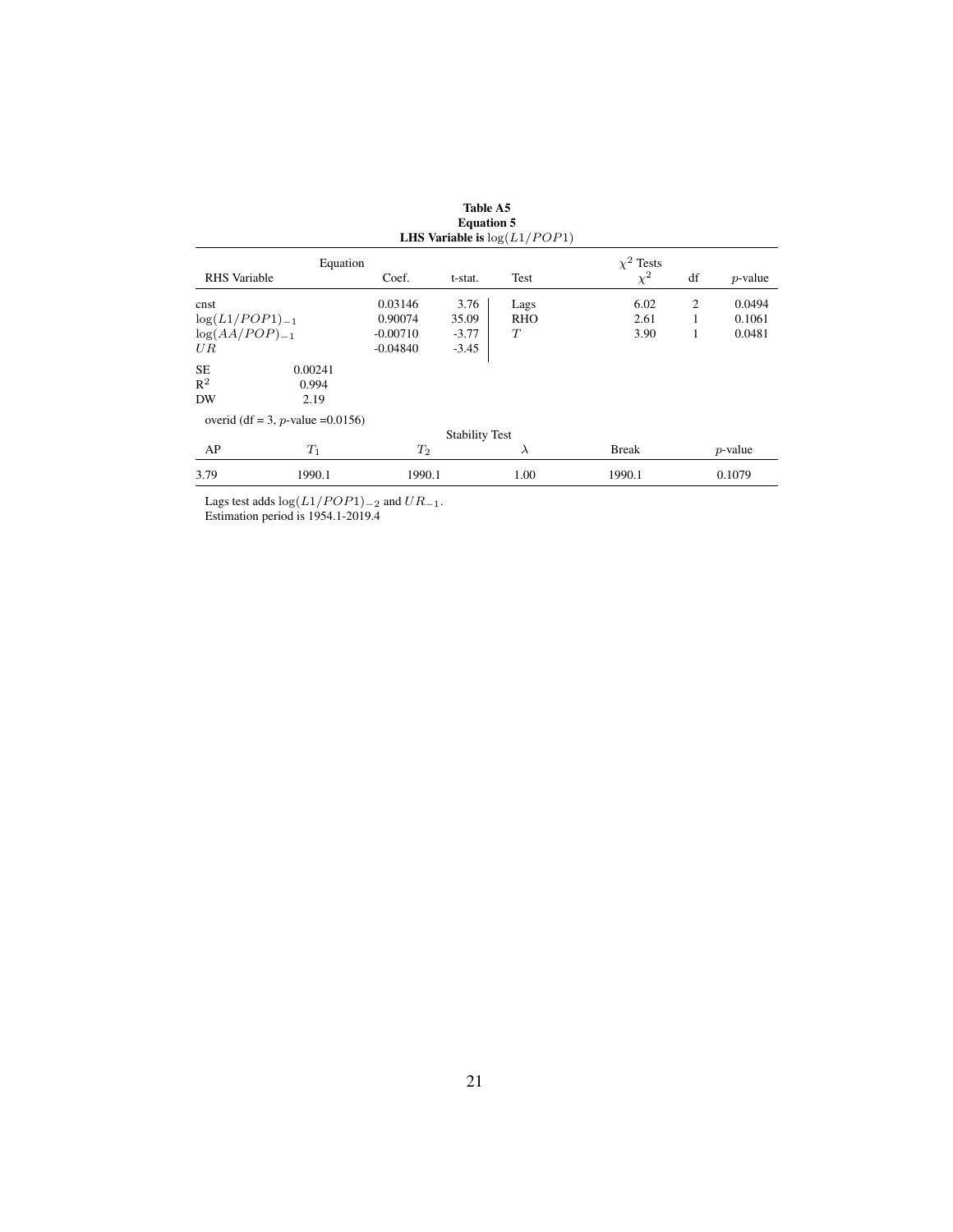**Table A5**
**Equation 5**
**LHS Variable is $\log(L1/POP1)$**

| Equation | | | | $\chi^2$ Tests | | |
|---|---|---|---|---|---|---|
| RHS Variable | Coef. | t-stat. | Test | $\chi^2$ | df | $p$-value |
| cnst | 0.03146 | 3.76 | Lags | 6.02 | 2 | 0.0494 |
| $\log(L1/POP1)_{-1}$ | 0.90074 | 35.09 | RHO | 2.61 | 1 | 0.1061 |
| $\log(AA/POP)_{-1}$ | -0.00710 | -3.77 | $T$ | 3.90 | 1 | 0.0481 |
| $UR$ | -0.04840 | -3.45 | | | | |

| | |
|---|---|
| SE | 0.00241 |
| $R^2$ | 0.994 |
| DW | 2.19 |

overid (df = 3, $p$-value =0.0156)

**Stability Test**

| AP | $T_1$ | $T_2$ | $\lambda$ | Break | $p$-value |
|---|---|---|---|---|---|
| 3.79 | 1990.1 | 1990.1 | 1.00 | 1990.1 | 0.1079 |

Lags test adds $\log(L1/POP1)_{-2}$ and $UR_{-1}$.
Estimation period is 1954.1-2019.4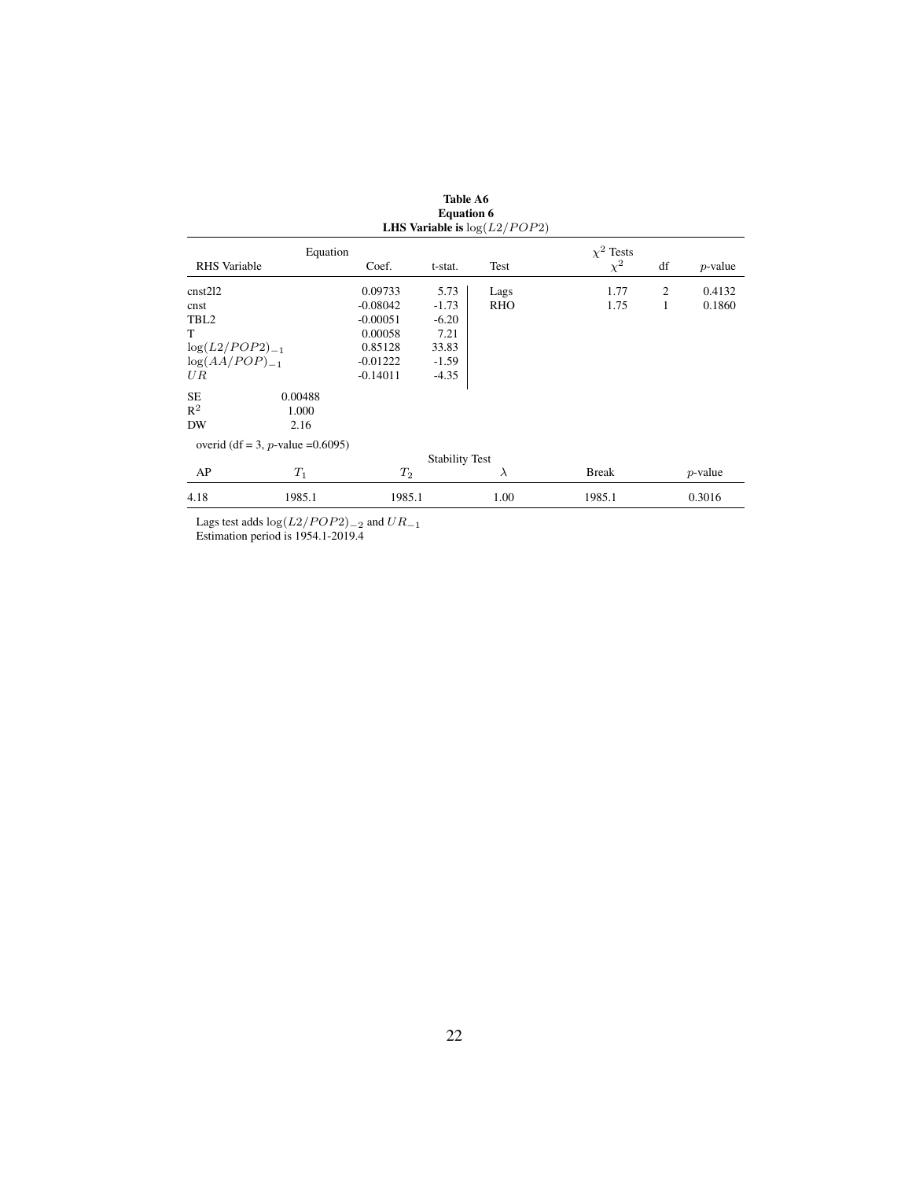**Table A6**
**Equation 6**
**LHS Variable is $\log(L2/POP2)$**

| RHS Variable | Coef. | t-stat. | Test | $\chi^2$ | df | $p$-value |
|---|---|---|---|---|---|---|
| cnst2l2 | 0.09733 | 5.73 | Lags | 1.77 | 2 | 0.4132 |
| cnst | -0.08042 | -1.73 | RHO | 1.75 | 1 | 0.1860 |
| TBL2 | -0.00051 | -6.20 | | | | |
| T | 0.00058 | 7.21 | | | | |
| $\log(L2/POP2)_{-1}$ | 0.85128 | 33.83 | | | | |
| $\log(AA/POP)_{-1}$ | -0.01222 | -1.59 | | | | |
| $UR$ | -0.14011 | -4.35 | | | | |

SE 0.00488
$R^2$ 1.000
DW 2.16

overid (df = 3, $p$-value =0.6095)

Stability Test

| AP | $T_1$ | $T_2$ | $\lambda$ | Break | $p$-value |
|---|---|---|---|---|---|
| 4.18 | 1985.1 | 1985.1 | 1.00 | 1985.1 | 0.3016 |

Lags test adds $\log(L2/POP2)_{-2}$ and $UR_{-1}$
Estimation period is 1954.1-2019.4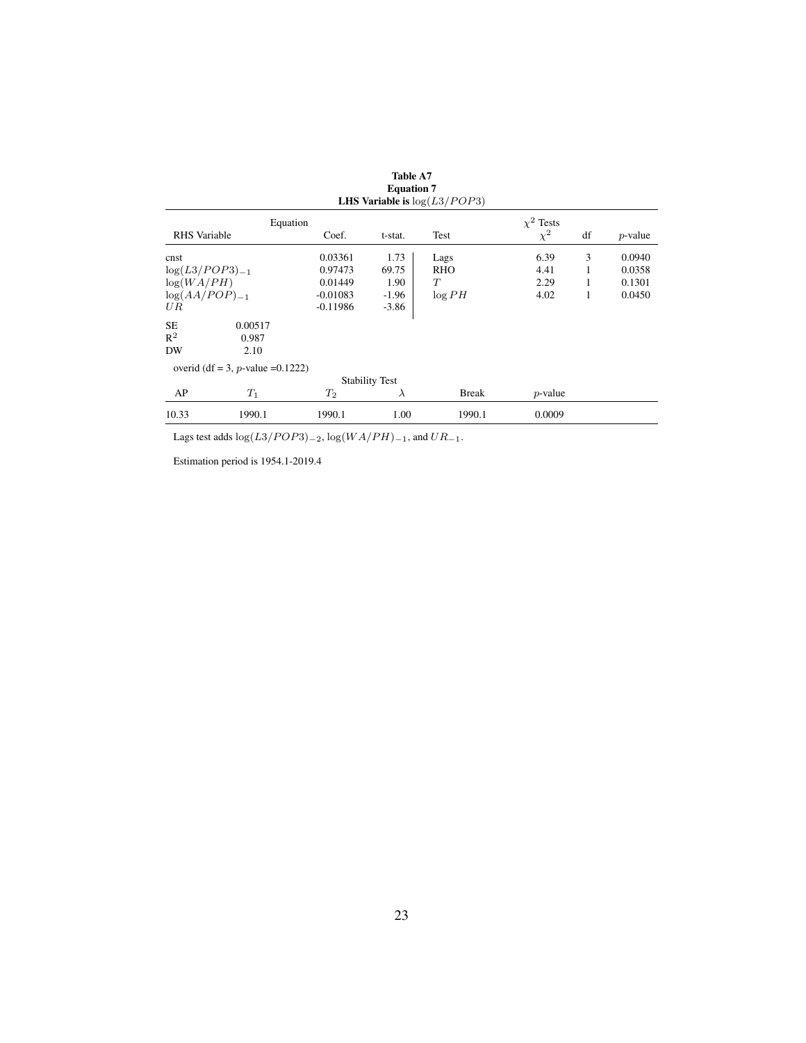**Table A7**
**Equation 7**
**LHS Variable is $\log(L3/POP3)$**

| Equation | | | | $\chi^2$ Tests | | |
|---|---|---|---|---|---|---|
| RHS Variable | Coef. | t-stat. | Test | $\chi^2$ | df | $p$-value |
| cnst | 0.03361 | 1.73 | Lags | 6.39 | 3 | 0.0940 |
| $\log(L3/POP3)_{-1}$ | 0.97473 | 69.75 | RHO | 4.41 | 1 | 0.0358 |
| $\log(WA/PH)$ | 0.01449 | 1.90 | $T$ | 2.29 | 1 | 0.1301 |
| $\log(AA/POP)_{-1}$ | -0.01083 | -1.96 | $\log PH$ | 4.02 | 1 | 0.0450 |
| $UR$ | -0.11986 | -3.86 | | | | |

SE 0.00517
$R^2$ 0.987
DW 2.10

overid (df = 3, $p$-value =0.1222)

| Stability Test | | | | | |
|---|---|---|---|---|---|
| AP | $T_1$ | $T_2$ | $\lambda$ | Break | $p$-value |
| 10.33 | 1990.1 | 1990.1 | 1.00 | 1990.1 | 0.0009 |

Lags test adds $\log(L3/POP3)_{-2}$, $\log(WA/PH)_{-1}$, and $UR_{-1}$.

Estimation period is 1954.1-2019.4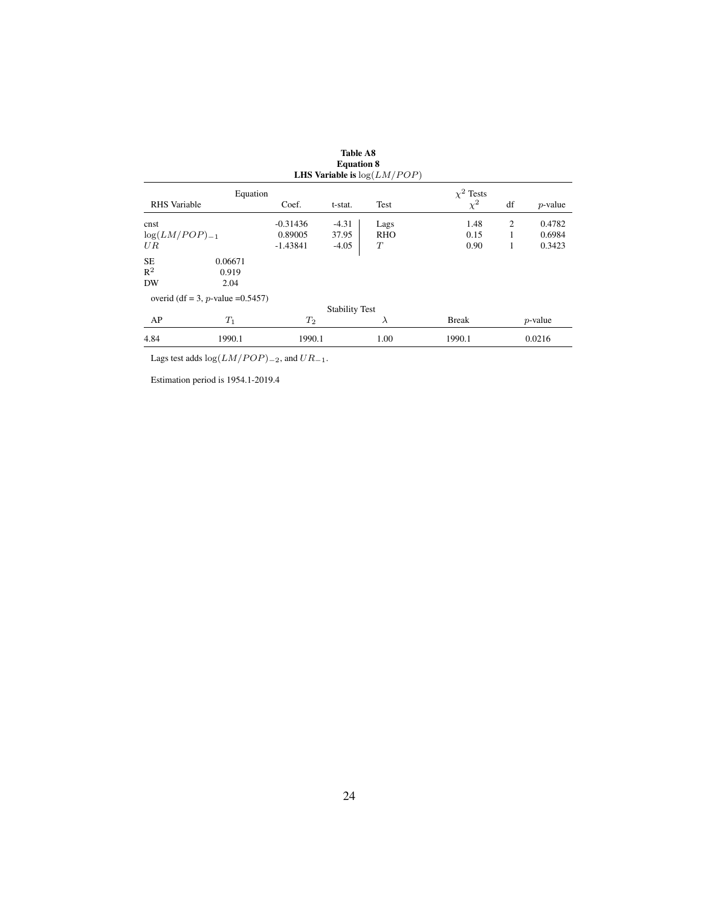**Table A8**
**Equation 8**
**LHS Variable is $\log(LM/POP)$**

| Equation | | | | $\chi^2$ Tests | | |
|---|---|---|---|---|---|---|
| RHS Variable | Coef. | t-stat. | Test | $\chi^2$ | df | $p$-value |
| cnst | -0.31436 | -4.31 | Lags | 1.48 | 2 | 0.4782 |
| $\log(LM/POP)_{-1}$ | 0.89005 | 37.95 | RHO | 0.15 | 1 | 0.6984 |
| $UR$ | -1.43841 | -4.05 | $T$ | 0.90 | 1 | 0.3423 |

| | |
|---|---|
| SE | 0.06671 |
| $R^2$ | 0.919 |
| DW | 2.04 |

overid (df = 3, $p$-value =0.5457)

Stability Test

| AP | $T_1$ | $T_2$ | $\lambda$ | Break | $p$-value |
|---|---|---|---|---|---|
| 4.84 | 1990.1 | 1990.1 | 1.00 | 1990.1 | 0.0216 |

Lags test adds $\log(LM/POP)_{-2}$, and $UR_{-1}$.

Estimation period is 1954.1-2019.4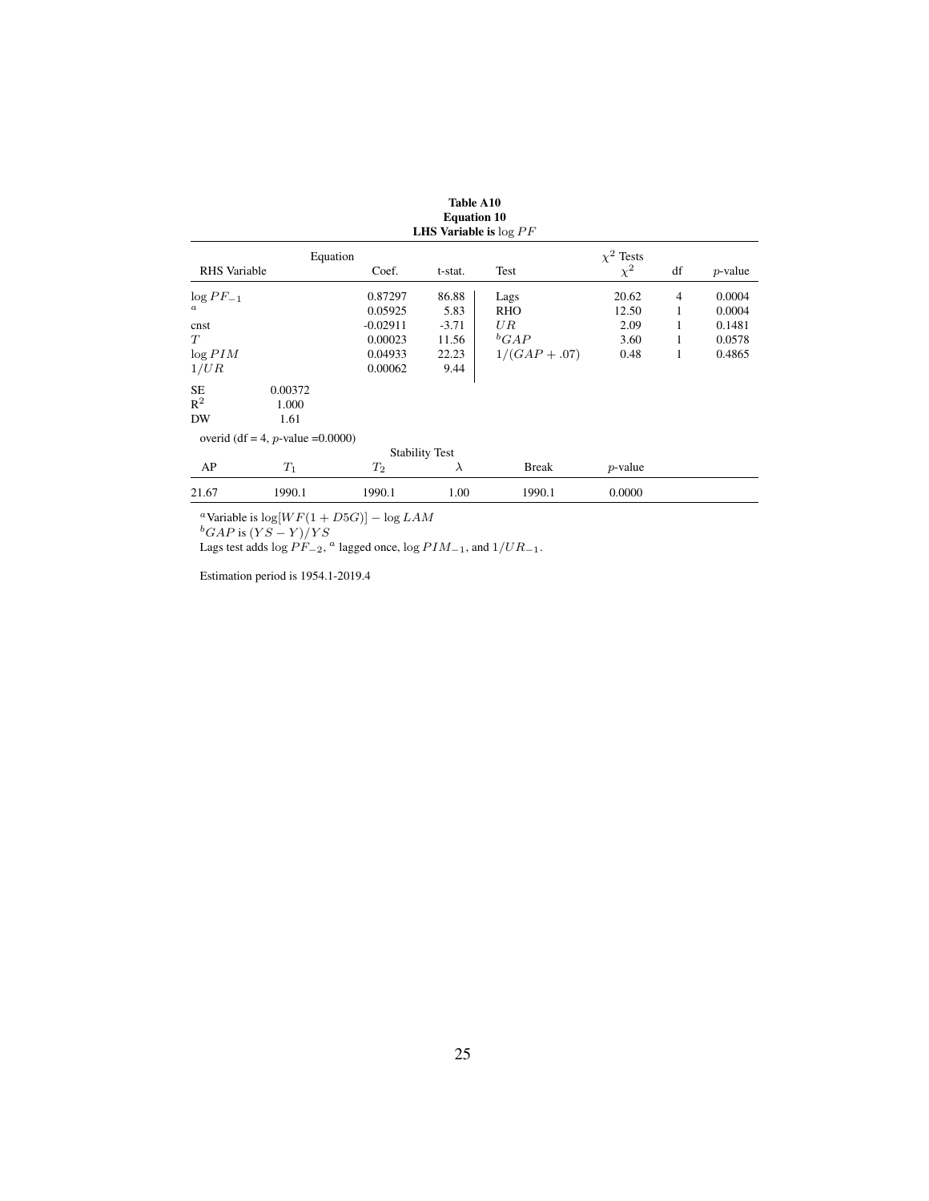**Table A10**
**Equation 10**
**LHS Variable is $\log PF$**

| Equation | | | | $\chi^2$ Tests | | |
|---|---|---|---|---|---|---|
| RHS Variable | Coef. | t-stat. | Test | $\chi^2$ | df | $p$-value |
| $\log PF_{-1}$ | 0.87297 | 86.88 | Lags | 20.62 | 4 | 0.0004 |
| [a] | 0.05925 | 5.83 | RHO | 12.50 | 1 | 0.0004 |
| cnst | -0.02911 | -3.71 | $UR$ | 2.09 | 1 | 0.1481 |
| $T$ | 0.00023 | 11.56 | [b]$GAP$ | 3.60 | 1 | 0.0578 |
| $\log PIM$ | 0.04933 | 22.23 | $1/(GAP + .07)$ | 0.48 | 1 | 0.4865 |
| $1/UR$ | 0.00062 | 9.44 | | | | |

| | |
|---|---|
| SE | 0.00372 |
| $R^2$ | 1.000 |
| DW | 1.61 |

overid (df = 4, $p$-value =0.0000)

**Stability Test**

| AP | $T_1$ | $T_2$ | $\lambda$ | Break | $p$-value |
|---|---|---|---|---|---|
| 21.67 | 1990.1 | 1990.1 | 1.00 | 1990.1 | 0.0000 |

[a]Variable is $\log[WF(1 + D5G)] - \log LAM$
[b]$GAP$ is $(YS - Y)/YS$
Lags test adds $\log PF_{-2}$, [a] lagged once, $\log PIM_{-1}$, and $1/UR_{-1}$.

Estimation period is 1954.1-2019.4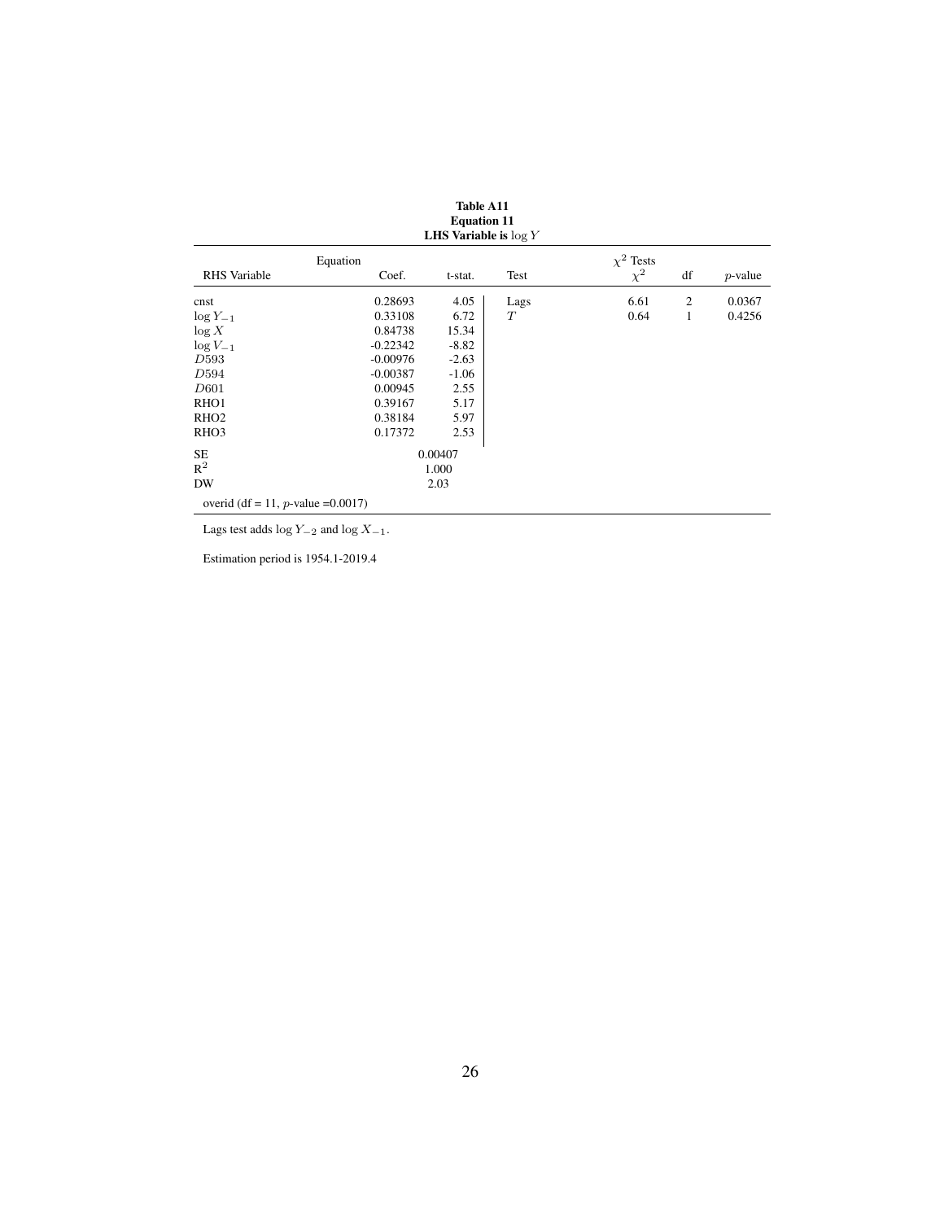**Table A11**
**Equation 11**
**LHS Variable is $\log Y$**

| RHS Variable | Equation Coef. | t-stat. | Test | $\chi^2$ Tests $\chi^2$ | df | $p$-value |
|---|---|---|---|---|---|---|
| cnst | 0.28693 | 4.05 | Lags | 6.61 | 2 | 0.0367 |
| $\log Y_{-1}$ | 0.33108 | 6.72 | $T$ | 0.64 | 1 | 0.4256 |
| $\log X$ | 0.84738 | 15.34 | | | | |
| $\log V_{-1}$ | -0.22342 | -8.82 | | | | |
| $D593$ | -0.00976 | -2.63 | | | | |
| $D594$ | -0.00387 | -1.06 | | | | |
| $D601$ | 0.00945 | 2.55 | | | | |
| RHO1 | 0.39167 | 5.17 | | | | |
| RHO2 | 0.38184 | 5.97 | | | | |
| RHO3 | 0.17372 | 2.53 | | | | |
| SE | 0.00407 | | | | | |
| $R^2$ | 1.000 | | | | | |
| DW | 2.03 | | | | | |
| overid (df = 11, $p$-value =0.0017) | | | | | | |

Lags test adds $\log Y_{-2}$ and $\log X_{-1}$.

Estimation period is 1954.1-2019.4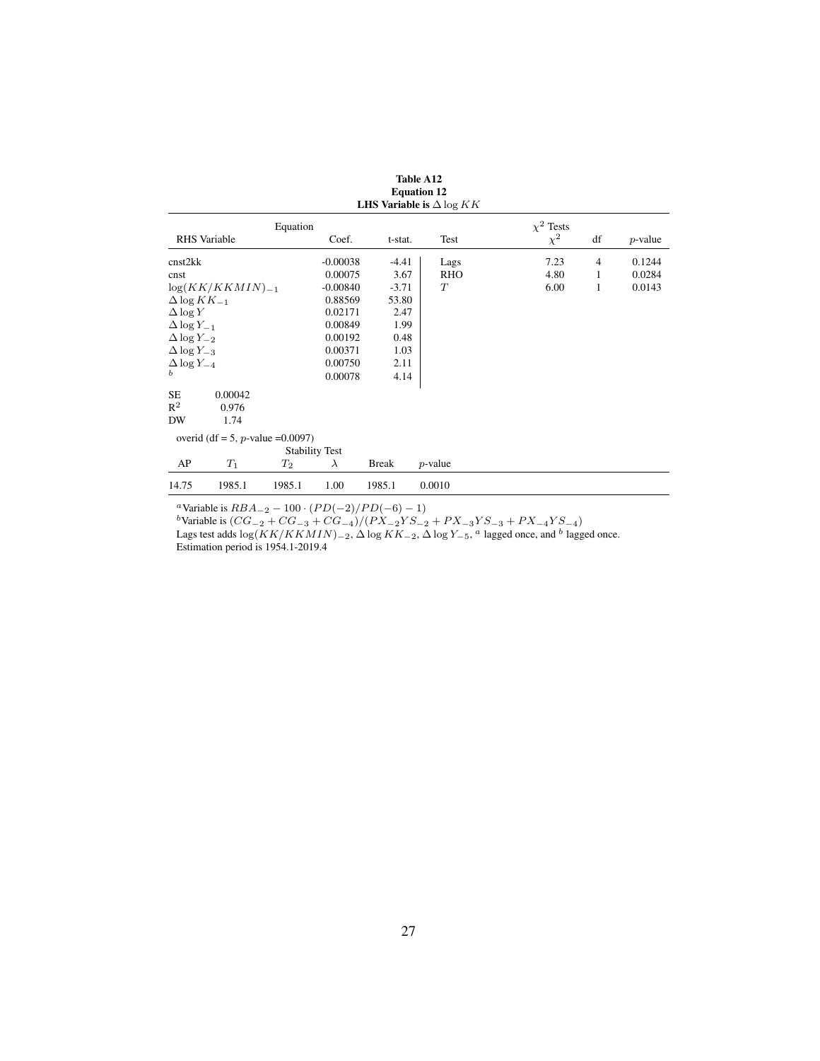**Table A12**
**Equation 12**
**LHS Variable is $\Delta \log KK$**

| RHS Variable | Equation Coef. | t-stat. | Test | $\chi^2$ Tests $\chi^2$ | df | $p$-value |
|---|---|---|---|---|---|---|
| cnst2kk | -0.00038 | -4.41 | Lags | 7.23 | 4 | 0.1244 |
| cnst | 0.00075 | 3.67 | RHO | 4.80 | 1 | 0.0284 |
| $\log(KK/KKMIN)_{-1}$ | -0.00840 | -3.71 | $T$ | 6.00 | 1 | 0.0143 |
| $\Delta \log KK_{-1}$ | 0.88569 | 53.80 | | | | |
| $\Delta \log Y$ | 0.02171 | 2.47 | | | | |
| $\Delta \log Y_{-1}$ | 0.00849 | 1.99 | | | | |
| $\Delta \log Y_{-2}$ | 0.00192 | 0.48 | | | | |
| $\Delta \log Y_{-3}$ | 0.00371 | 1.03 | | | | |
| $\Delta \log Y_{-4}$ | 0.00750 | 2.11 | | | | |
| [b] | 0.00078 | 4.14 | | | | |

SE 0.00042
$R^2$ 0.976
DW 1.74

overid (df = 5, $p$-value =0.0097)

Stability Test

| AP | $T_1$ | $T_2$ | $\lambda$ | Break | $p$-value |
|---|---|---|---|---|---|
| 14.75 | 1985.1 | 1985.1 | 1.00 | 1985.1 | 0.0010 |

[a]Variable is $RBA_{-2} - 100 \cdot (PD(-2)/PD(-6) - 1)$
[b]Variable is $(CG_{-2} + CG_{-3} + CG_{-4})/(PX_{-2}YS_{-2} + PX_{-3}YS_{-3} + PX_{-4}YS_{-4})$
Lags test adds $\log(KK/KKMIN)_{-2}$, $\Delta \log KK_{-2}$, $\Delta \log Y_{-5}$, [a] lagged once, and [b] lagged once.
Estimation period is 1954.1-2019.4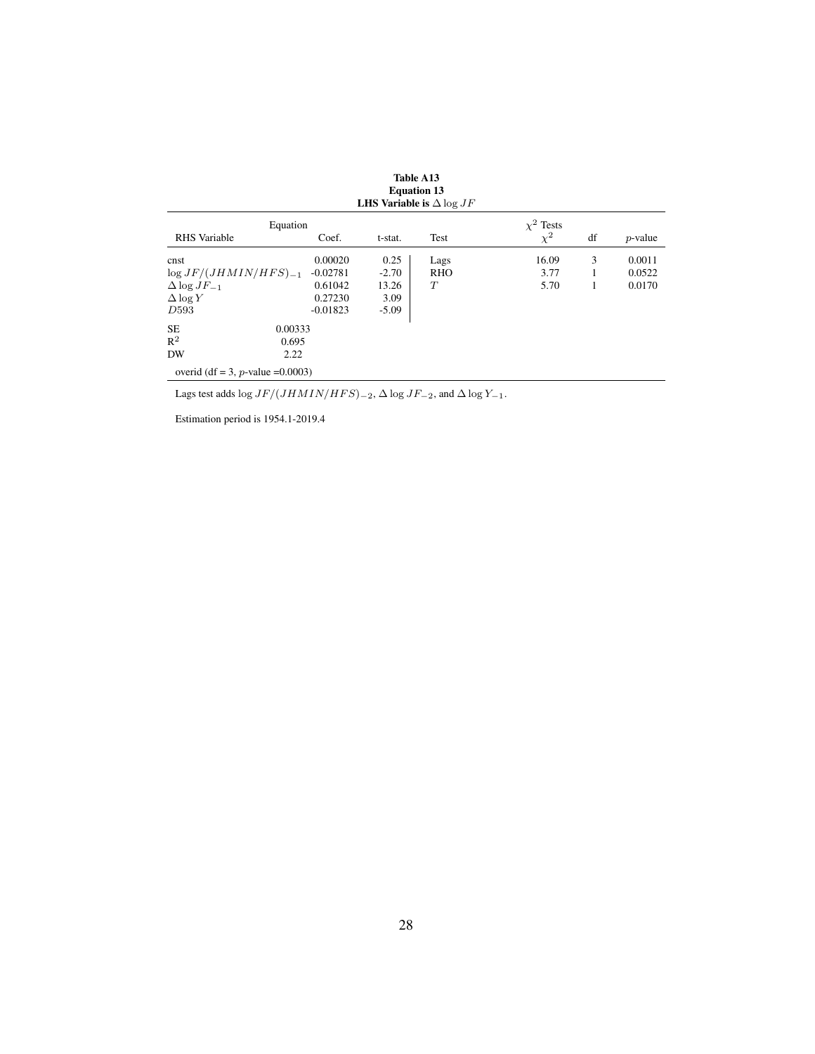**Table A13**
**Equation 13**
**LHS Variable is $\Delta \log JF$**

| Equation | | | $\chi^2$ Tests | | |
|---|---|---|---|---|---|
| RHS Variable | Coef. | t-stat. | Test | $\chi^2$ | df | $p$-value |
| cnst | 0.00020 | 0.25 | Lags | 16.09 | 3 | 0.0011 |
| $\log JF/(JHMIN/HFS)_{-1}$ | -0.02781 | -2.70 | RHO | 3.77 | 1 | 0.0522 |
| $\Delta \log JF_{-1}$ | 0.61042 | 13.26 | $T$ | 5.70 | 1 | 0.0170 |
| $\Delta \log Y$ | 0.27230 | 3.09 | | | | |
| $D593$ | -0.01823 | -5.09 | | | | |

| | |
|---|---|
| SE | 0.00333 |
| $R^2$ | 0.695 |
| DW | 2.22 |

overid (df = 3, $p$-value =0.0003)

Lags test adds $\log JF/(JHMIN/HFS)_{-2}$, $\Delta \log JF_{-2}$, and $\Delta \log Y_{-1}$.

Estimation period is 1954.1-2019.4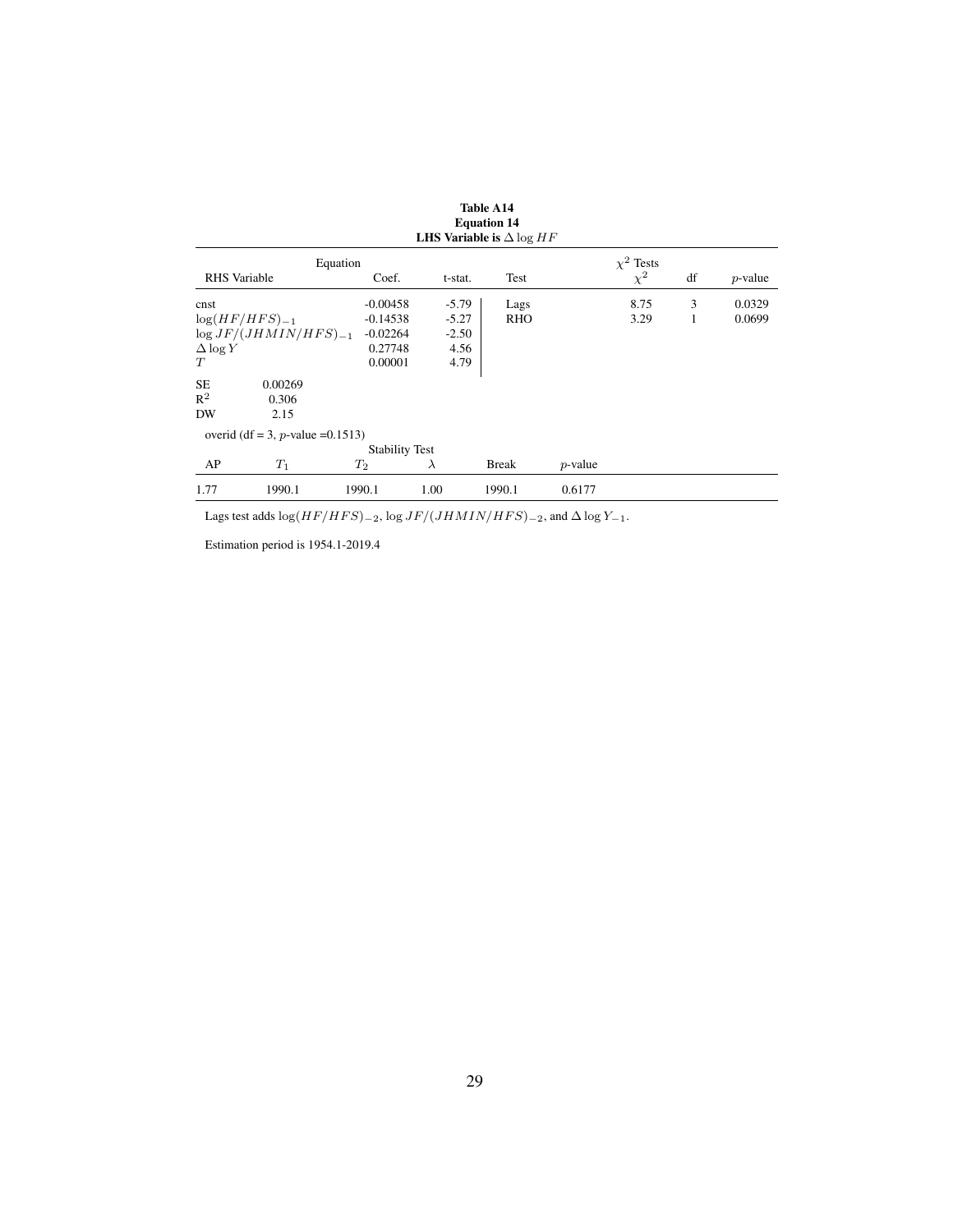**Table A14**
**Equation 14**
**LHS Variable is $\Delta \log HF$**

| Equation | | | | $\chi^2$ Tests | | | |
|---|---|---|---|---|---|---|---|
| RHS Variable | Coef. | t-stat. | Test | | $\chi^2$ | df | $p$-value |
| cnst | -0.00458 | -5.79 | Lags | | 8.75 | 3 | 0.0329 |
| $\log(HF/HFS)_{-1}$ | -0.14538 | -5.27 | RHO | | 3.29 | 1 | 0.0699 |
| $\log JF/(JHMIN/HFS)_{-1}$ | -0.02264 | -2.50 | | | | | |
| $\Delta \log Y$ | 0.27748 | 4.56 | | | | | |
| $T$ | 0.00001 | 4.79 | | | | | |

| | |
|---|---|
| SE | 0.00269 |
| $R^2$ | 0.306 |
| DW | 2.15 |

overid (df = 3, $p$-value =0.1513)

| Stability Test | | | | | |
|---|---|---|---|---|---|
| AP | $T_1$ | $T_2$ | $\lambda$ | Break | $p$-value |
| 1.77 | 1990.1 | 1990.1 | 1.00 | 1990.1 | 0.6177 |

Lags test adds $\log(HF/HFS)_{-2}$, $\log JF/(JHMIN/HFS)_{-2}$, and $\Delta \log Y_{-1}$.

Estimation period is 1954.1-2019.4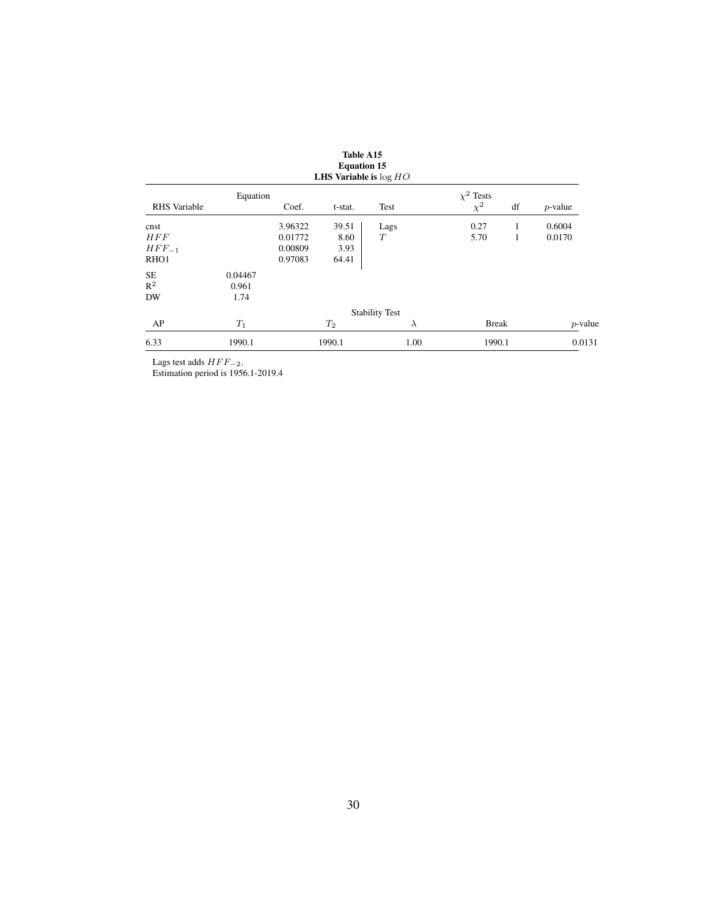**Table A15**
**Equation 15**
**LHS Variable is $\log HO$**

| RHS Variable | Equation | Coef. | t-stat. | Test | $\chi^2$ Tests $\chi^2$ | df | $p$-value |
|---|---|---|---|---|---|---|---|
| cnst | | 3.96322 | 39.51 | Lags | 0.27 | 1 | 0.6004 |
| $HFF$ | | 0.01772 | 8.60 | $T$ | 5.70 | 1 | 0.0170 |
| $HFF_{-1}$ | | 0.00809 | 3.93 | | | | |
| RHO1 | | 0.97083 | 64.41 | | | | |
| SE | 0.04467 | | | | | | |
| $R^2$ | 0.961 | | | | | | |
| DW | 1.74 | | | | | | |

Stability Test

| AP | $T_1$ | $T_2$ | $\lambda$ | Break | $p$-value |
|---|---|---|---|---|---|
| 6.33 | 1990.1 | 1990.1 | 1.00 | 1990.1 | 0.0131 |

Lags test adds $HFF_{-2}$.
Estimation period is 1956.1-2019.4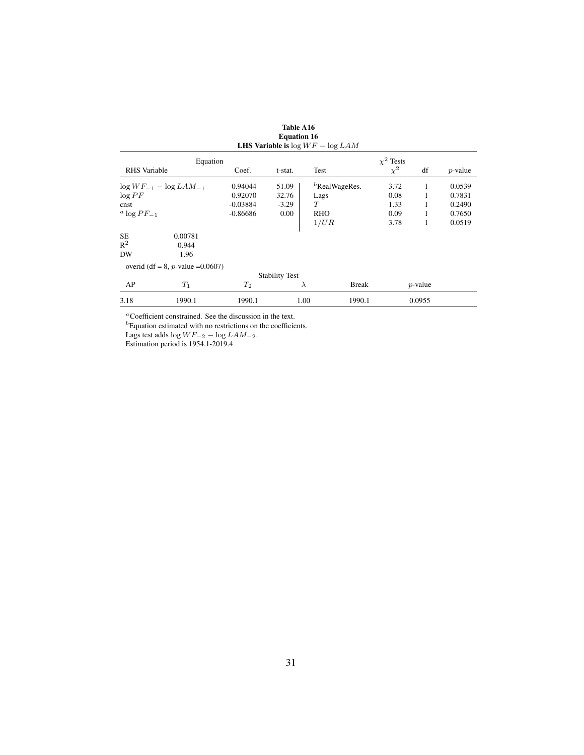**Table A16**
**Equation 16**
**LHS Variable is** $\log WF - \log LAM$

| Equation | | | | $\chi^2$ Tests | | |
|---|---|---|---|---|---|---|
| RHS Variable | Coef. | t-stat. | Test | $\chi^2$ | df | $p$-value |
| $\log WF_{-1} - \log LAM_{-1}$ | 0.94044 | 51.09 | [b]RealWageRes. | 3.72 | 1 | 0.0539 |
| $\log PF$ | 0.92070 | 32.76 | Lags | 0.08 | 1 | 0.7831 |
| cnst | -0.03884 | -3.29 | $T$ | 1.33 | 1 | 0.2490 |
| [a] $\log PF_{-1}$ | -0.86686 | 0.00 | RHO | 0.09 | 1 | 0.7650 |
| | | | $1/UR$ | 3.78 | 1 | 0.0519 |

SE 0.00781
$R^2$ 0.944
DW 1.96

overid (df = 8, $p$-value =0.0607)

**Stability Test**

| AP | $T_1$ | $T_2$ | $\lambda$ | Break | $p$-value |
|---|---|---|---|---|---|
| 3.18 | 1990.1 | 1990.1 | 1.00 | 1990.1 | 0.0955 |

[a]Coefficient constrained. See the discussion in the text.
[b]Equation estimated with no restrictions on the coefficients.
Lags test adds $\log WF_{-2} - \log LAM_{-2}$.
Estimation period is 1954.1-2019.4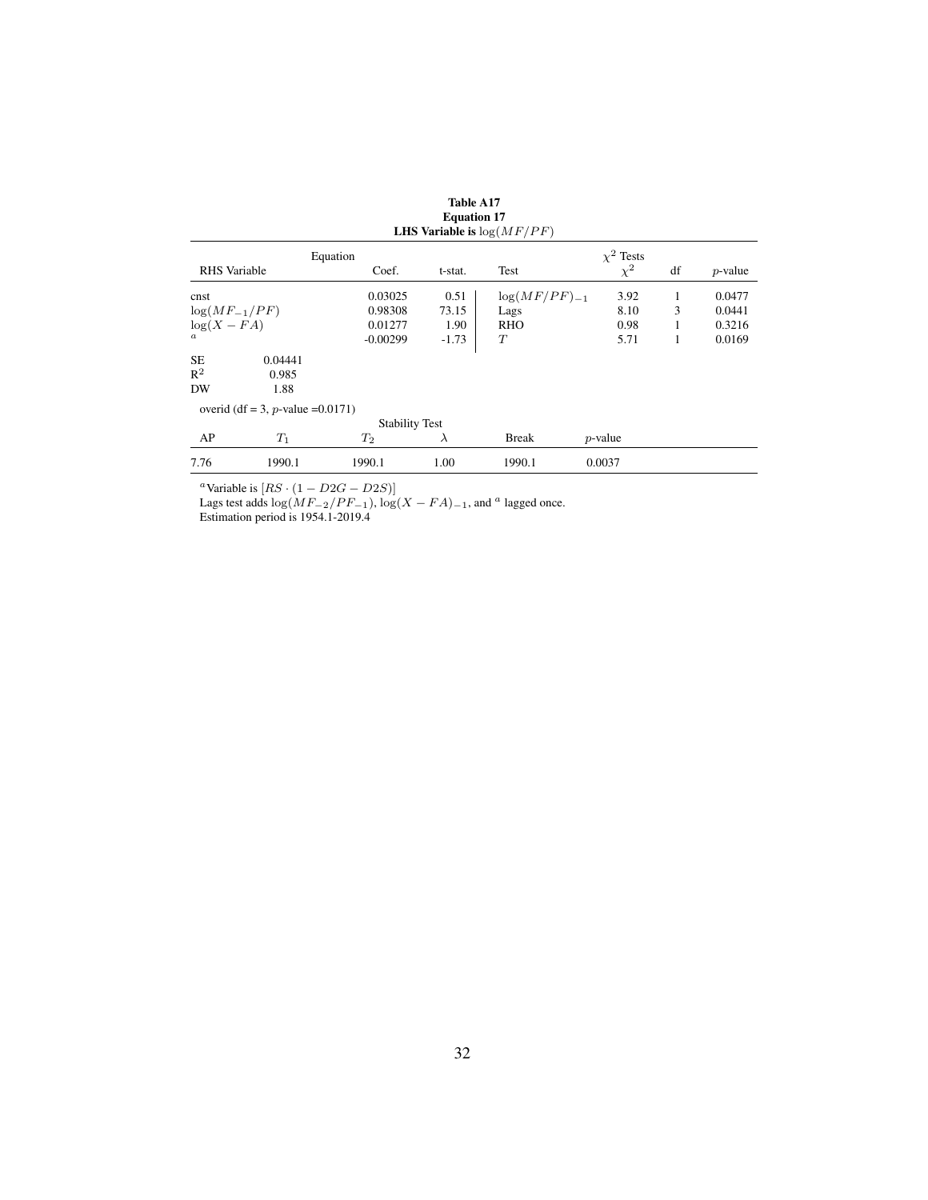**Table A17**
**Equation 17**
**LHS Variable is $\log(MF/PF)$**

| Equation | | | | $\chi^2$ Tests | | | |
|---|---|---|---|---|---|---|---|
| RHS Variable | Coef. | t-stat. | Test | $\chi^2$ | df | $p$-value |
| cnst | 0.03025 | 0.51 | $\log(MF/PF)_{-1}$ | 3.92 | 1 | 0.0477 |
| $\log(MF_{-1}/PF)$ | 0.98308 | 73.15 | Lags | 8.10 | 3 | 0.0441 |
| $\log(X - FA)$ | 0.01277 | 1.90 | RHO | 0.98 | 1 | 0.3216 |
| $^{a}$ | -0.00299 | -1.73 | $T$ | 5.71 | 1 | 0.0169 |

| | |
|---|---|
| SE | 0.04441 |
| $R^2$ | 0.985 |
| DW | 1.88 |

overid (df = 3, $p$-value =0.0171)

**Stability Test**

| AP | $T_1$ | $T_2$ | $\lambda$ | Break | $p$-value |
|---|---|---|---|---|---|
| 7.76 | 1990.1 | 1990.1 | 1.00 | 1990.1 | 0.0037 |

$^{a}$Variable is $[RS \cdot (1 - D2G - D2S)]$

Lags test adds $\log(MF_{-2}/PF_{-1})$, $\log(X - FA)_{-1}$, and $^{a}$ lagged once.

Estimation period is 1954.1-2019.4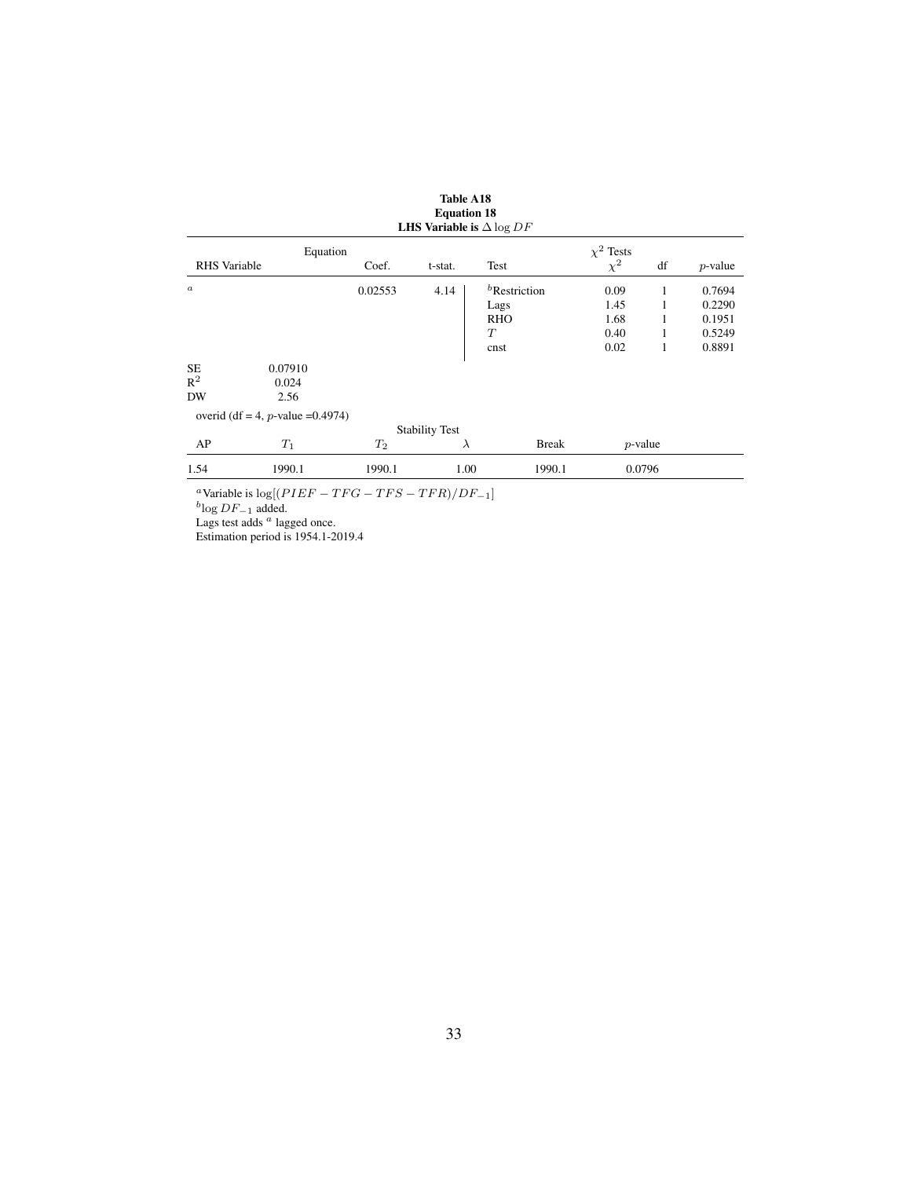**Table A18**
**Equation 18**
**LHS Variable is $\Delta \log DF$**

| Equation | | | | $\chi^2$ Tests | | |
|---|---|---|---|---|---|---|
| RHS Variable | Coef. | t-stat. | Test | $\chi^2$ | df | $p$-value |
| $^a$ | 0.02553 | 4.14 | $^b$Restriction | 0.09 | 1 | 0.7694 |
| | | | Lags | 1.45 | 1 | 0.2290 |
| | | | RHO | 1.68 | 1 | 0.1951 |
| | | | $T$ | 0.40 | 1 | 0.5249 |
| | | | cnst | 0.02 | 1 | 0.8891 |

SE 0.07910
$R^2$ 0.024
DW 2.56

overid (df = 4, $p$-value =0.4974)

Stability Test

| AP | $T_1$ | $T_2$ | $\lambda$ | Break | $p$-value |
|---|---|---|---|---|---|
| 1.54 | 1990.1 | 1990.1 | 1.00 | 1990.1 | 0.0796 |

$^a$Variable is $\log[(PIEF - TFG - TFS - TFR)/DF_{-1}]$
$^b\log DF_{-1}$ added.
Lags test adds $^a$ lagged once.
Estimation period is 1954.1-2019.4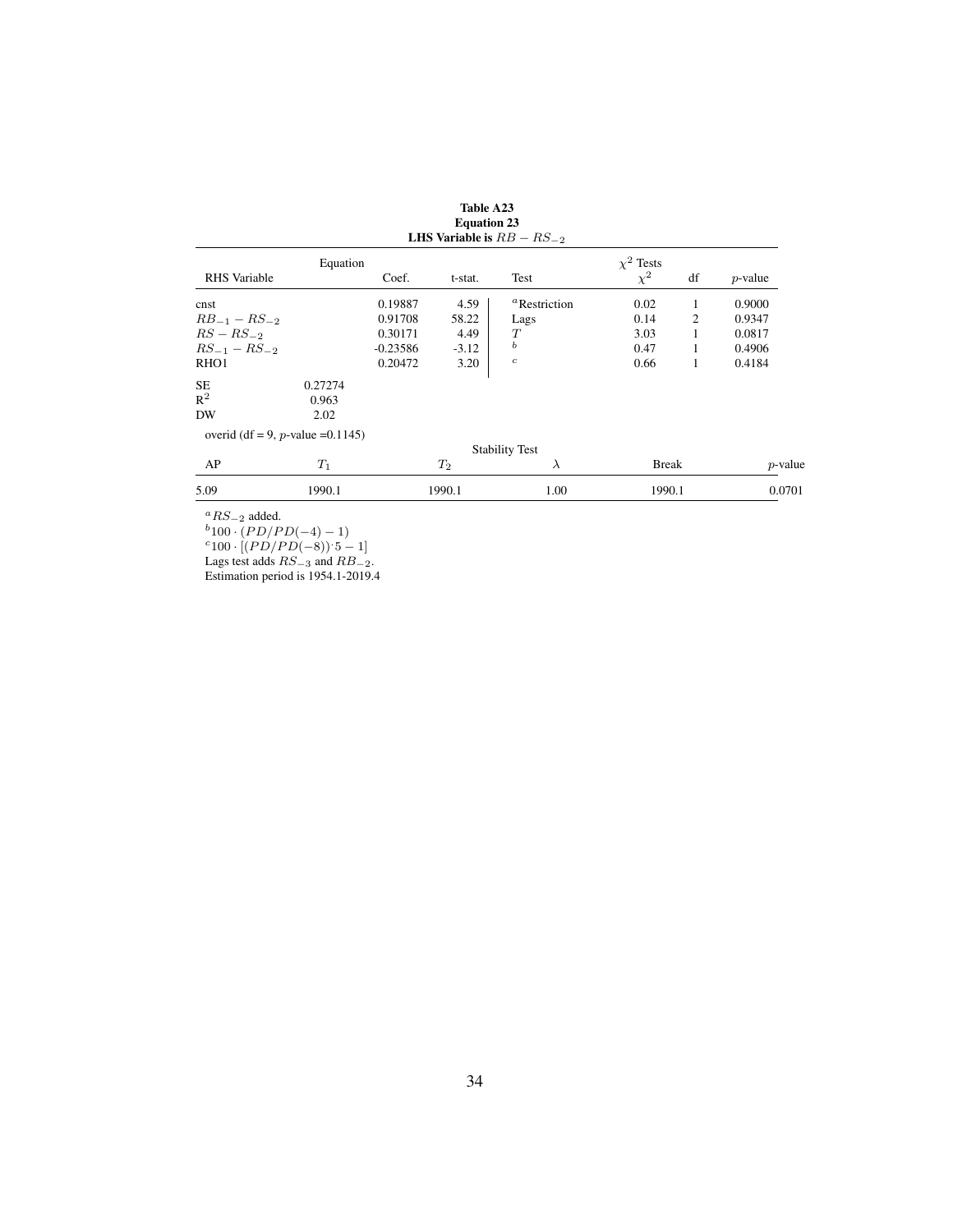**Table A23**
**Equation 23**
**LHS Variable is $RB - RS_{-2}$**

| RHS Variable | Equation | Coef. | t-stat. | Test | $\chi^2$ Tests $\chi^2$ | df | $p$-value |
|---|---|---|---|---|---|---|---|
| cnst | | 0.19887 | 4.59 | [a]Restriction | 0.02 | 1 | 0.9000 |
| $RB_{-1} - RS_{-2}$ | | 0.91708 | 58.22 | Lags | 0.14 | 2 | 0.9347 |
| $RS - RS_{-2}$ | | 0.30171 | 4.49 | $T$ | 3.03 | 1 | 0.0817 |
| $RS_{-1} - RS_{-2}$ | | -0.23586 | -3.12 | [b] | 0.47 | 1 | 0.4906 |
| RHO1 | | 0.20472 | 3.20 | [c] | 0.66 | 1 | 0.4184 |
| SE | 0.27274 | | | | | | |
| $R^2$ | 0.963 | | | | | | |
| DW | 2.02 | | | | | | |

overid (df = 9, $p$-value =0.1145)

Stability Test

| AP | $T_1$ | $T_2$ | $\lambda$ | Break | $p$-value |
|---|---|---|---|---|---|
| 5.09 | 1990.1 | 1990.1 | 1.00 | 1990.1 | 0.0701 |

[a] $RS_{-2}$ added.
[b] $100 \cdot (PD/PD(-4) - 1)$
[c] $100 \cdot [(PD/PD(-8))^{\cdot 5} - 1]$
Lags test adds $RS_{-3}$ and $RB_{-2}$.
Estimation period is 1954.1-2019.4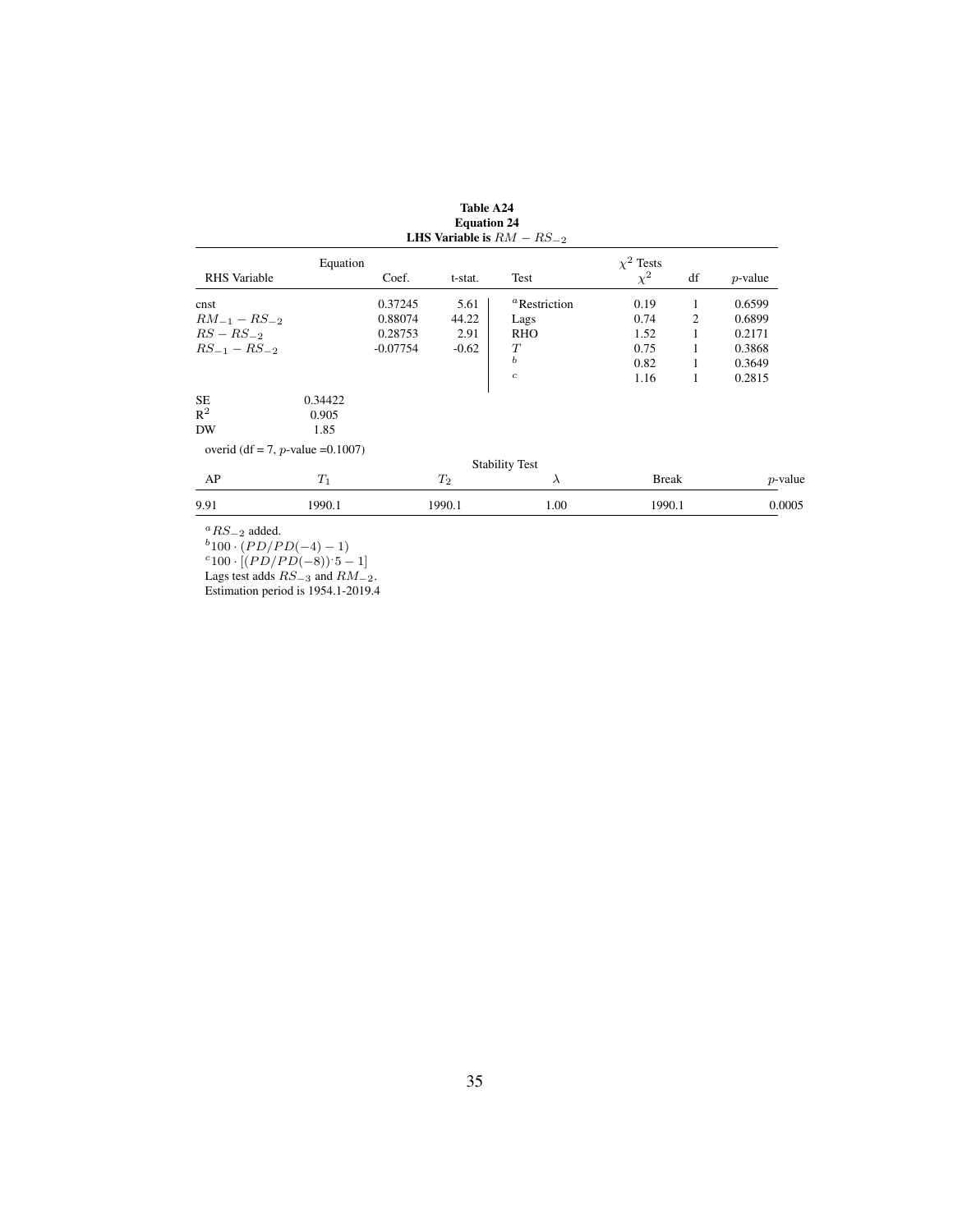**Table A24**
**Equation 24**
**LHS Variable is $RM - RS_{-2}$**

| RHS Variable | Coef. | t-stat. | Test | $\chi^2$ | df | $p$-value |
|---|---|---|---|---|---|---|
| cnst | 0.37245 | 5.61 | [a]Restriction | 0.19 | 1 | 0.6599 |
| $RM_{-1} - RS_{-2}$ | 0.88074 | 44.22 | Lags | 0.74 | 2 | 0.6899 |
| $RS - RS_{-2}$ | 0.28753 | 2.91 | RHO | 1.52 | 1 | 0.2171 |
| $RS_{-1} - RS_{-2}$ | -0.07754 | -0.62 | $T$ | 0.75 | 1 | 0.3868 |
| | | | [b] | 0.82 | 1 | 0.3649 |
| | | | [c] | 1.16 | 1 | 0.2815 |

| | |
|---|---|
| SE | 0.34422 |
| $R^2$ | 0.905 |
| DW | 1.85 |

overid (df = 7, $p$-value =0.1007)

Stability Test

| AP | $T_1$ | $T_2$ | $\lambda$ | Break | $p$-value |
|---|---|---|---|---|---|
| 9.91 | 1990.1 | 1990.1 | 1.00 | 1990.1 | 0.0005 |

[a] $RS_{-2}$ added.
[b] $100 \cdot (PD/PD(-4) - 1)$
[c] $100 \cdot [(PD/PD(-8))^{\cdot 5} - 1]$
Lags test adds $RS_{-3}$ and $RM_{-2}$.
Estimation period is 1954.1-2019.4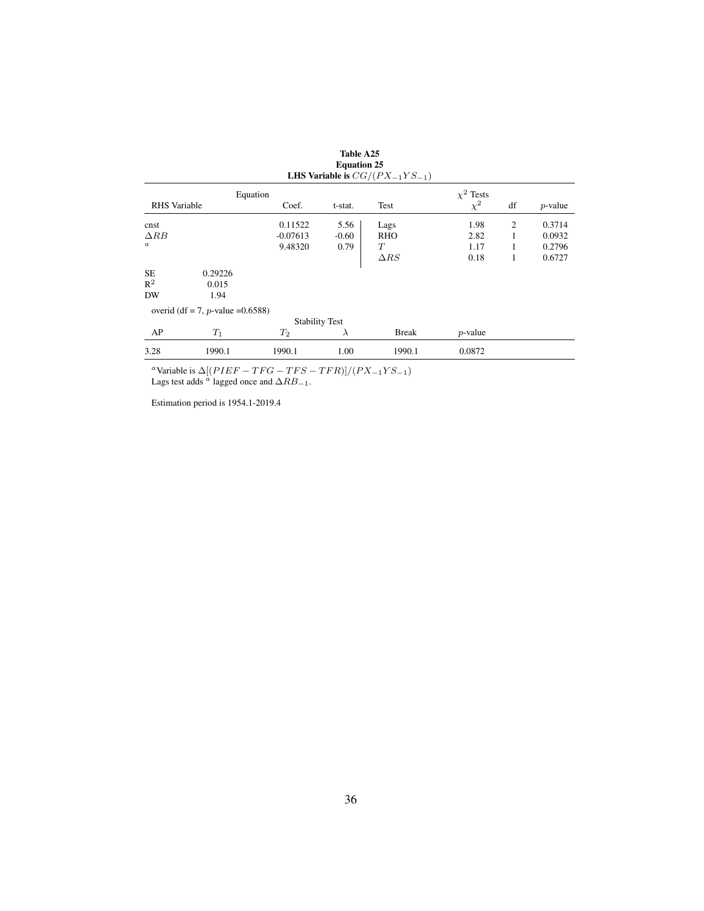**Table A25**
**Equation 25**
**LHS Variable is $CG/(PX_{-1}YS_{-1})$**

| RHS Variable | Equation Coef. | t-stat. | Test | $\chi^2$ Tests $\chi^2$ | df | $p$-value |
|---|---|---|---|---|---|---|
| cnst | 0.11522 | 5.56 | Lags | 1.98 | 2 | 0.3714 |
| $\Delta RB$ | -0.07613 | -0.60 | RHO | 2.82 | 1 | 0.0932 |
| $^a$ | 9.48320 | 0.79 | $T$ | 1.17 | 1 | 0.2796 |
| | | | $\Delta RS$ | 0.18 | 1 | 0.6727 |

| | |
|---|---|
| SE | 0.29226 |
| $R^2$ | 0.015 |
| DW | 1.94 |

overid (df = 7, $p$-value =0.6588)

Stability Test

| AP | $T_1$ | $T_2$ | $\lambda$ | Break | $p$-value |
|---|---|---|---|---|---|
| 3.28 | 1990.1 | 1990.1 | 1.00 | 1990.1 | 0.0872 |

$^a$Variable is $\Delta[(PIEF - TFG - TFS - TFR)]/(PX_{-1}YS_{-1})$
Lags test adds $^a$ lagged once and $\Delta RB_{-1}$.

Estimation period is 1954.1-2019.4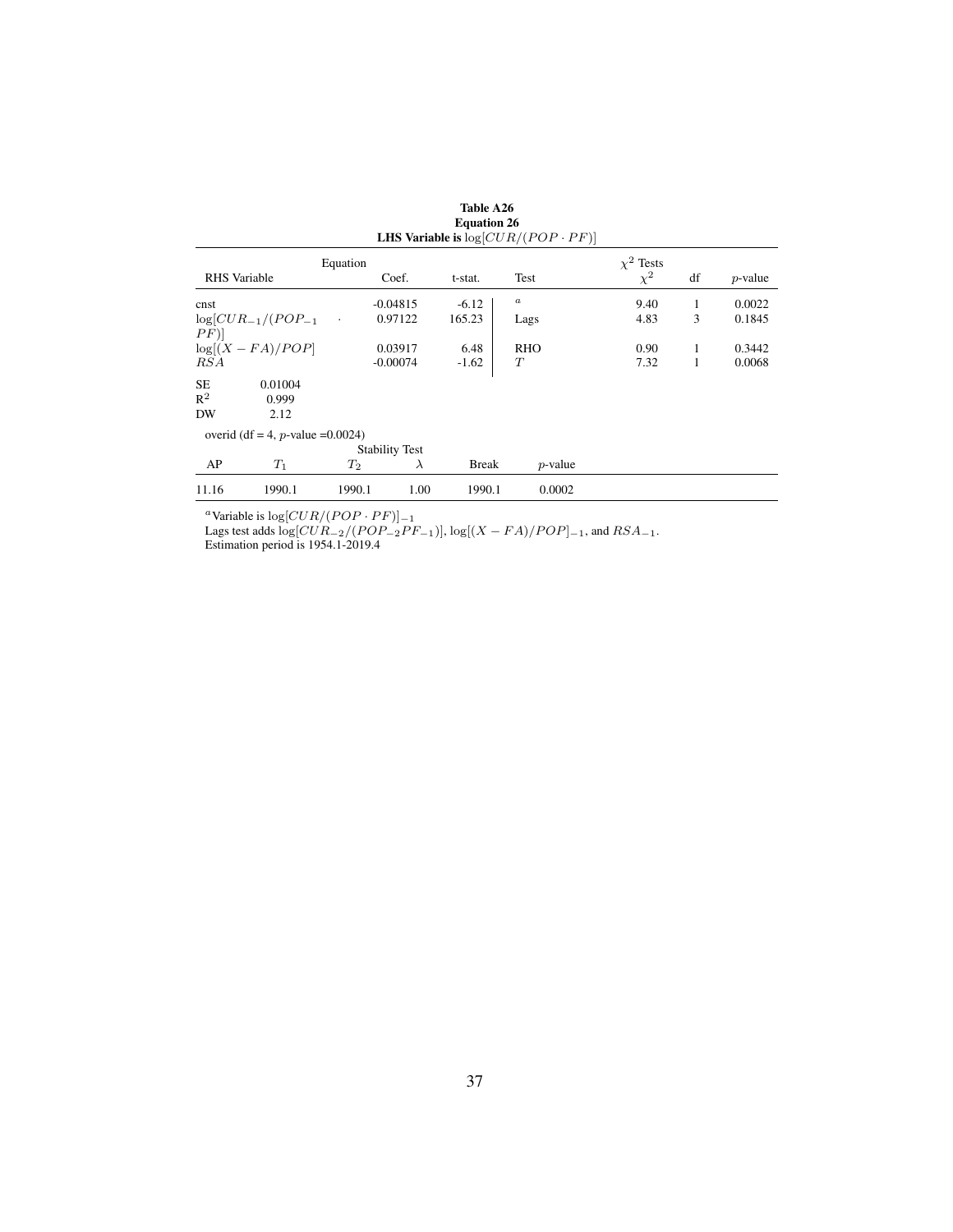**Table A26**
**Equation 26**
**LHS Variable is $\log[CUR/(POP \cdot PF)]$**

| Equation | | | | $\chi^2$ Tests | | |
|---|---|---|---|---|---|---|
| RHS Variable | Coef. | t-stat. | Test | $\chi^2$ | df | $p$-value |
| cnst | -0.04815 | -6.12 | $^a$ | 9.40 | 1 | 0.0022 |
| $\log[CUR_{-1}/(POP_{-1} \cdot PF)]$ | 0.97122 | 165.23 | Lags | 4.83 | 3 | 0.1845 |
| $\log[(X-FA)/POP]$ | 0.03917 | 6.48 | RHO | 0.90 | 1 | 0.3442 |
| $RSA$ | -0.00074 | -1.62 | $T$ | 7.32 | 1 | 0.0068 |

| | |
|---|---|
| SE | 0.01004 |
| $R^2$ | 0.999 |
| DW | 2.12 |

overid (df = 4, $p$-value =0.0024)

**Stability Test**

| AP | $T_1$ | $T_2$ | $\lambda$ | Break | $p$-value |
|---|---|---|---|---|---|
| 11.16 | 1990.1 | 1990.1 | 1.00 | 1990.1 | 0.0002 |

$^a$Variable is $\log[CUR/(POP \cdot PF)]_{-1}$
Lags test adds $\log[CUR_{-2}/(POP_{-2}PF_{-1})]$, $\log[(X-FA)/POP]_{-1}$, and $RSA_{-1}$.
Estimation period is 1954.1-2019.4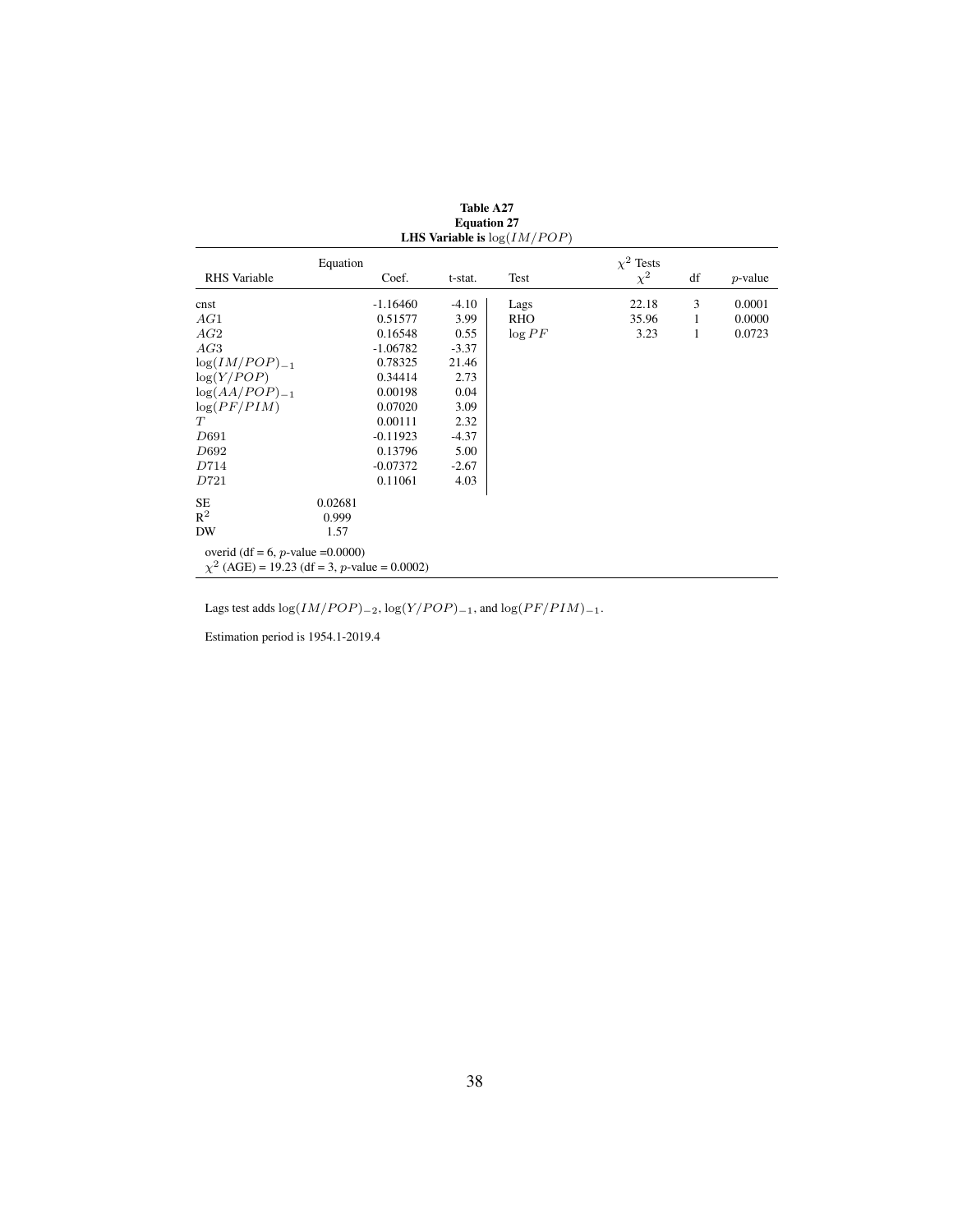**Table A27**
**Equation 27**
**LHS Variable is $\log(IM/POP)$**

| RHS Variable | Equation | Coef. | t-stat. | Test | $\chi^2$ Tests $\chi^2$ | df | $p$-value |
|---|---|---|---|---|---|---|---|
| cnst | | -1.16460 | -4.10 | Lags | 22.18 | 3 | 0.0001 |
| $AG1$ | | 0.51577 | 3.99 | RHO | 35.96 | 1 | 0.0000 |
| $AG2$ | | 0.16548 | 0.55 | $\log PF$ | 3.23 | 1 | 0.0723 |
| $AG3$ | | -1.06782 | -3.37 | | | | |
| $\log(IM/POP)_{-1}$ | | 0.78325 | 21.46 | | | | |
| $\log(Y/POP)$ | | 0.34414 | 2.73 | | | | |
| $\log(AA/POP)_{-1}$ | | 0.00198 | 0.04 | | | | |
| $\log(PF/PIM)$ | | 0.07020 | 3.09 | | | | |
| $T$ | | 0.00111 | 2.32 | | | | |
| $D691$ | | -0.11923 | -4.37 | | | | |
| $D692$ | | 0.13796 | 5.00 | | | | |
| $D714$ | | -0.07372 | -2.67 | | | | |
| $D721$ | | 0.11061 | 4.03 | | | | |
| SE | 0.02681 | | | | | | |
| $R^2$ | 0.999 | | | | | | |
| DW | 1.57 | | | | | | |

overid (df = 6, $p$-value =0.0000)
$\chi^2$ (AGE) = 19.23 (df = 3, $p$-value = 0.0002)

Lags test adds $\log(IM/POP)_{-2}$, $\log(Y/POP)_{-1}$, and $\log(PF/PIM)_{-1}$.

Estimation period is 1954.1-2019.4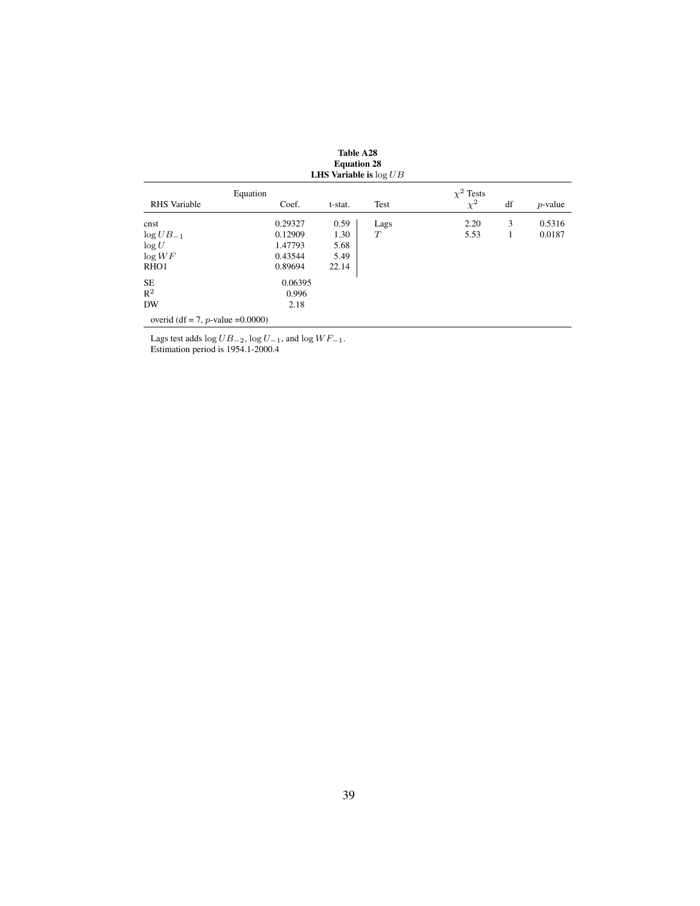**Table A28**
**Equation 28**
**LHS Variable is $\log UB$**

| RHS Variable | Equation Coef. | t-stat. | Test | $\chi^2$ Tests $\chi^2$ | df | $p$-value |
|---|---|---|---|---|---|---|
| cnst | 0.29327 | 0.59 | Lags | 2.20 | 3 | 0.5316 |
| $\log UB_{-1}$ | 0.12909 | 1.30 | $T$ | 5.53 | 1 | 0.0187 |
| $\log U$ | 1.47793 | 5.68 | | | | |
| $\log WF$ | 0.43544 | 5.49 | | | | |
| RHO1 | 0.89694 | 22.14 | | | | |
| SE | 0.06395 | | | | | |
| $R^2$ | 0.996 | | | | | |
| DW | 2.18 | | | | | |
| overid (df = 7, $p$-value =0.0000) | | | | | | |

Lags test adds $\log UB_{-2}$, $\log U_{-1}$, and $\log WF_{-1}$.
Estimation period is 1954.1-2000.4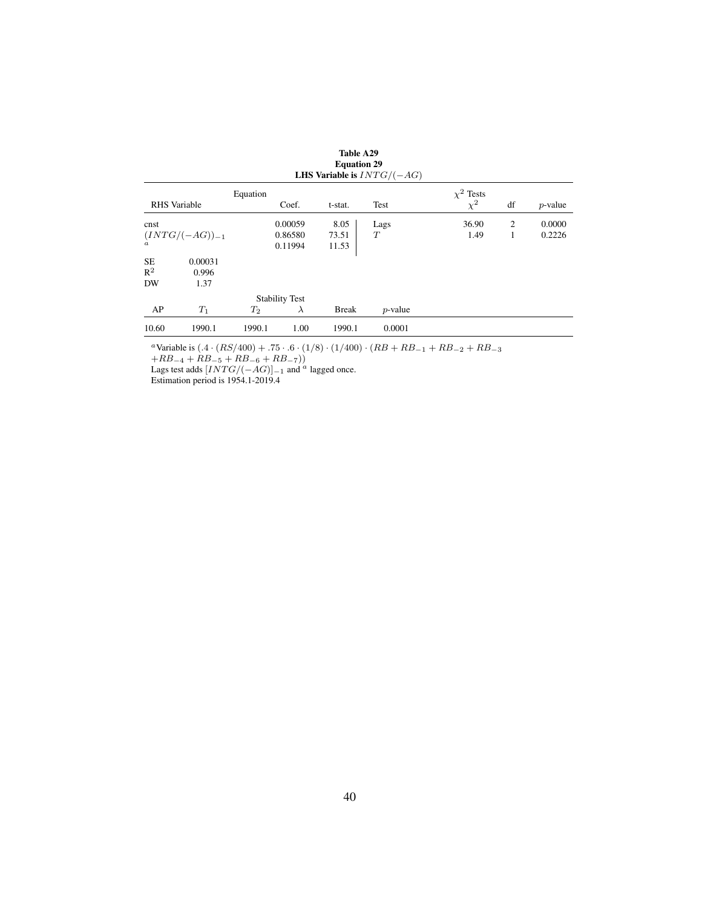**Table A29**
**Equation 29**
**LHS Variable is $INTG/(-AG)$**

| RHS Variable | Equation Coef. | t-stat. | Test | $\chi^2$ Tests $\chi^2$ | df | $p$-value |
|---|---|---|---|---|---|---|
| cnst | 0.00059 | 8.05 | Lags | 36.90 | 2 | 0.0000 |
| $(INTG/(-AG))_{-1}$ | 0.86580 | 73.51 | $T$ | 1.49 | 1 | 0.2226 |
| $^a$ | 0.11994 | 11.53 | | | | |

| | |
|---|---|
| SE | 0.00031 |
| $R^2$ | 0.996 |
| DW | 1.37 |

| AP | $T_1$ | $T_2$ | Stability Test $\lambda$ | Break | $p$-value |
|---|---|---|---|---|---|
| 10.60 | 1990.1 | 1990.1 | 1.00 | 1990.1 | 0.0001 |

[a] Variable is $(.4 \cdot (RS/400) + .75 \cdot .6 \cdot (1/8) \cdot (1/400) \cdot (RB + RB_{-1} + RB_{-2} + RB_{-3}$ $+RB_{-4} + RB_{-5} + RB_{-6} + RB_{-7}))$

Lags test adds $[INTG/(-AG)]_{-1}$ and $^a$ lagged once.

Estimation period is 1954.1-2019.4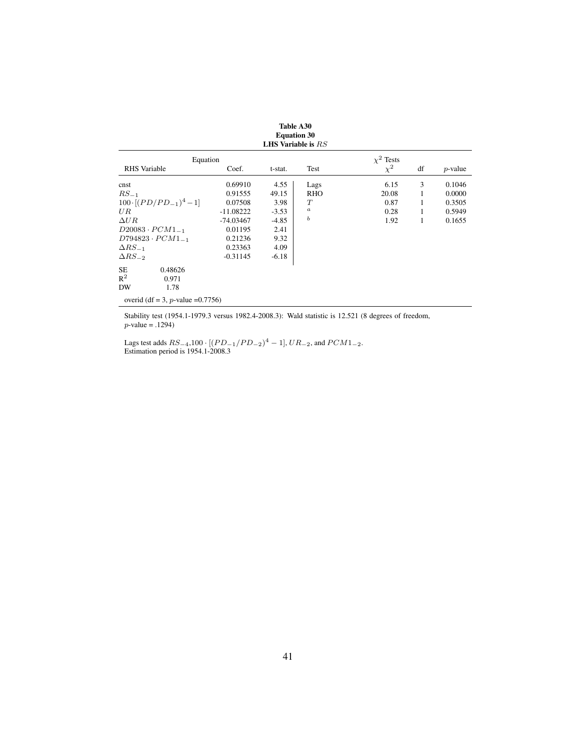**Table A30**
**Equation 30**
**LHS Variable is $RS$**

| Equation | | | $\chi^2$ Tests | | | |
|---|---|---|---|---|---|---|
| RHS Variable | Coef. | t-stat. | Test | $\chi^2$ | df | $p$-value |
| cnst | 0.69910 | 4.55 | Lags | 6.15 | 3 | 0.1046 |
| $RS_{-1}$ | 0.91555 | 49.15 | RHO | 20.08 | 1 | 0.0000 |
| $100 \cdot [(PD/PD_{-1})^4 - 1]$ | 0.07508 | 3.98 | $T$ | 0.87 | 1 | 0.3505 |
| $UR$ | -11.08222 | -3.53 | $^a$ | 0.28 | 1 | 0.5949 |
| $\Delta UR$ | -74.03467 | -4.85 | $^b$ | 1.92 | 1 | 0.1655 |
| $D20083 \cdot PCM1_{-1}$ | 0.01195 | 2.41 | | | | |
| $D794823 \cdot PCM1_{-1}$ | 0.21236 | 9.32 | | | | |
| $\Delta RS_{-1}$ | 0.23363 | 4.09 | | | | |
| $\Delta RS_{-2}$ | -0.31145 | -6.18 | | | | |

SE 0.48626
$R^2$ 0.971
DW 1.78

overid (df = 3, $p$-value =0.7756)

Stability test (1954.1-1979.3 versus 1982.4-2008.3): Wald statistic is 12.521 (8 degrees of freedom, $p$-value = .1294)

Lags test adds $RS_{-4}$, $100 \cdot [(PD_{-1}/PD_{-2})^4 - 1]$, $UR_{-2}$, and $PCM1_{-2}$.
Estimation period is 1954.1-2008.3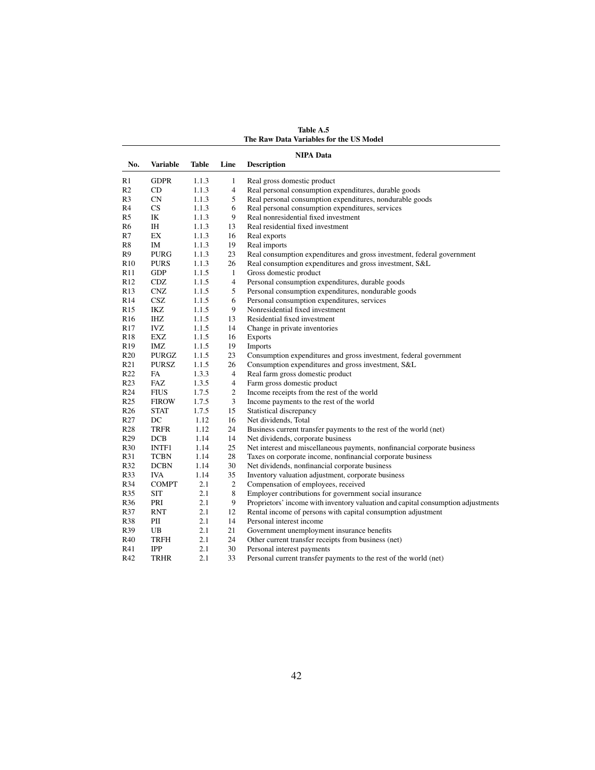**Table A.5**
**The Raw Data Variables for the US Model**

| | | NIPA Data | | |
|---|---|---|---|---|
| **No.** | **Variable** | **Table** | **Line** | **Description** |
| R1 | GDPR | 1.1.3 | 1 | Real gross domestic product |
| R2 | CD | 1.1.3 | 4 | Real personal consumption expenditures, durable goods |
| R3 | CN | 1.1.3 | 5 | Real personal consumption expenditures, nondurable goods |
| R4 | CS | 1.1.3 | 6 | Real personal consumption expenditures, services |
| R5 | IK | 1.1.3 | 9 | Real nonresidential fixed investment |
| R6 | IH | 1.1.3 | 13 | Real residential fixed investment |
| R7 | EX | 1.1.3 | 16 | Real exports |
| R8 | IM | 1.1.3 | 19 | Real imports |
| R9 | PURG | 1.1.3 | 23 | Real consumption expenditures and gross investment, federal government |
| R10 | PURS | 1.1.3 | 26 | Real consumption expenditures and gross investment, S&L |
| R11 | GDP | 1.1.5 | 1 | Gross domestic product |
| R12 | CDZ | 1.1.5 | 4 | Personal consumption expenditures, durable goods |
| R13 | CNZ | 1.1.5 | 5 | Personal consumption expenditures, nondurable goods |
| R14 | CSZ | 1.1.5 | 6 | Personal consumption expenditures, services |
| R15 | IKZ | 1.1.5 | 9 | Nonresidential fixed investment |
| R16 | IHZ | 1.1.5 | 13 | Residential fixed investment |
| R17 | IVZ | 1.1.5 | 14 | Change in private inventories |
| R18 | EXZ | 1.1.5 | 16 | Exports |
| R19 | IMZ | 1.1.5 | 19 | Imports |
| R20 | PURGZ | 1.1.5 | 23 | Consumption expenditures and gross investment, federal government |
| R21 | PURSZ | 1.1.5 | 26 | Consumption expenditures and gross investment, S&L |
| R22 | FA | 1.3.3 | 4 | Real farm gross domestic product |
| R23 | FAZ | 1.3.5 | 4 | Farm gross domestic product |
| R24 | FIUS | 1.7.5 | 2 | Income receipts from the rest of the world |
| R25 | FIROW | 1.7.5 | 3 | Income payments to the rest of the world |
| R26 | STAT | 1.7.5 | 15 | Statistical discrepancy |
| R27 | DC | 1.12 | 16 | Net dividends, Total |
| R28 | TRFR | 1.12 | 24 | Business current transfer payments to the rest of the world (net) |
| R29 | DCB | 1.14 | 14 | Net dividends, corporate business |
| R30 | INTF1 | 1.14 | 25 | Net interest and miscellaneous payments, nonfinancial corporate business |
| R31 | TCBN | 1.14 | 28 | Taxes on corporate income, nonfinancial corporate business |
| R32 | DCBN | 1.14 | 30 | Net dividends, nonfinancial corporate business |
| R33 | IVA | 1.14 | 35 | Inventory valuation adjustment, corporate business |
| R34 | COMPT | 2.1 | 2 | Compensation of employees, received |
| R35 | SIT | 2.1 | 8 | Employer contributions for government social insurance |
| R36 | PRI | 2.1 | 9 | Proprietors' income with inventory valuation and capital consumption adjustments |
| R37 | RNT | 2.1 | 12 | Rental income of persons with capital consumption adjustment |
| R38 | PII | 2.1 | 14 | Personal interest income |
| R39 | UB | 2.1 | 21 | Government unemployment insurance benefits |
| R40 | TRFH | 2.1 | 24 | Other current transfer receipts from business (net) |
| R41 | IPP | 2.1 | 30 | Personal interest payments |
| R42 | TRHR | 2.1 | 33 | Personal current transfer payments to the rest of the world (net) |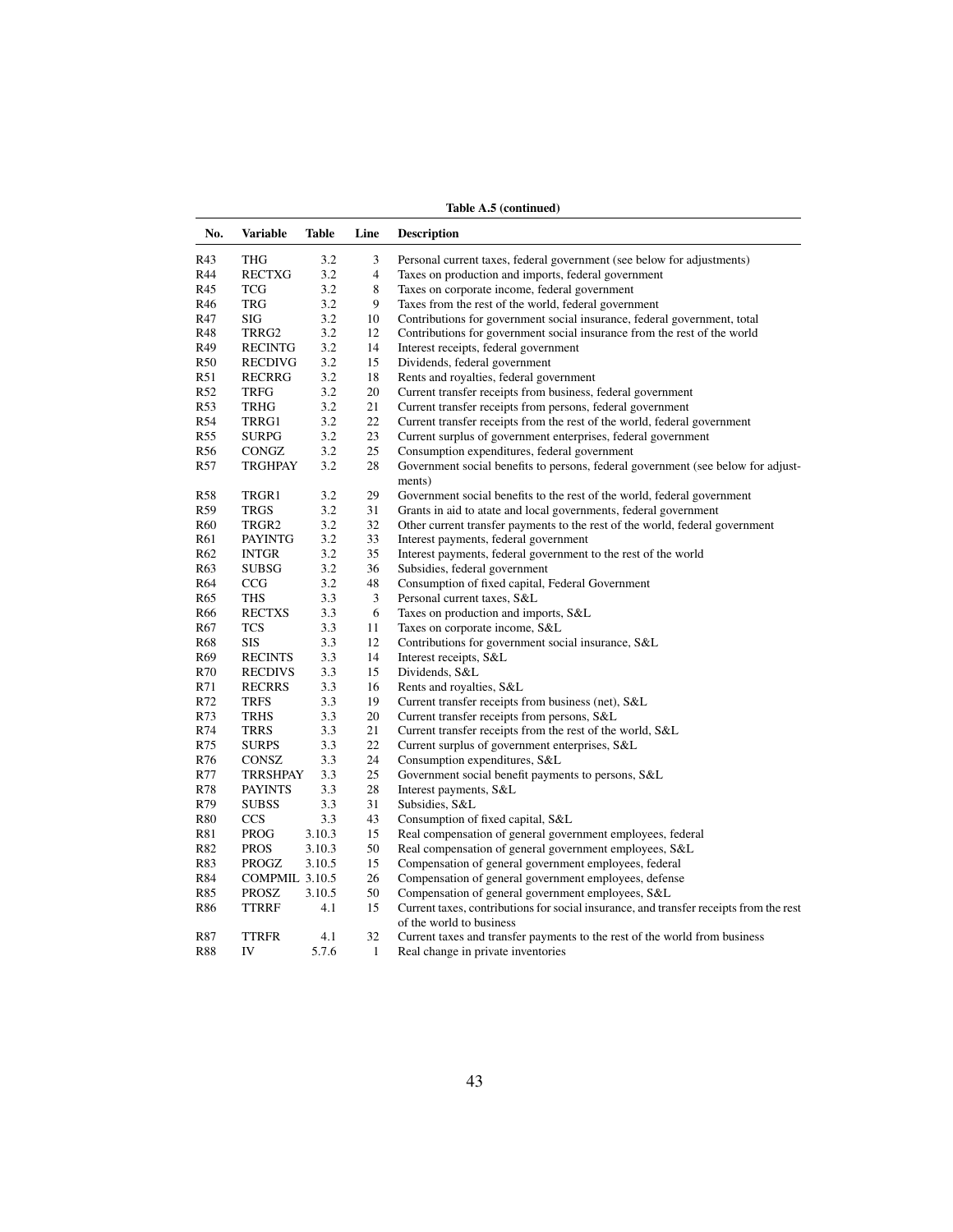**Table A.5 (continued)**

| No. | Variable | Table | Line | Description |
|---|---|---|---|---|
| R43 | THG | 3.2 | 3 | Personal current taxes, federal government (see below for adjustments) |
| R44 | RECTXG | 3.2 | 4 | Taxes on production and imports, federal government |
| R45 | TCG | 3.2 | 8 | Taxes on corporate income, federal government |
| R46 | TRG | 3.2 | 9 | Taxes from the rest of the world, federal government |
| R47 | SIG | 3.2 | 10 | Contributions for government social insurance, federal government, total |
| R48 | TRRG2 | 3.2 | 12 | Contributions for government social insurance from the rest of the world |
| R49 | RECINTG | 3.2 | 14 | Interest receipts, federal government |
| R50 | RECDIVG | 3.2 | 15 | Dividends, federal government |
| R51 | RECRRG | 3.2 | 18 | Rents and royalties, federal government |
| R52 | TRFG | 3.2 | 20 | Current transfer receipts from business, federal government |
| R53 | TRHG | 3.2 | 21 | Current transfer receipts from persons, federal government |
| R54 | TRRG1 | 3.2 | 22 | Current transfer receipts from the rest of the world, federal government |
| R55 | SURPG | 3.2 | 23 | Current surplus of government enterprises, federal government |
| R56 | CONGZ | 3.2 | 25 | Consumption expenditures, federal government |
| R57 | TRGHPAY | 3.2 | 28 | Government social benefits to persons, federal government (see below for adjustments) |
| R58 | TRGR1 | 3.2 | 29 | Government social benefits to the rest of the world, federal government |
| R59 | TRGS | 3.2 | 31 | Grants in aid to atate and local governments, federal government |
| R60 | TRGR2 | 3.2 | 32 | Other current transfer payments to the rest of the world, federal government |
| R61 | PAYINTG | 3.2 | 33 | Interest payments, federal government |
| R62 | INTGR | 3.2 | 35 | Interest payments, federal government to the rest of the world |
| R63 | SUBSG | 3.2 | 36 | Subsidies, federal government |
| R64 | CCG | 3.2 | 48 | Consumption of fixed capital, Federal Government |
| R65 | THS | 3.3 | 3 | Personal current taxes, S&L |
| R66 | RECTXS | 3.3 | 6 | Taxes on production and imports, S&L |
| R67 | TCS | 3.3 | 11 | Taxes on corporate income, S&L |
| R68 | SIS | 3.3 | 12 | Contributions for government social insurance, S&L |
| R69 | RECINTS | 3.3 | 14 | Interest receipts, S&L |
| R70 | RECDIVS | 3.3 | 15 | Dividends, S&L |
| R71 | RECRRS | 3.3 | 16 | Rents and royalties, S&L |
| R72 | TRFS | 3.3 | 19 | Current transfer receipts from business (net), S&L |
| R73 | TRHS | 3.3 | 20 | Current transfer receipts from persons, S&L |
| R74 | TRRS | 3.3 | 21 | Current transfer receipts from the rest of the world, S&L |
| R75 | SURPS | 3.3 | 22 | Current surplus of government enterprises, S&L |
| R76 | CONSZ | 3.3 | 24 | Consumption expenditures, S&L |
| R77 | TRRSHPAY | 3.3 | 25 | Government social benefit payments to persons, S&L |
| R78 | PAYINTS | 3.3 | 28 | Interest payments, S&L |
| R79 | SUBSS | 3.3 | 31 | Subsidies, S&L |
| R80 | CCS | 3.3 | 43 | Consumption of fixed capital, S&L |
| R81 | PROG | 3.10.3 | 15 | Real compensation of general government employees, federal |
| R82 | PROS | 3.10.3 | 50 | Real compensation of general government employees, S&L |
| R83 | PROGZ | 3.10.5 | 15 | Compensation of general government employees, federal |
| R84 | COMPMIL | 3.10.5 | 26 | Compensation of general government employees, defense |
| R85 | PROSZ | 3.10.5 | 50 | Compensation of general government employees, S&L |
| R86 | TTRRF | 4.1 | 15 | Current taxes, contributions for social insurance, and transfer receipts from the rest of the world to business |
| R87 | TTRFR | 4.1 | 32 | Current taxes and transfer payments to the rest of the world from business |
| R88 | IV | 5.7.6 | 1 | Real change in private inventories |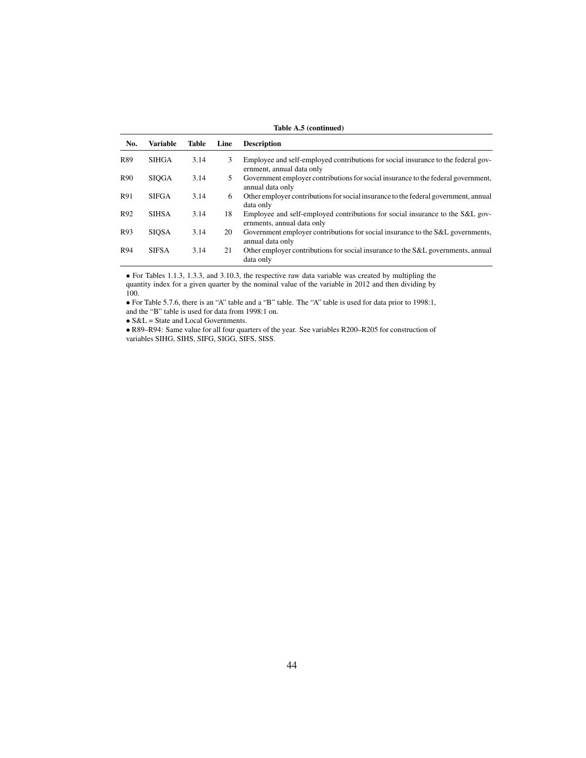**Table A.5 (continued)**

| No. | Variable | Table | Line | Description |
|---|---|---|---|---|
| R89 | SIHGA | 3.14 | 3 | Employee and self-employed contributions for social insurance to the federal government, annual data only |
| R90 | SIQGA | 3.14 | 5 | Government employer contributions for social insurance to the federal government, annual data only |
| R91 | SIFGA | 3.14 | 6 | Other employer contributions for social insurance to the federal government, annual data only |
| R92 | SIHSA | 3.14 | 18 | Employee and self-employed contributions for social insurance to the S&L governments, annual data only |
| R93 | SIQSA | 3.14 | 20 | Government employer contributions for social insurance to the S&L governments, annual data only |
| R94 | SIFSA | 3.14 | 21 | Other employer contributions for social insurance to the S&L governments, annual data only |

- For Tables 1.1.3, 1.3.3, and 3.10.3, the respective raw data variable was created by multipling the quantity index for a given quarter by the nominal value of the variable in 2012 and then dividing by 100.
- For Table 5.7.6, there is an "A" table and a "B" table. The "A" table is used for data prior to 1998:1, and the "B" table is used for data from 1998:1 on.
- S&L = State and Local Governments.
- R89–R94: Same value for all four quarters of the year. See variables R200–R205 for construction of variables SIHG, SIHS, SIFG, SIGG, SIFS, SISS.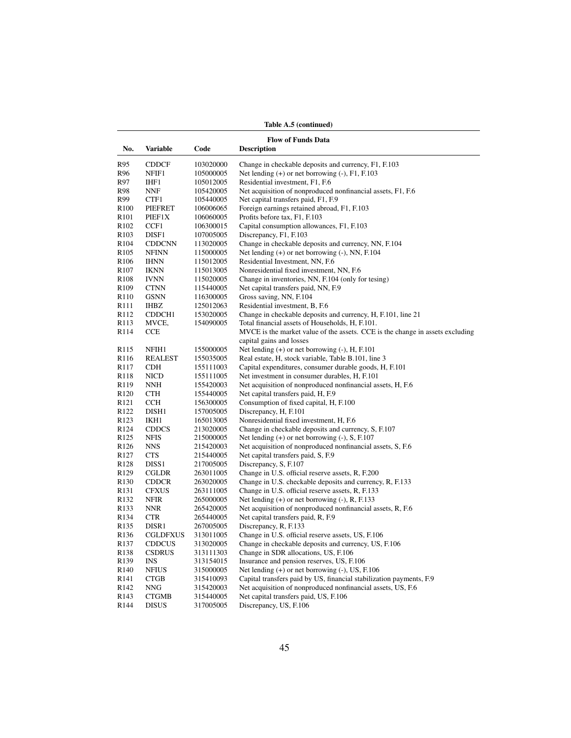**Table A.5 (continued)**

| No. | Variable | Code | Description |
|---|---|---|---|
| | | | **Flow of Funds Data** |
| R95 | CDDCF | 103020000 | Change in checkable deposits and currency, F1, F.103 |
| R96 | NFIF1 | 105000005 | Net lending (+) or net borrowing (-), F1, F.103 |
| R97 | IHF1 | 105012005 | Residential investment, F1, F.6 |
| R98 | NNF | 105420005 | Net acquisition of nonproduced nonfinancial assets, F1, F.6 |
| R99 | CTF1 | 105440005 | Net capital transfers paid, F1, F.9 |
| R100 | PIEFRET | 106006065 | Foreign earnings retained abroad, F1, F.103 |
| R101 | PIEF1X | 106060005 | Profits before tax, F1, F.103 |
| R102 | CCF1 | 106300015 | Capital consumption allowances, F1, F.103 |
| R103 | DISF1 | 107005005 | Discrepancy, F1, F.103 |
| R104 | CDDCNN | 113020005 | Change in checkable deposits and currency, NN, F.104 |
| R105 | NFINN | 115000005 | Net lending (+) or net borrowing (-), NN, F.104 |
| R106 | IHNN | 115012005 | Residential Investment, NN, F.6 |
| R107 | IKNN | 115013005 | Nonresidential fixed investment, NN, F.6 |
| R108 | IVNN | 115020005 | Change in inventories, NN, F.104 (only for tesing) |
| R109 | CTNN | 115440005 | Net capital transfers paid, NN, F.9 |
| R110 | GSNN | 116300005 | Gross saving, NN, F.104 |
| R111 | IHBZ | 125012063 | Residential investment, B, F.6 |
| R112 | CDDCH1 | 153020005 | Change in checkable deposits and currency, H, F.101, line 21 |
| R113 | MVCE, | 154090005 | Total financial assets of Households, H, F.101. |
| R114 | CCE | | MVCE is the market value of the assets. CCE is the change in assets excluding capital gains and losses |
| R115 | NFIH1 | 155000005 | Net lending (+) or net borrowing (-), H, F.101 |
| R116 | REALEST | 155035005 | Real estate, H, stock variable, Table B.101, line 3 |
| R117 | CDH | 155111003 | Capital expenditures, consumer durable goods, H, F.101 |
| R118 | NICD | 155111005 | Net investment in consumer durables, H, F.101 |
| R119 | NNH | 155420003 | Net acquisition of nonproduced nonfinancial assets, H, F.6 |
| R120 | CTH | 155440005 | Net capital transfers paid, H, F.9 |
| R121 | CCH | 156300005 | Consumption of fixed capital, H, F.100 |
| R122 | DISH1 | 157005005 | Discrepancy, H, F.101 |
| R123 | IKH1 | 165013005 | Nonresidential fixed investment, H, F.6 |
| R124 | CDDCS | 213020005 | Change in checkable deposits and currency, S, F.107 |
| R125 | NFIS | 215000005 | Net lending (+) or net borrowing (-), S, F.107 |
| R126 | NNS | 215420003 | Net acquisition of nonproduced nonfinancial assets, S, F.6 |
| R127 | CTS | 215440005 | Net capital transfers paid, S, F.9 |
| R128 | DISS1 | 217005005 | Discrepancy, S, F.107 |
| R129 | CGLDR | 263011005 | Change in U.S. official reserve assets, R, F.200 |
| R130 | CDDCR | 263020005 | Change in U.S. checkable deposits and currency, R, F.133 |
| R131 | CFXUS | 263111005 | Change in U.S. official reserve assets, R, F.133 |
| R132 | NFIR | 265000005 | Net lending (+) or net borrowing (-), R, F.133 |
| R133 | NNR | 265420005 | Net acquisition of nonproduced nonfinancial assets, R, F.6 |
| R134 | CTR | 265440005 | Net capital transfers paid, R, F.9 |
| R135 | DISR1 | 267005005 | Discrepancy, R, F.133 |
| R136 | CGLDFXUS | 313011005 | Change in U.S. official reserve assets, US, F.106 |
| R137 | CDDCUS | 313020005 | Change in checkable deposits and currency, US, F.106 |
| R138 | CSDRUS | 313111303 | Change in SDR allocations, US, F.106 |
| R139 | INS | 313154015 | Insurance and pension reserves, US, F.106 |
| R140 | NFIUS | 315000005 | Net lending (+) or net borrowing (-), US, F.106 |
| R141 | CTGB | 315410093 | Capital transfers paid by US, financial stabilization payments, F.9 |
| R142 | NNG | 315420003 | Net acquisition of nonproduced nonfinancial assets, US, F.6 |
| R143 | CTGMB | 315440005 | Net capital transfers paid, US, F.106 |
| R144 | DISUS | 317005005 | Discrepancy, US, F.106 |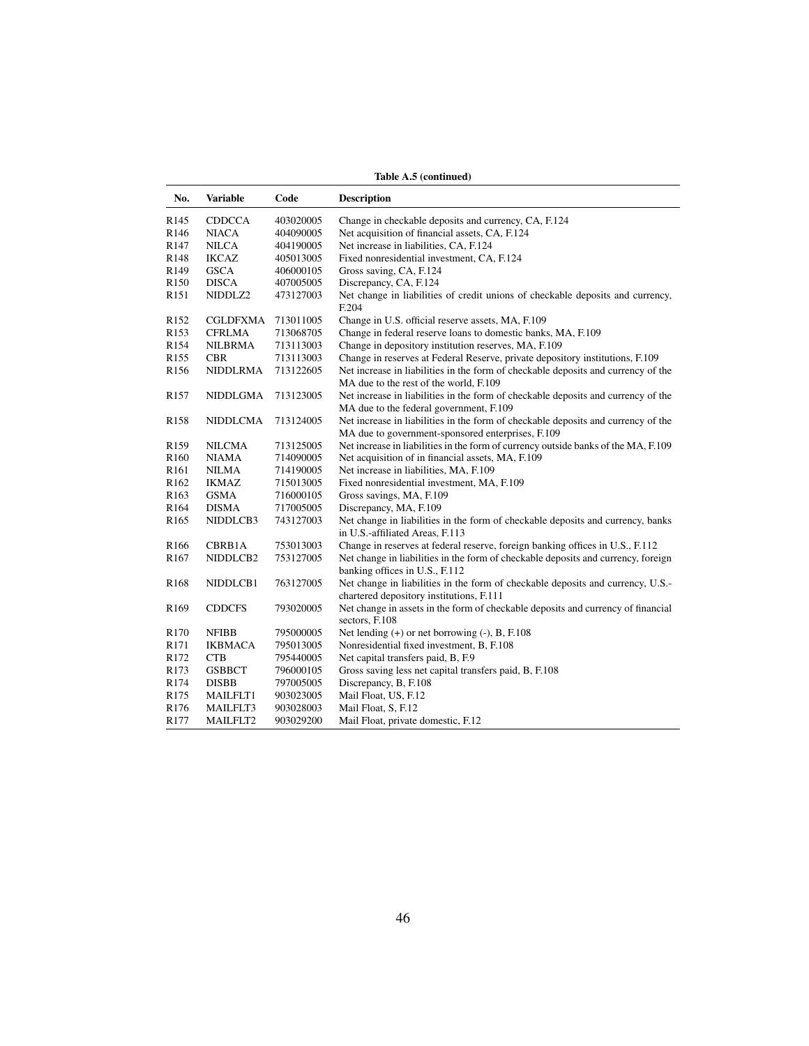**Table A.5 (continued)**

| No. | Variable | Code | Description |
|---|---|---|---|
| R145 | CDDCCA | 403020005 | Change in checkable deposits and currency, CA, F.124 |
| R146 | NIACA | 404090005 | Net acquisition of financial assets, CA, F.124 |
| R147 | NILCA | 404190005 | Net increase in liabilities, CA, F.124 |
| R148 | IKCAZ | 405013005 | Fixed nonresidential investment, CA, F.124 |
| R149 | GSCA | 406000105 | Gross saving, CA, F.124 |
| R150 | DISCA | 407005005 | Discrepancy, CA, F.124 |
| R151 | NIDDLZ2 | 473127003 | Net change in liabilities of credit unions of checkable deposits and currency, F.204 |
| R152 | CGLDFXMA | 713011005 | Change in U.S. official reserve assets, MA, F.109 |
| R153 | CFRLMA | 713068705 | Change in federal reserve loans to domestic banks, MA, F.109 |
| R154 | NILBRMA | 713113003 | Change in depository institution reserves, MA, F.109 |
| R155 | CBR | 713113003 | Change in reserves at Federal Reserve, private depository institutions, F.109 |
| R156 | NIDDLRMA | 713122605 | Net increase in liabilities in the form of checkable deposits and currency of the MA due to the rest of the world, F.109 |
| R157 | NIDDLGMA | 713123005 | Net increase in liabilities in the form of checkable deposits and currency of the MA due to the federal government, F.109 |
| R158 | NIDDLCMA | 713124005 | Net increase in liabilities in the form of checkable deposits and currency of the MA due to government-sponsored enterprises, F.109 |
| R159 | NILCMA | 713125005 | Net increase in liabilities in the form of currency outside banks of the MA, F.109 |
| R160 | NIAMA | 714090005 | Net acquisition of in financial assets, MA, F.109 |
| R161 | NILMA | 714190005 | Net increase in liabilities, MA, F.109 |
| R162 | IKMAZ | 715013005 | Fixed nonresidential investment, MA, F.109 |
| R163 | GSMA | 716000105 | Gross savings, MA, F.109 |
| R164 | DISMA | 717005005 | Discrepancy, MA, F.109 |
| R165 | NIDDLCB3 | 743127003 | Net change in liabilities in the form of checkable deposits and currency, banks in U.S.-affiliated Areas, F.113 |
| R166 | CBRB1A | 753013003 | Change in reserves at federal reserve, foreign banking offices in U.S., F.112 |
| R167 | NIDDLCB2 | 753127005 | Net change in liabilities in the form of checkable deposits and currency, foreign banking offices in U.S., F.112 |
| R168 | NIDDLCB1 | 763127005 | Net change in liabilities in the form of checkable deposits and currency, U.S.-chartered depository institutions, F.111 |
| R169 | CDDCFS | 793020005 | Net change in assets in the form of checkable deposits and currency of financial sectors, F.108 |
| R170 | NFIBB | 795000005 | Net lending (+) or net borrowing (-), B, F.108 |
| R171 | IKBMACA | 795013005 | Nonresidential fixed investment, B, F.108 |
| R172 | CTB | 795440005 | Net capital transfers paid, B, F.9 |
| R173 | GSBBCT | 796000105 | Gross saving less net capital transfers paid, B, F.108 |
| R174 | DISBB | 797005005 | Discrepancy, B, F.108 |
| R175 | MAILFLT1 | 903023005 | Mail Float, US, F.12 |
| R176 | MAILFLT3 | 903028003 | Mail Float, S, F.12 |
| R177 | MAILFLT2 | 903029200 | Mail Float, private domestic, F.12 |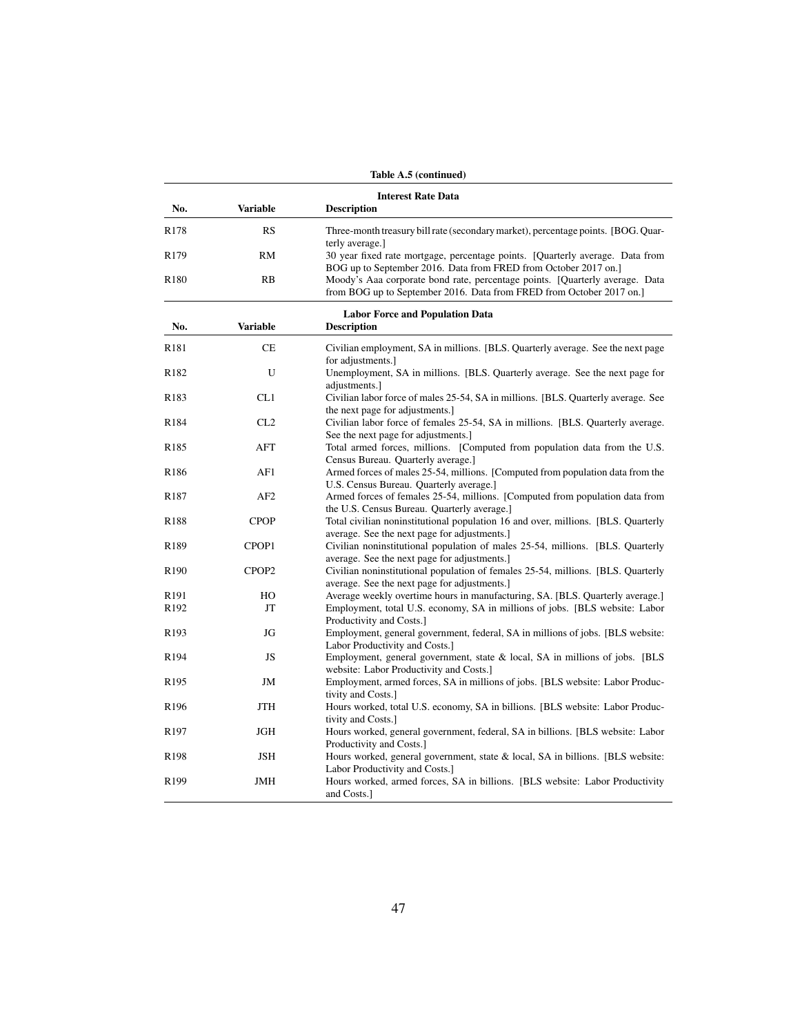**Table A.5 (continued)**

| No. | Variable | Description |
|---|---|---|
| | | **Interest Rate Data** |
| R178 | RS | Three-month treasury bill rate (secondary market), percentage points. [BOG. Quarterly average.] |
| R179 | RM | 30 year fixed rate mortgage, percentage points. [Quarterly average. Data from BOG up to September 2016. Data from FRED from October 2017 on.] |
| R180 | RB | Moody's Aaa corporate bond rate, percentage points. [Quarterly average. Data from BOG up to September 2016. Data from FRED from October 2017 on.] |

| No. | Variable | Description |
|---|---|---|
| | | **Labor Force and Population Data** |
| R181 | CE | Civilian employment, SA in millions. [BLS. Quarterly average. See the next page for adjustments.] |
| R182 | U | Unemployment, SA in millions. [BLS. Quarterly average. See the next page for adjustments.] |
| R183 | CL1 | Civilian labor force of males 25-54, SA in millions. [BLS. Quarterly average. See the next page for adjustments.] |
| R184 | CL2 | Civilian labor force of females 25-54, SA in millions. [BLS. Quarterly average. See the next page for adjustments.] |
| R185 | AFT | Total armed forces, millions. [Computed from population data from the U.S. Census Bureau. Quarterly average.] |
| R186 | AF1 | Armed forces of males 25-54, millions. [Computed from population data from the U.S. Census Bureau. Quarterly average.] |
| R187 | AF2 | Armed forces of females 25-54, millions. [Computed from population data from the U.S. Census Bureau. Quarterly average.] |
| R188 | CPOP | Total civilian noninstitutional population 16 and over, millions. [BLS. Quarterly average. See the next page for adjustments.] |
| R189 | CPOP1 | Civilian noninstitutional population of males 25-54, millions. [BLS. Quarterly average. See the next page for adjustments.] |
| R190 | CPOP2 | Civilian noninstitutional population of females 25-54, millions. [BLS. Quarterly average. See the next page for adjustments.] |
| R191 | HO | Average weekly overtime hours in manufacturing, SA. [BLS. Quarterly average.] |
| R192 | JT | Employment, total U.S. economy, SA in millions of jobs. [BLS website: Labor Productivity and Costs.] |
| R193 | JG | Employment, general government, federal, SA in millions of jobs. [BLS website: Labor Productivity and Costs.] |
| R194 | JS | Employment, general government, state & local, SA in millions of jobs. [BLS website: Labor Productivity and Costs.] |
| R195 | JM | Employment, armed forces, SA in millions of jobs. [BLS website: Labor Productivity and Costs.] |
| R196 | JTH | Hours worked, total U.S. economy, SA in billions. [BLS website: Labor Productivity and Costs.] |
| R197 | JGH | Hours worked, general government, federal, SA in billions. [BLS website: Labor Productivity and Costs.] |
| R198 | JSH | Hours worked, general government, state & local, SA in billions. [BLS website: Labor Productivity and Costs.] |
| R199 | JMH | Hours worked, armed forces, SA in billions. [BLS website: Labor Productivity and Costs.] |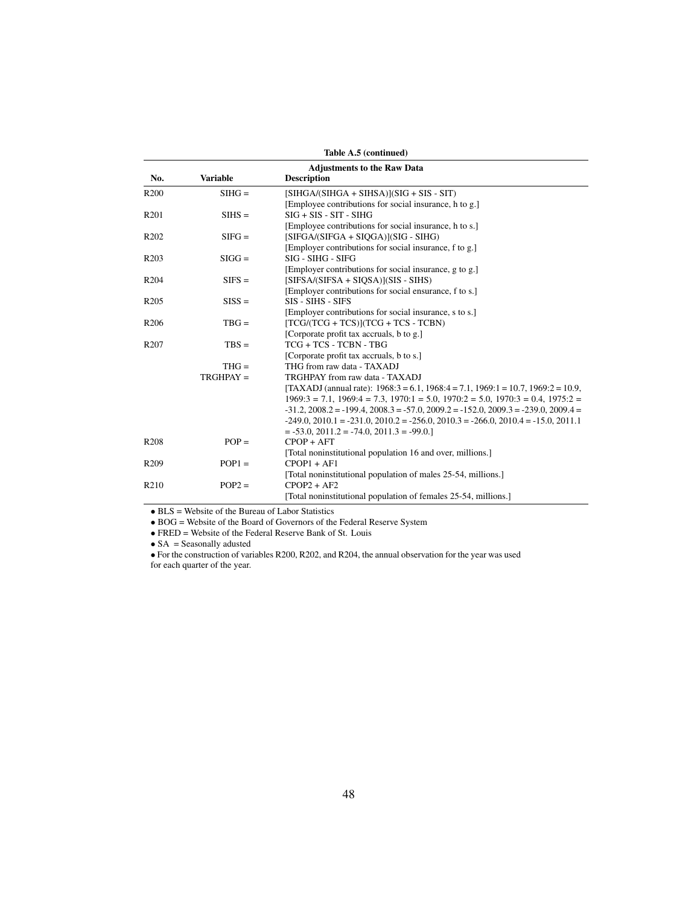**Table A.5 (continued)**

| No. | Variable | Adjustments to the Raw Data<br>Description |
|---|---|---|
| R200 | SIHG = | [SIHGA/(SIHGA + SIHSA)](SIG + SIS - SIT)<br>[Employee contributions for social insurance, h to g.] |
| R201 | SIHS = | SIG + SIS - SIT - SIHG<br>[Employee contributions for social insurance, h to s.] |
| R202 | SIFG = | [SIFGA/(SIFGA + SIQGA)](SIG - SIHG)<br>[Employer contributions for social insurance, f to g.] |
| R203 | SIGG = | SIG - SIHG - SIFG<br>[Employer contributions for social insurance, g to g.] |
| R204 | SIFS = | [SIFSA/(SIFSA + SIQSA)](SIS - SIHS)<br>[Employer contributions for social ensurance, f to s.] |
| R205 | SISS = | SIS - SIHS - SIFS<br>[Employer contributions for social insurance, s to s.] |
| R206 | TBG = | [TCG/(TCG + TCS)](TCG + TCS - TCBN)<br>[Corporate profit tax accruals, b to g.] |
| R207 | TBS = | TCG + TCS - TCBN - TBG<br>[Corporate profit tax accruals, b to s.] |
| | THG = | THG from raw data - TAXADJ |
| | TRGHPAY = | TRGHPAY from raw data - TAXADJ<br>[TAXADJ (annual rate): 1968:3 = 6.1, 1968:4 = 7.1, 1969:1 = 10.7, 1969:2 = 10.9, 1969:3 = 7.1, 1969:4 = 7.3, 1970:1 = 5.0, 1970:2 = 5.0, 1970:3 = 0.4, 1975:2 = -31.2, 2008.2 = -199.4, 2008.3 = -57.0, 2009.2 = -152.0, 2009.3 = -239.0, 2009.4 = -249.0, 2010.1 = -231.0, 2010.2 = -256.0, 2010.3 = -266.0, 2010.4 = -15.0, 2011.1 = -53.0, 2011.2 = -74.0, 2011.3 = -99.0.] |
| R208 | POP = | CPOP + AFT<br>[Total noninstitutional population 16 and over, millions.] |
| R209 | POP1 = | CPOP1 + AF1<br>[Total noninstitutional population of males 25-54, millions.] |
| R210 | POP2 = | CPOP2 + AF2<br>[Total noninstitutional population of females 25-54, millions.] |

- BLS = Website of the Bureau of Labor Statistics
- BOG = Website of the Board of Governors of the Federal Reserve System
- FRED = Website of the Federal Reserve Bank of St. Louis
- SA = Seasonally adusted
- For the construction of variables R200, R202, and R204, the annual observation for the year was used for each quarter of the year.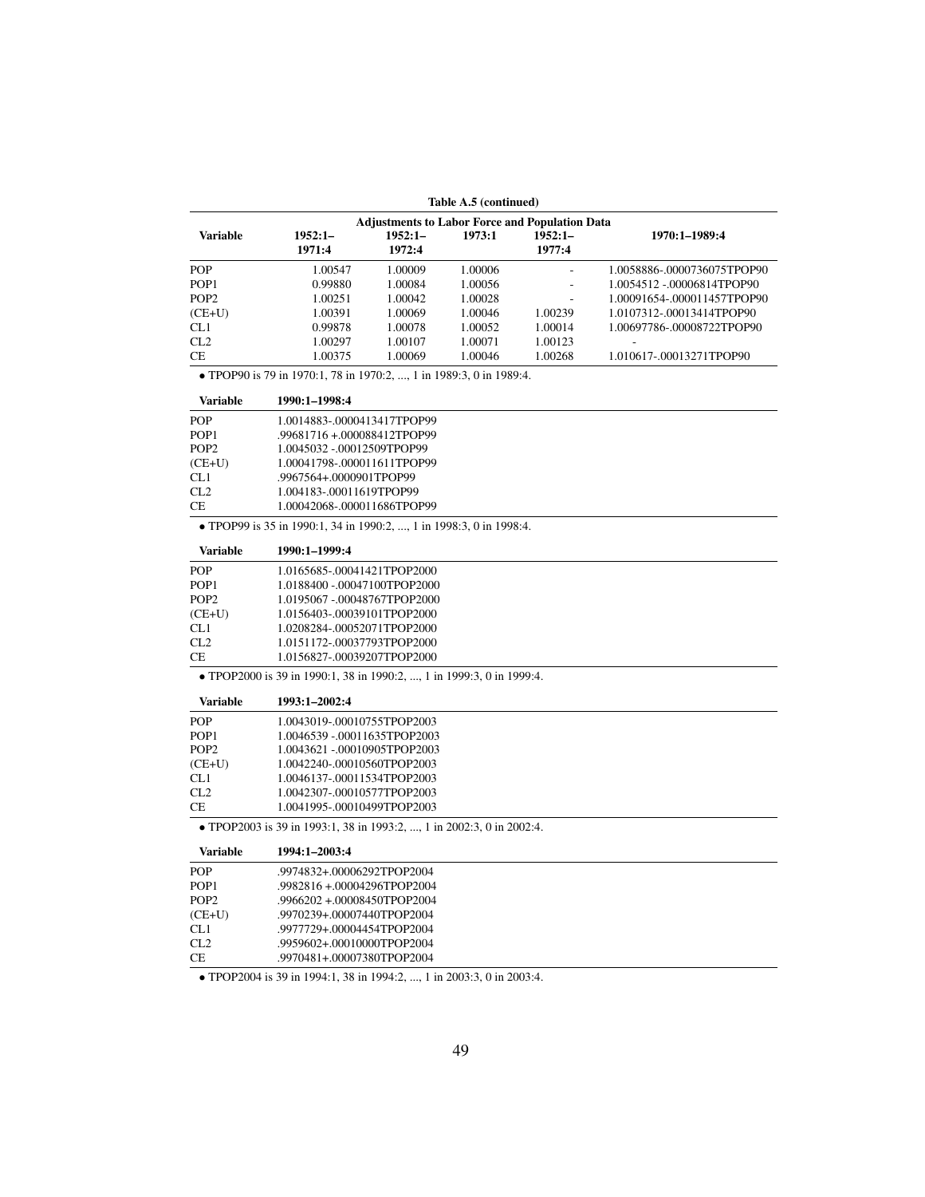**Table A.5 (continued)**

| Variable | Adjustments to Labor Force and Population Data | | | | |
|---|---|---|---|---|---|
| | **1952:1–1971:4** | **1952:1–1972:4** | **1973:1** | **1952:1–1977:4** | **1970:1–1989:4** |
| POP | 1.00547 | 1.00009 | 1.00006 | - | 1.0058886-.0000736075TPOP90 |
| POP1 | 0.99880 | 1.00084 | 1.00056 | - | 1.0054512 -.00006814TPOP90 |
| POP2 | 1.00251 | 1.00042 | 1.00028 | - | 1.00091654-.000011457TPOP90 |
| (CE+U) | 1.00391 | 1.00069 | 1.00046 | 1.00239 | 1.0107312-.00013414TPOP90 |
| CL1 | 0.99878 | 1.00078 | 1.00052 | 1.00014 | 1.00697786-.00008722TPOP90 |
| CL2 | 1.00297 | 1.00107 | 1.00071 | 1.00123 | - |
| CE | 1.00375 | 1.00069 | 1.00046 | 1.00268 | 1.010617-.00013271TPOP90 |

• TPOP90 is 79 in 1970:1, 78 in 1970:2, ..., 1 in 1989:3, 0 in 1989:4.

| Variable | 1990:1–1998:4 |
|---|---|
| POP | 1.0014883-.0000413417TPOP99 |
| POP1 | .99681716 +.000088412TPOP99 |
| POP2 | 1.0045032 -.00012509TPOP99 |
| (CE+U) | 1.00041798-.000011611TPOP99 |
| CL1 | .9967564+.0000901TPOP99 |
| CL2 | 1.004183-.00011619TPOP99 |
| CE | 1.00042068-.000011686TPOP99 |

• TPOP99 is 35 in 1990:1, 34 in 1990:2, ..., 1 in 1998:3, 0 in 1998:4.

| Variable | 1990:1–1999:4 |
|---|---|
| POP | 1.0165685-.00041421TPOP2000 |
| POP1 | 1.0188400 -.00047100TPOP2000 |
| POP2 | 1.0195067 -.00048767TPOP2000 |
| (CE+U) | 1.0156403-.00039101TPOP2000 |
| CL1 | 1.0208284-.00052071TPOP2000 |
| CL2 | 1.0151172-.00037793TPOP2000 |
| CE | 1.0156827-.00039207TPOP2000 |

• TPOP2000 is 39 in 1990:1, 38 in 1990:2, ..., 1 in 1999:3, 0 in 1999:4.

| Variable | 1993:1–2002:4 |
|---|---|
| POP | 1.0043019-.00010755TPOP2003 |
| POP1 | 1.0046539 -.00011635TPOP2003 |
| POP2 | 1.0043621 -.00010905TPOP2003 |
| (CE+U) | 1.0042240-.00010560TPOP2003 |
| CL1 | 1.0046137-.00011534TPOP2003 |
| CL2 | 1.0042307-.00010577TPOP2003 |
| CE | 1.0041995-.00010499TPOP2003 |

• TPOP2003 is 39 in 1993:1, 38 in 1993:2, ..., 1 in 2002:3, 0 in 2002:4.

| Variable | 1994:1–2003:4 |
|---|---|
| POP | .9974832+.00006292TPOP2004 |
| POP1 | .9982816 +.00004296TPOP2004 |
| POP2 | .9966202 +.00008450TPOP2004 |
| (CE+U) | .9970239+.00007440TPOP2004 |
| CL1 | .9977729+.00004454TPOP2004 |
| CL2 | .9959602+.00010000TPOP2004 |
| CE | .9970481+.00007380TPOP2004 |

• TPOP2004 is 39 in 1994:1, 38 in 1994:2, ..., 1 in 2003:3, 0 in 2003:4.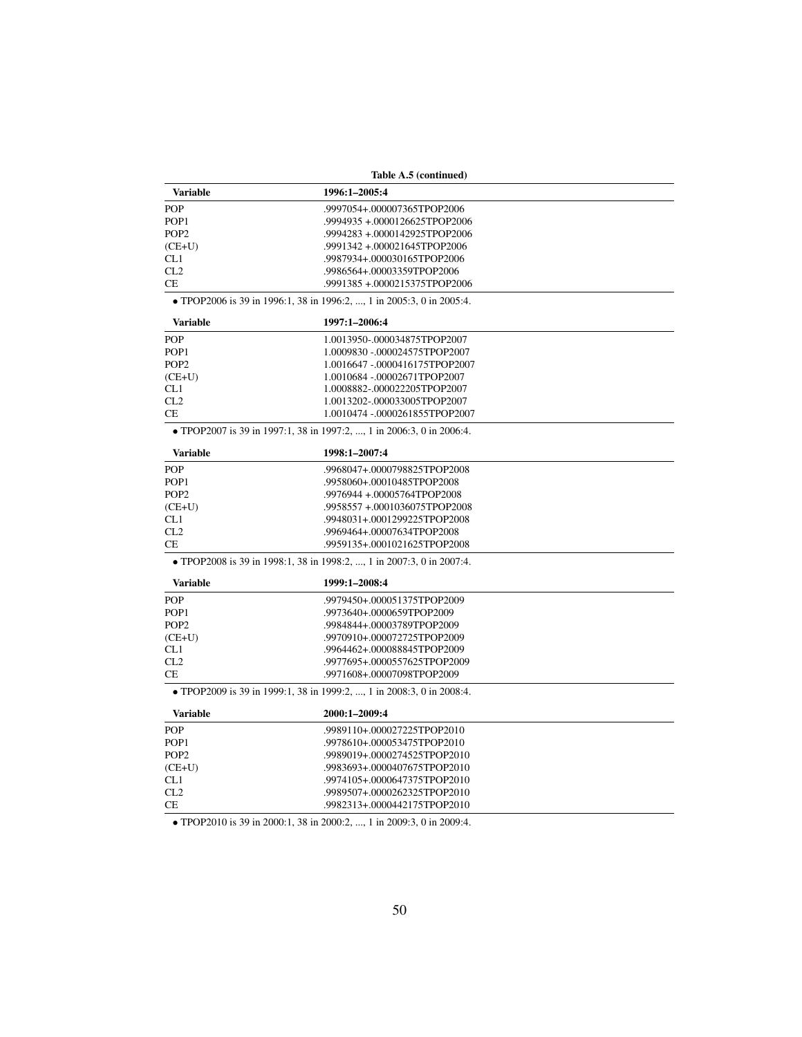**Table A.5 (continued)**

| Variable | 1996:1–2005:4 |
|---|---|
| POP | .9997054+.000007365TPOP2006 |
| POP1 | .9994935 +.0000126625TPOP2006 |
| POP2 | .9994283 +.0000142925TPOP2006 |
| (CE+U) | .9991342 +.000021645TPOP2006 |
| CL1 | .9987934+.000030165TPOP2006 |
| CL2 | .9986564+.00003359TPOP2006 |
| CE | .9991385 +.0000215375TPOP2006 |

• TPOP2006 is 39 in 1996:1, 38 in 1996:2, ..., 1 in 2005:3, 0 in 2005:4.

| Variable | 1997:1–2006:4 |
|---|---|
| POP | 1.0013950-.000034875TPOP2007 |
| POP1 | 1.0009830 -.000024575TPOP2007 |
| POP2 | 1.0016647 -.0000416175TPOP2007 |
| (CE+U) | 1.0010684 -.00002671TPOP2007 |
| CL1 | 1.0008882-.000022205TPOP2007 |
| CL2 | 1.0013202-.000033005TPOP2007 |
| CE | 1.0010474 -.0000261855TPOP2007 |

• TPOP2007 is 39 in 1997:1, 38 in 1997:2, ..., 1 in 2006:3, 0 in 2006:4.

| Variable | 1998:1–2007:4 |
|---|---|
| POP | .9968047+.0000798825TPOP2008 |
| POP1 | .9958060+.00010485TPOP2008 |
| POP2 | .9976944 +.00005764TPOP2008 |
| (CE+U) | .9958557 +.0001036075TPOP2008 |
| CL1 | .9948031+.0001299225TPOP2008 |
| CL2 | .9969464+.00007634TPOP2008 |
| CE | .9959135+.0001021625TPOP2008 |

• TPOP2008 is 39 in 1998:1, 38 in 1998:2, ..., 1 in 2007:3, 0 in 2007:4.

| Variable | 1999:1–2008:4 |
|---|---|
| POP | .9979450+.000051375TPOP2009 |
| POP1 | .9973640+.0000659TPOP2009 |
| POP2 | .9984844+.00003789TPOP2009 |
| (CE+U) | .9970910+.000072725TPOP2009 |
| CL1 | .9964462+.000088845TPOP2009 |
| CL2 | .9977695+.0000557625TPOP2009 |
| CE | .9971608+.00007098TPOP2009 |

• TPOP2009 is 39 in 1999:1, 38 in 1999:2, ..., 1 in 2008:3, 0 in 2008:4.

| Variable | 2000:1–2009:4 |
|---|---|
| POP | .9989110+.000027225TPOP2010 |
| POP1 | .9978610+.000053475TPOP2010 |
| POP2 | .9989019+.0000274525TPOP2010 |
| (CE+U) | .9983693+.0000407675TPOP2010 |
| CL1 | .9974105+.0000647375TPOP2010 |
| CL2 | .9989507+.0000262325TPOP2010 |
| CE | .9982313+.0000442175TPOP2010 |

• TPOP2010 is 39 in 2000:1, 38 in 2000:2, ..., 1 in 2009:3, 0 in 2009:4.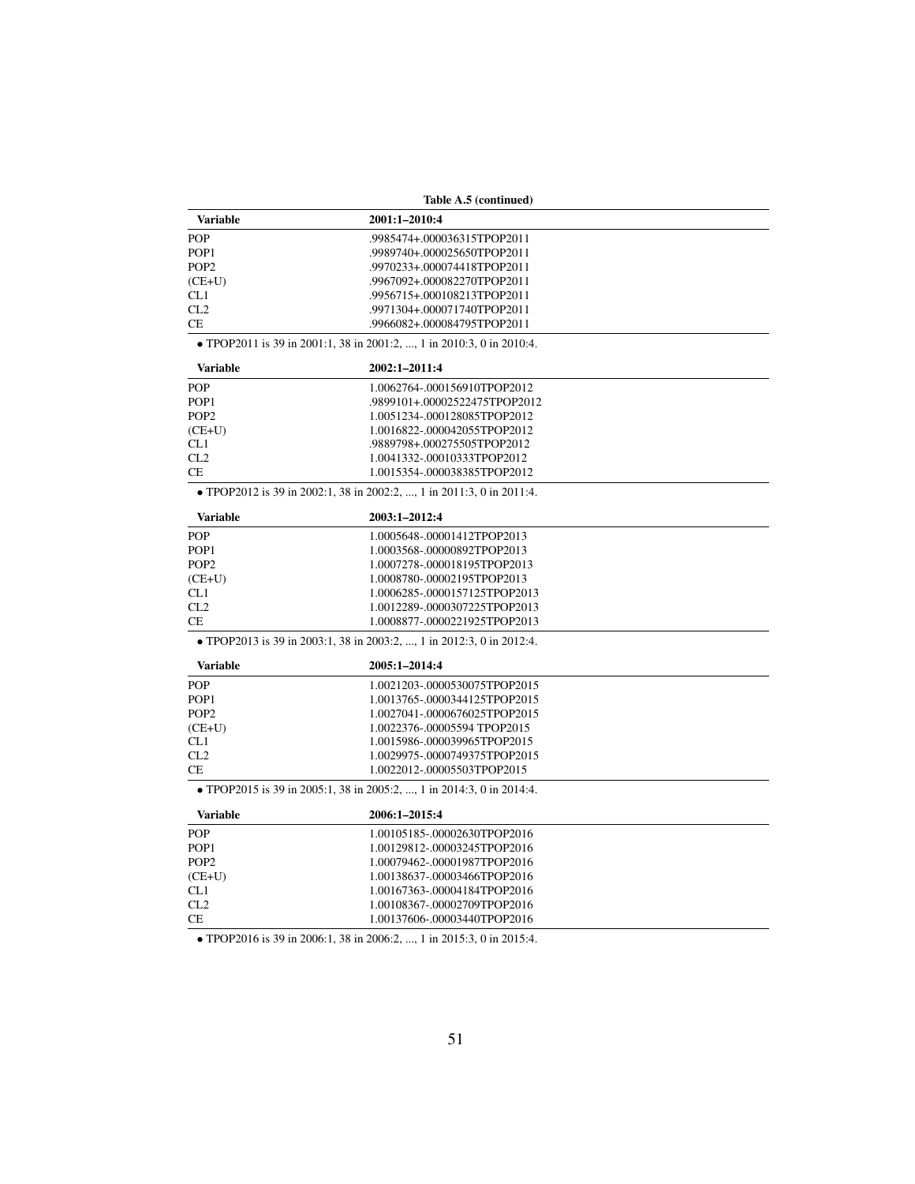**Table A.5 (continued)**

| Variable | 2001:1–2010:4 |
|---|---|
| POP | .9985474+.000036315TPOP2011 |
| POP1 | .9989740+.000025650TPOP2011 |
| POP2 | .9970233+.000074418TPOP2011 |
| (CE+U) | .9967092+.000082270TPOP2011 |
| CL1 | .9956715+.000108213TPOP2011 |
| CL2 | .9971304+.000071740TPOP2011 |
| CE | .9966082+.000084795TPOP2011 |

• TPOP2011 is 39 in 2001:1, 38 in 2001:2, ..., 1 in 2010:3, 0 in 2010:4.

| Variable | 2002:1–2011:4 |
|---|---|
| POP | 1.0062764-.000156910TPOP2012 |
| POP1 | .9899101+.00002522475TPOP2012 |
| POP2 | 1.0051234-.000128085TPOP2012 |
| (CE+U) | 1.0016822-.000042055TPOP2012 |
| CL1 | .9889798+.000275505TPOP2012 |
| CL2 | 1.0041332-.00010333TPOP2012 |
| CE | 1.0015354-.000038385TPOP2012 |

• TPOP2012 is 39 in 2002:1, 38 in 2002:2, ..., 1 in 2011:3, 0 in 2011:4.

| Variable | 2003:1–2012:4 |
|---|---|
| POP | 1.0005648-.00001412TPOP2013 |
| POP1 | 1.0003568-.00000892TPOP2013 |
| POP2 | 1.0007278-.000018195TPOP2013 |
| (CE+U) | 1.0008780-.00002195TPOP2013 |
| CL1 | 1.0006285-.0000157125TPOP2013 |
| CL2 | 1.0012289-.0000307225TPOP2013 |
| CE | 1.0008877-.0000221925TPOP2013 |

• TPOP2013 is 39 in 2003:1, 38 in 2003:2, ..., 1 in 2012:3, 0 in 2012:4.

| Variable | 2005:1–2014:4 |
|---|---|
| POP | 1.0021203-.0000530075TPOP2015 |
| POP1 | 1.0013765-.0000344125TPOP2015 |
| POP2 | 1.0027041-.0000676025TPOP2015 |
| (CE+U) | 1.0022376-.00005594 TPOP2015 |
| CL1 | 1.0015986-.000039965TPOP2015 |
| CL2 | 1.0029975-.0000749375TPOP2015 |
| CE | 1.0022012-.00005503TPOP2015 |

• TPOP2015 is 39 in 2005:1, 38 in 2005:2, ..., 1 in 2014:3, 0 in 2014:4.

| Variable | 2006:1–2015:4 |
|---|---|
| POP | 1.00105185-.00002630TPOP2016 |
| POP1 | 1.00129812-.00003245TPOP2016 |
| POP2 | 1.00079462-.00001987TPOP2016 |
| (CE+U) | 1.00138637-.00003466TPOP2016 |
| CL1 | 1.00167363-.00004184TPOP2016 |
| CL2 | 1.00108367-.00002709TPOP2016 |
| CE | 1.00137606-.00003440TPOP2016 |

• TPOP2016 is 39 in 2006:1, 38 in 2006:2, ..., 1 in 2015:3, 0 in 2015:4.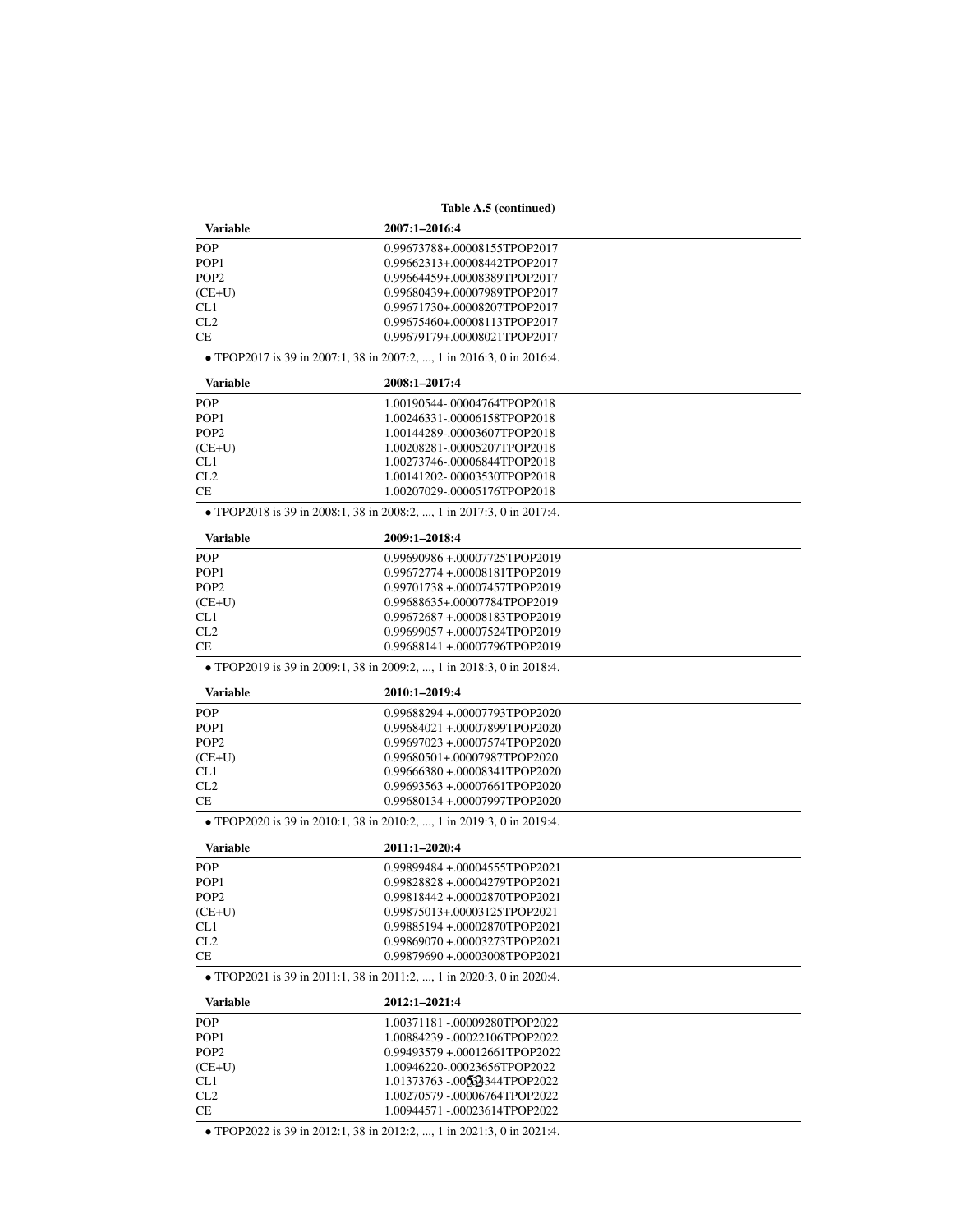**Table A.5 (continued)**

| Variable | 2007:1–2016:4 |
|---|---|
| POP | 0.99673788+.00008155TPOP2017 |
| POP1 | 0.99662313+.00008442TPOP2017 |
| POP2 | 0.99664459+.00008389TPOP2017 |
| (CE+U) | 0.99680439+.00007989TPOP2017 |
| CL1 | 0.99671730+.00008207TPOP2017 |
| CL2 | 0.99675460+.00008113TPOP2017 |
| CE | 0.99679179+.00008021TPOP2017 |

• TPOP2017 is 39 in 2007:1, 38 in 2007:2, ..., 1 in 2016:3, 0 in 2016:4.

| Variable | 2008:1–2017:4 |
|---|---|
| POP | 1.00190544-.00004764TPOP2018 |
| POP1 | 1.00246331-.00006158TPOP2018 |
| POP2 | 1.00144289-.00003607TPOP2018 |
| (CE+U) | 1.00208281-.00005207TPOP2018 |
| CL1 | 1.00273746-.00006844TPOP2018 |
| CL2 | 1.00141202-.00003530TPOP2018 |
| CE | 1.00207029-.00005176TPOP2018 |

• TPOP2018 is 39 in 2008:1, 38 in 2008:2, ..., 1 in 2017:3, 0 in 2017:4.

| Variable | 2009:1–2018:4 |
|---|---|
| POP | 0.99690986 +.00007725TPOP2019 |
| POP1 | 0.99672774 +.00008181TPOP2019 |
| POP2 | 0.99701738 +.00007457TPOP2019 |
| (CE+U) | 0.99688635+.00007784TPOP2019 |
| CL1 | 0.99672687 +.00008183TPOP2019 |
| CL2 | 0.99699057 +.00007524TPOP2019 |
| CE | 0.99688141 +.00007796TPOP2019 |

• TPOP2019 is 39 in 2009:1, 38 in 2009:2, ..., 1 in 2018:3, 0 in 2018:4.

| Variable | 2010:1–2019:4 |
|---|---|
| POP | 0.99688294 +.00007793TPOP2020 |
| POP1 | 0.99684021 +.00007899TPOP2020 |
| POP2 | 0.99697023 +.00007574TPOP2020 |
| (CE+U) | 0.99680501+.00007987TPOP2020 |
| CL1 | 0.99666380 +.00008341TPOP2020 |
| CL2 | 0.99693563 +.00007661TPOP2020 |
| CE | 0.99680134 +.00007997TPOP2020 |

• TPOP2020 is 39 in 2010:1, 38 in 2010:2, ..., 1 in 2019:3, 0 in 2019:4.

| Variable | 2011:1–2020:4 |
|---|---|
| POP | 0.99899484 +.00004555TPOP2021 |
| POP1 | 0.99828828 +.00004279TPOP2021 |
| POP2 | 0.99818442 +.00002870TPOP2021 |
| (CE+U) | 0.99875013+.00003125TPOP2021 |
| CL1 | 0.99885194 +.00002870TPOP2021 |
| CL2 | 0.99869070 +.00003273TPOP2021 |
| CE | 0.99879690 +.00003008TPOP2021 |

• TPOP2021 is 39 in 2011:1, 38 in 2011:2, ..., 1 in 2020:3, 0 in 2020:4.

| Variable | 2012:1–2021:4 |
|---|---|
| POP | 1.00371181 -.00009280TPOP2022 |
| POP1 | 1.00884239 -.00022106TPOP2022 |
| POP2 | 0.99493579 +.00012661TPOP2022 |
| (CE+U) | 1.00946220-.00023656TPOP2022 |
| CL1 | 1.01373763 -.00034344TPOP2022 |
| CL2 | 1.00270579 -.00006764TPOP2022 |
| CE | 1.00944571 -.00023614TPOP2022 |

• TPOP2022 is 39 in 2012:1, 38 in 2012:2, ..., 1 in 2021:3, 0 in 2021:4.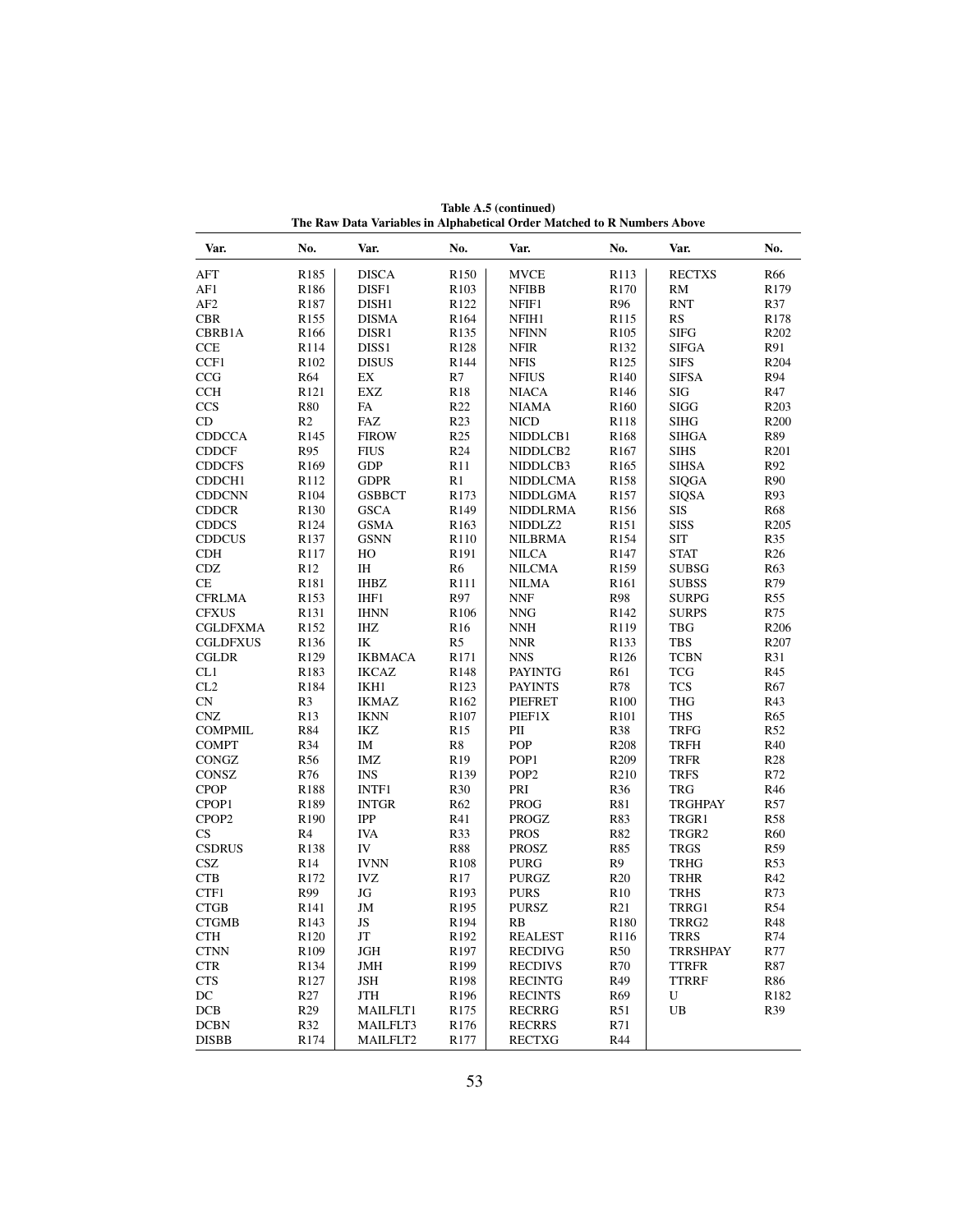**Table A.5 (continued)**
**The Raw Data Variables in Alphabetical Order Matched to R Numbers Above**

| Var. | No. | Var. | No. | Var. | No. | Var. | No. |
|---|---|---|---|---|---|---|---|
| AFT | R185 | DISCA | R150 | MVCE | R113 | RECTXS | R66 |
| AF1 | R186 | DISF1 | R103 | NFIBB | R170 | RM | R179 |
| AF2 | R187 | DISH1 | R122 | NFIF1 | R96 | RNT | R37 |
| CBR | R155 | DISMA | R164 | NFIH1 | R115 | RS | R178 |
| CBRB1A | R166 | DISR1 | R135 | NFINN | R105 | SIFG | R202 |
| CCE | R114 | DISS1 | R128 | NFIR | R132 | SIFGA | R91 |
| CCF1 | R102 | DISUS | R144 | NFIS | R125 | SIFS | R204 |
| CCG | R64 | EX | R7 | NFIUS | R140 | SIFSA | R94 |
| CCH | R121 | EXZ | R18 | NIACA | R146 | SIG | R47 |
| CCS | R80 | FA | R22 | NIAMA | R160 | SIGG | R203 |
| CD | R2 | FAZ | R23 | NICD | R118 | SIHG | R200 |
| CDDCCA | R145 | FIROW | R25 | NIDDLCB1 | R168 | SIHGA | R89 |
| CDDCF | R95 | FIUS | R24 | NIDDLCB2 | R167 | SIHS | R201 |
| CDDCFS | R169 | GDP | R11 | NIDDLCB3 | R165 | SIHSA | R92 |
| CDDCH1 | R112 | GDPR | R1 | NIDDLCMA | R158 | SIQGA | R90 |
| CDDCNN | R104 | GSBBCT | R173 | NIDDLGMA | R157 | SIQSA | R93 |
| CDDCR | R130 | GSCA | R149 | NIDDLRMA | R156 | SIS | R68 |
| CDDCS | R124 | GSMA | R163 | NIDDLZ2 | R151 | SISS | R205 |
| CDDCUS | R137 | GSNN | R110 | NILBRMA | R154 | SIT | R35 |
| CDH | R117 | HO | R191 | NILCA | R147 | STAT | R26 |
| CDZ | R12 | IH | R6 | NILCMA | R159 | SUBSG | R63 |
| CE | R181 | IHBZ | R111 | NILMA | R161 | SUBSS | R79 |
| CFRLMA | R153 | IHF1 | R97 | NNF | R98 | SURPG | R55 |
| CFXUS | R131 | IHNN | R106 | NNG | R142 | SURPS | R75 |
| CGLDFXMA | R152 | IHZ | R16 | NNH | R119 | TBG | R206 |
| CGLDFXUS | R136 | IK | R5 | NNR | R133 | TBS | R207 |
| CGLDR | R129 | IKBMACA | R171 | NNS | R126 | TCBN | R31 |
| CL1 | R183 | IKCAZ | R148 | PAYINTG | R61 | TCG | R45 |
| CL2 | R184 | IKH1 | R123 | PAYINTS | R78 | TCS | R67 |
| CN | R3 | IKMAZ | R162 | PIEFRET | R100 | THG | R43 |
| CNZ | R13 | IKNN | R107 | PIEF1X | R101 | THS | R65 |
| COMPMIL | R84 | IKZ | R15 | PII | R38 | TRFG | R52 |
| COMPT | R34 | IM | R8 | POP | R208 | TRFH | R40 |
| CONGZ | R56 | IMZ | R19 | POP1 | R209 | TRFR | R28 |
| CONSZ | R76 | INS | R139 | POP2 | R210 | TRFS | R72 |
| CPOP | R188 | INTF1 | R30 | PRI | R36 | TRG | R46 |
| CPOP1 | R189 | INTGR | R62 | PROG | R81 | TRGHPAY | R57 |
| CPOP2 | R190 | IPP | R41 | PROGZ | R83 | TRGR1 | R58 |
| CS | R4 | IVA | R33 | PROS | R82 | TRGR2 | R60 |
| CSDRUS | R138 | IV | R88 | PROSZ | R85 | TRGS | R59 |
| CSZ | R14 | IVNN | R108 | PURG | R9 | TRHG | R53 |
| CTB | R172 | IVZ | R17 | PURGZ | R20 | TRHR | R42 |
| CTF1 | R99 | JG | R193 | PURS | R10 | TRHS | R73 |
| CTGB | R141 | JM | R195 | PURSZ | R21 | TRRG1 | R54 |
| CTGMB | R143 | JS | R194 | RB | R180 | TRRG2 | R48 |
| CTH | R120 | JT | R192 | REALEST | R116 | TRRS | R74 |
| CTNN | R109 | JGH | R197 | RECDIVG | R50 | TRRSHPAY | R77 |
| CTR | R134 | JMH | R199 | RECDIVS | R70 | TTRFR | R87 |
| CTS | R127 | JSH | R198 | RECINTG | R49 | TTRRF | R86 |
| DC | R27 | JTH | R196 | RECINTS | R69 | U | R182 |
| DCB | R29 | MAILFLT1 | R175 | RECRRG | R51 | UB | R39 |
| DCBN | R32 | MAILFLT3 | R176 | RECRRS | R71 | | |
| DISBB | R174 | MAILFLT2 | R177 | RECTXG | R44 | | |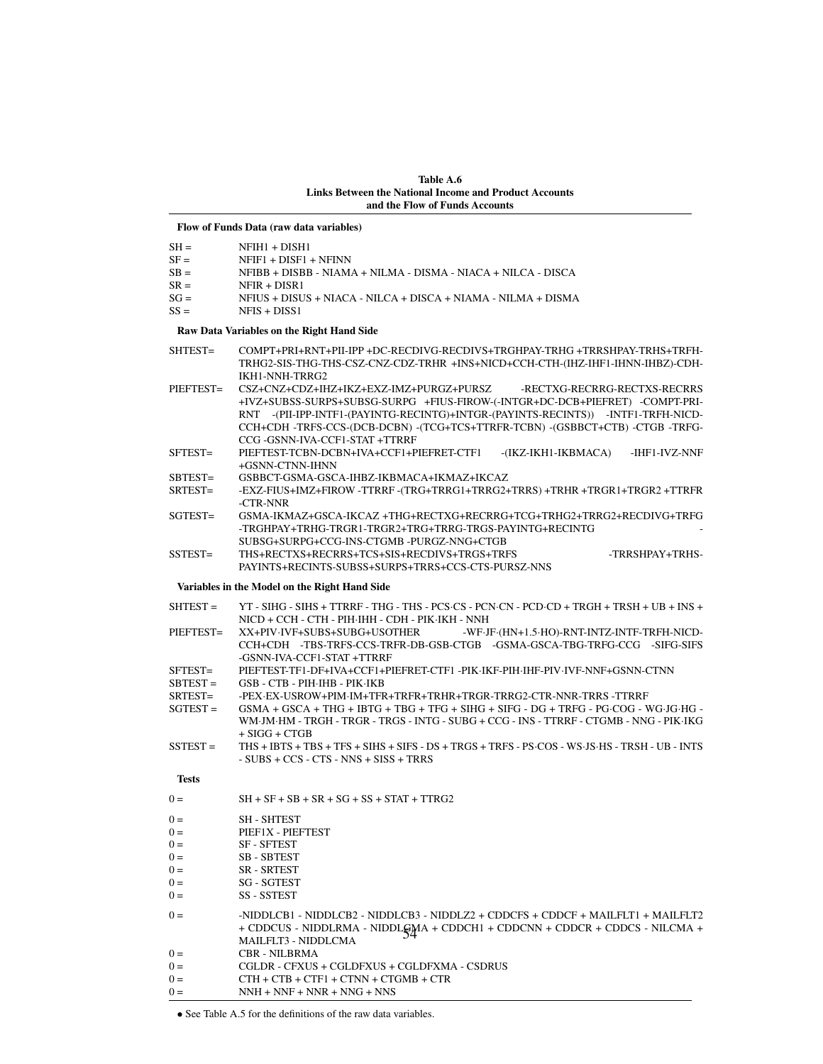**Table A.6**
**Links Between the National Income and Product Accounts and the Flow of Funds Accounts**

**Flow of Funds Data (raw data variables)**

| | |
|---|---|
| SH = | NFIH1 + DISH1 |
| SF = | NFIF1 + DISF1 + NFINN |
| SB = | NFIBB + DISBB - NIAMA + NILMA - DISMA - NIACA + NILCA - DISCA |
| SR = | NFIR + DISR1 |
| SG = | NFIUS + DISUS + NIACA - NILCA + DISCA + NIAMA - NILMA + DISMA |
| SS = | NFIS + DISS1 |

**Raw Data Variables on the Right Hand Side**

| | |
|---|---|
| SHTEST= | COMPT+PRI+RNT+PII-IPP +DC-RECDIVG-RECDIVS+TRGHPAY-TRHG +TRRSHPAY-TRHS+TRFH-TRHG2-SIS-THG-THS-CSZ-CNZ-CDZ-TRHR +INS+NICD+CCH-CTH-(IHZ-IHF1-IHNN-IHBZ)-CDH-IKH1-NNH-TRRG2 |
| PIEFTEST= | CSZ+CNZ+CDZ+IHZ+IKZ+EXZ-IMZ+PURGZ+PURSZ -RECTXG-RECRRG-RECTXS-RECRRS +IVZ+SUBSS-SURPS+SUBSG-SURPG +FIUS-FIROW-(-INTGR+DC-DCB+PIEFRET) -COMPT-PRI-RNT -(PII-IPP-INTF1-(PAYINTG-RECINTG)+INTGR-(PAYINTS-RECINTS)) -INTF1-TRFH-NICD-CCH+CDH -TRFS-CCS-(DCB-DCBN) -(TCG+TCS+TTRFR-TCBN) -(GSBBCT+CTB) -CTGB -TRFG-CCG -GSNN-IVA-CCF1-STAT +TTRRF |
| SFTEST= | PIEFTEST-TCBN-DCBN+IVA+CCF1+PIEFRET-CTF1 -(IKZ-IKH1-IKBMACA) -IHF1-IVZ-NNF +GSNN-CTNN-IHNN |
| SBTEST= | GSBBCT-GSMA-GSCA-IHBZ-IKBMACA+IKMAZ+IKCAZ |
| SRTEST= | -EXZ-FIUS+IMZ+FIROW -TTRRF -(TRG+TRRG1+TRRG2+TRRS) +TRHR +TRGR1+TRGR2 +TTRFR -CTR-NNR |
| SGTEST= | GSMA-IKMAZ+GSCA-IKCAZ +THG+RECTXG+RECRRG+TCG+TRHG2+TRRG2+RECDIVG+TRFG -TRGHPAY+TRHG-TRGR1-TRGR2+TRG+TRRG-TRGS-PAYINTG+RECINTG - SUBSG+SURPG+CCG-INS-CTGMB -PURGZ-NNG+CTGB |
| SSTEST= | THS+RECTXS+RECRRS+TCS+SIS+RECDIVS+TRGS+TRFS -TRRSHPAY+TRHS-PAYINTS+RECINTS-SUBSS+SURPS+TRRS+CCS-CTS-PURSZ-NNS |

**Variables in the Model on the Right Hand Side**

| | |
|---|---|
| SHTEST = | YT - SIHG - SIHS + TTRRF - THG - THS - PCS·CS - PCN·CN - PCD·CD + TRGH + TRSH + UB + INS + NICD + CCH - CTH - PIH·IHH - CDH - PIK·IKH - NNH |
| PIEFTEST= | XX+PIV·IVF+SUBS+SUBG+USOTHER -WF·JF·(HN+1.5·HO)-RNT-INTZ-INTF-TRFH-NICD-CCH+CDH -TBS-TRFS-CCS-TRFR-DB-GSB-CTGB -GSMA-GSCA-TBG-TRFG-CCG -SIFG-SIFS -GSNN-IVA-CCF1-STAT +TTRRF |
| SFTEST= | PIEFTEST-TF1-DF+IVA+CCF1+PIEFRET-CTF1 -PIK·IKF-PIH·IHF-PIV·IVF-NNF+GSNN-CTNN |
| SBTEST = | GSB - CTB - PIH·IHB - PIK·IKB |
| SRTEST= | -PEX·EX-USROW+PIM·IM+TFR+TRFR+TRHR+TRGR-TRRG2-CTR-NNR-TRRS -TTRRF |
| SGTEST = | GSMA + GSCA + THG + IBTG + TBG + TFG + SIHG + SIFG - DG + TRFG - PG·COG - WG·JG·HG - WM·JM·HM - TRGH - TRGR - TRGS - INTG - SUBG + CCG - INS - TTRRF - CTGMB - NNG - PIK·IKG + SIGG + CTGB |
| SSTEST = | THS + IBTS + TBS + TFS + SIHS + SIFS - DS + TRGS + TRFS - PS·COS - WS·JS·HS - TRSH - UB - INTS - SUBS + CCS - CTS - NNS + SISS + TRRS |

**Tests**

| | |
|---|---|
| 0 = | SH + SF + SB + SR + SG + SS + STAT + TTRG2 |
| 0 = | SH - SHTEST |
| 0 = | PIEF1X - PIEFTEST |
| 0 = | SF - SFTEST |
| 0 = | SB - SBTEST |
| 0 = | SR - SRTEST |
| 0 = | SG - SGTEST |
| 0 = | SS - SSTEST |
| 0 = | -NIDDLCB1 - NIDDLCB2 - NIDDLCB3 - NIDDLZ2 + CDDCFS + CDDCF + MAILFLT1 + MAILFLT2 + CDDCUS - NIDDLRMA - NIDDLGMA + CDDCH1 + CDDCNN + CDDCR + CDDCS - NILCMA + MAILFLT3 - NIDDLCMA |
| 0 = | CBR - NILBRMA |
| 0 = | CGLDR - CFXUS + CGLDFXUS + CGLDFXMA - CSDRUS |
| 0 = | CTH + CTB + CTF1 + CTNN + CTGMB + CTR |
| 0 = | NNH + NNF + NNR + NNG + NNS |

• See Table A.5 for the definitions of the raw data variables.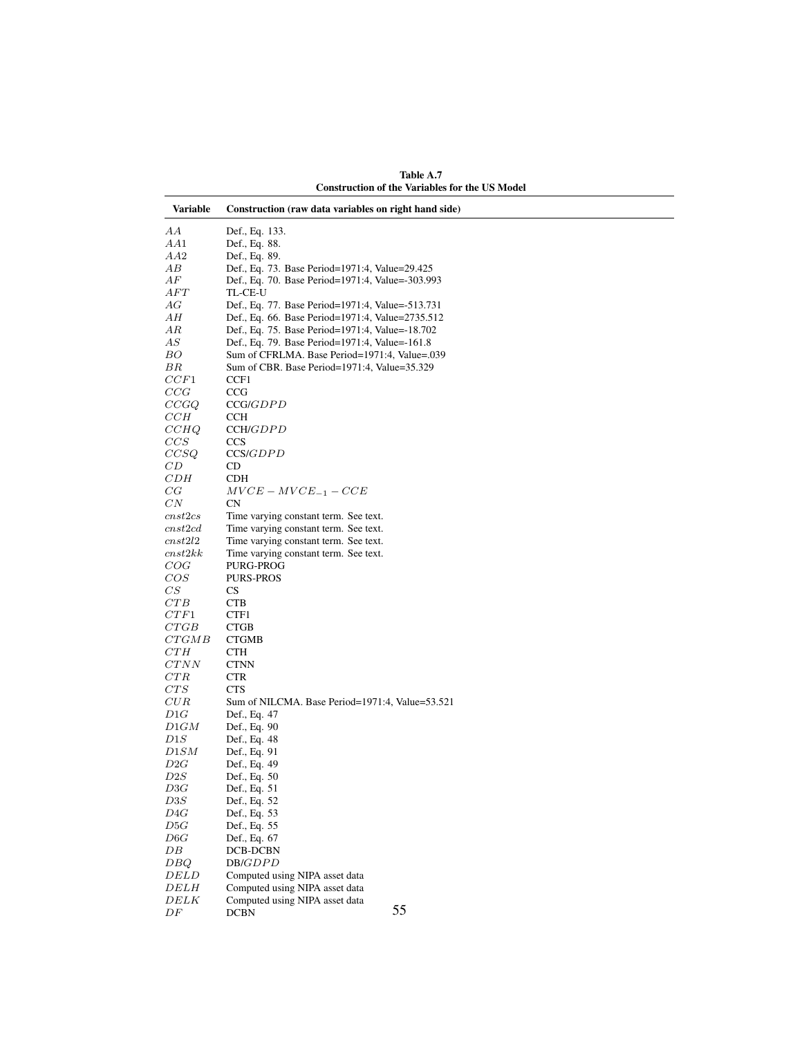**Table A.7**
**Construction of the Variables for the US Model**

| Variable | Construction (raw data variables on right hand side) |
|---|---|
| $AA$ | Def., Eq. 133. |
| $AA1$ | Def., Eq. 88. |
| $AA2$ | Def., Eq. 89. |
| $AB$ | Def., Eq. 73. Base Period=1971:4, Value=29.425 |
| $AF$ | Def., Eq. 70. Base Period=1971:4, Value=-303.993 |
| $AFT$ | TL-CE-U |
| $AG$ | Def., Eq. 77. Base Period=1971:4, Value=-513.731 |
| $AH$ | Def., Eq. 66. Base Period=1971:4, Value=2735.512 |
| $AR$ | Def., Eq. 75. Base Period=1971:4, Value=-18.702 |
| $AS$ | Def., Eq. 79. Base Period=1971:4, Value=-161.8 |
| $BO$ | Sum of CFRLMA. Base Period=1971:4, Value=.039 |
| $BR$ | Sum of CBR. Base Period=1971:4, Value=35.329 |
| $CCF1$ | CCF1 |
| $CCG$ | CCG |
| $CCGQ$ | CCG/$GDPD$ |
| $CCH$ | CCH |
| $CCHQ$ | CCH/$GDPD$ |
| $CCS$ | CCS |
| $CCSQ$ | CCS/$GDPD$ |
| $CD$ | CD |
| $CDH$ | CDH |
| $CG$ | $MVCE - MVCE_{-1} - CCE$ |
| $CN$ | CN |
| $cnst2cs$ | Time varying constant term. See text. |
| $cnst2cd$ | Time varying constant term. See text. |
| $cnst2l2$ | Time varying constant term. See text. |
| $cnst2kk$ | Time varying constant term. See text. |
| $COG$ | PURG-PROG |
| $COS$ | PURS-PROS |
| $CS$ | CS |
| $CTB$ | CTB |
| $CTF1$ | CTF1 |
| $CTGB$ | CTGB |
| $CTGMB$ | CTGMB |
| $CTH$ | CTH |
| $CTNN$ | CTNN |
| $CTR$ | CTR |
| $CTS$ | CTS |
| $CUR$ | Sum of NILCMA. Base Period=1971:4, Value=53.521 |
| $D1G$ | Def., Eq. 47 |
| $D1GM$ | Def., Eq. 90 |
| $D1S$ | Def., Eq. 48 |
| $D1SM$ | Def., Eq. 91 |
| $D2G$ | Def., Eq. 49 |
| $D2S$ | Def., Eq. 50 |
| $D3G$ | Def., Eq. 51 |
| $D3S$ | Def., Eq. 52 |
| $D4G$ | Def., Eq. 53 |
| $D5G$ | Def., Eq. 55 |
| $D6G$ | Def., Eq. 67 |
| $DB$ | DCB-DCBN |
| $DBQ$ | DB/$GDPD$ |
| $DELD$ | Computed using NIPA asset data |
| $DELH$ | Computed using NIPA asset data |
| $DELK$ | Computed using NIPA asset data |
| $DF$ | DCBN |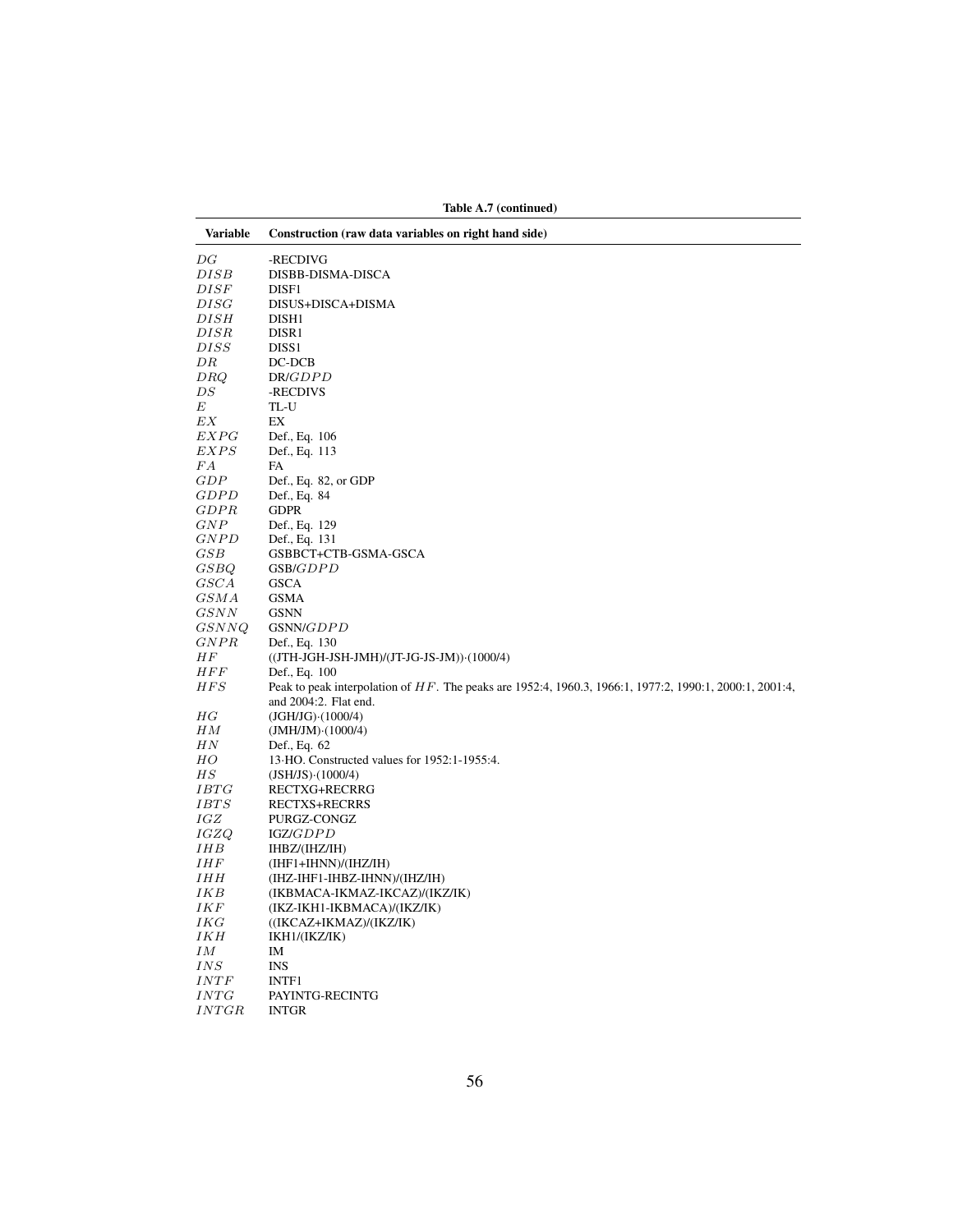**Table A.7 (continued)**

| Variable | Construction (raw data variables on right hand side) |
|---|---|
| $DG$ | -RECDIVG |
| $DISB$ | DISBB-DISMA-DISCA |
| $DISF$ | DISF1 |
| $DISG$ | DISUS+DISCA+DISMA |
| $DISH$ | DISH1 |
| $DISR$ | DISR1 |
| $DISS$ | DISS1 |
| $DR$ | DC-DCB |
| $DRQ$ | DR/$GDPD$ |
| $DS$ | -RECDIVS |
| $E$ | TL-U |
| $EX$ | EX |
| $EXPG$ | Def., Eq. 106 |
| $EXPS$ | Def., Eq. 113 |
| $FA$ | FA |
| $GDP$ | Def., Eq. 82, or GDP |
| $GDPD$ | Def., Eq. 84 |
| $GDPR$ | GDPR |
| $GNP$ | Def., Eq. 129 |
| $GNPD$ | Def., Eq. 131 |
| $GSB$ | GSBBCT+CTB-GSMA-GSCA |
| $GSBQ$ | GSB/$GDPD$ |
| $GSCA$ | GSCA |
| $GSMA$ | GSMA |
| $GSNN$ | GSNN |
| $GSNNQ$ | GSNN/$GDPD$ |
| $GNPR$ | Def., Eq. 130 |
| $HF$ | ((JTH-JGH-JSH-JMH)/(JT-JG-JS-JM))·(1000/4) |
| $HFF$ | Def., Eq. 100 |
| $HFS$ | Peak to peak interpolation of $HF$. The peaks are 1952:4, 1960.3, 1966:1, 1977:2, 1990:1, 2000:1, 2001:4, and 2004:2. Flat end. |
| $HG$ | (JGH/JG)·(1000/4) |
| $HM$ | (JMH/JM)·(1000/4) |
| $HN$ | Def., Eq. 62 |
| $HO$ | 13·HO. Constructed values for 1952:1-1955:4. |
| $HS$ | (JSH/JS)·(1000/4) |
| $IBTG$ | RECTXG+RECRRG |
| $IBTS$ | RECTXS+RECRRS |
| $IGZ$ | PURGZ-CONGZ |
| $IGZQ$ | IGZ/$GDPD$ |
| $IHB$ | IHBZ/(IHZ/IH) |
| $IHF$ | (IHF1+IHNN)/(IHZ/IH) |
| $IHH$ | (IHZ-IHF1-IHBZ-IHNN)/(IHZ/IH) |
| $IKB$ | (IKBMACA-IKMAZ-IKCAZ)/(IKZ/IK) |
| $IKF$ | (IKZ-IKH1-IKBMACA)/(IKZ/IK) |
| $IKG$ | ((IKCAZ+IKMAZ)/(IKZ/IK) |
| $IKH$ | IKH1/(IKZ/IK) |
| $IM$ | IM |
| $INS$ | INS |
| $INTF$ | INTF1 |
| $INTG$ | PAYINTG-RECINTG |
| $INTGR$ | INTGR |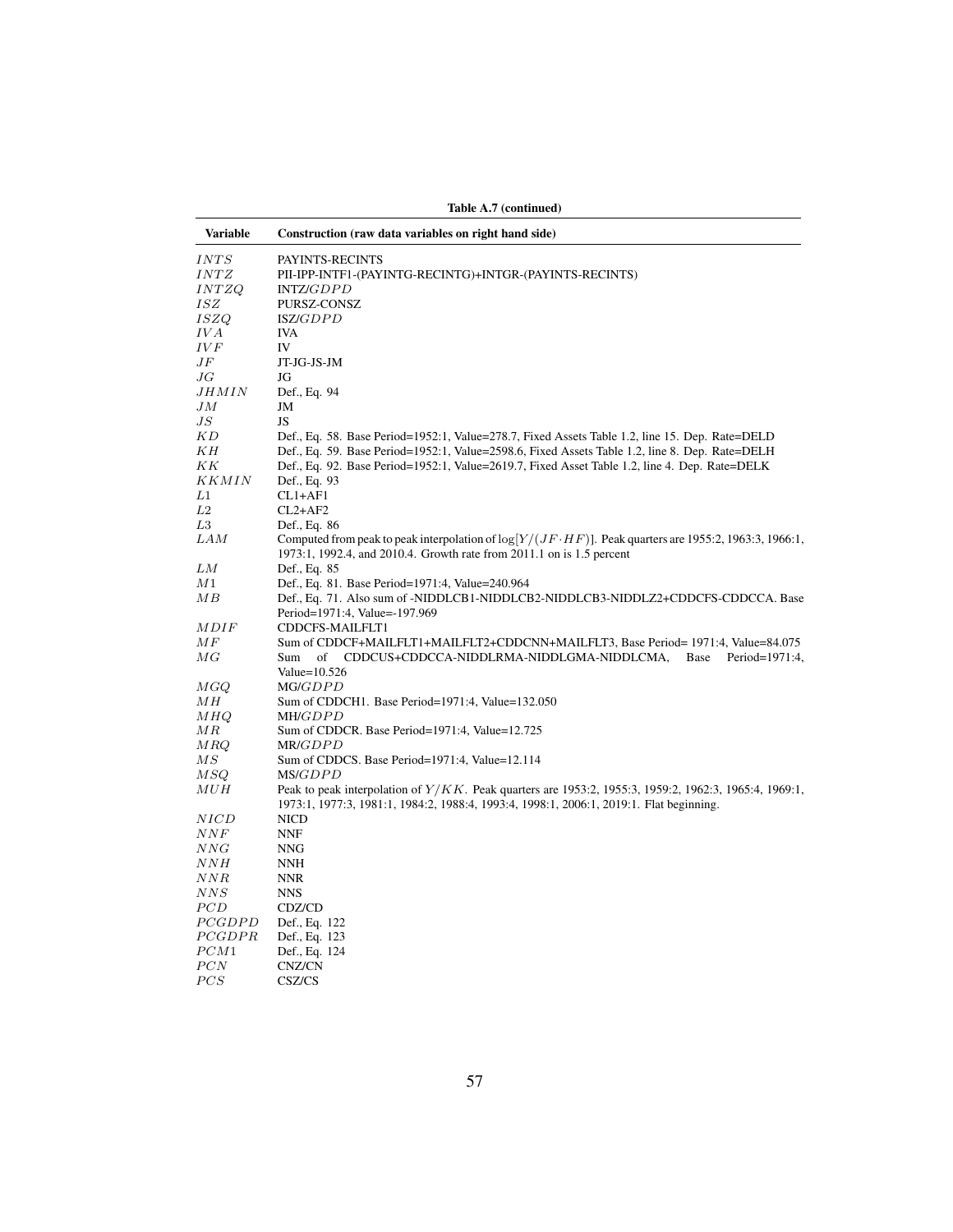**Table A.7 (continued)**

| Variable | Construction (raw data variables on right hand side) |
|---|---|
| $INTS$ | PAYINTS-RECINTS |
| $INTZ$ | PII-IPP-INTF1-(PAYINTG-RECINTG)+INTGR-(PAYINTS-RECINTS) |
| $INTZQ$ | INTZ/$GDPD$ |
| $ISZ$ | PURSZ-CONSZ |
| $ISZQ$ | ISZ/$GDPD$ |
| $IVA$ | IVA |
| $IVF$ | IV |
| $JF$ | JT-JG-JS-JM |
| $JG$ | JG |
| $JHMIN$ | Def., Eq. 94 |
| $JM$ | JM |
| $JS$ | JS |
| $KD$ | Def., Eq. 58. Base Period=1952:1, Value=278.7, Fixed Assets Table 1.2, line 15. Dep. Rate=DELD |
| $KH$ | Def., Eq. 59. Base Period=1952:1, Value=2598.6, Fixed Assets Table 1.2, line 8. Dep. Rate=DELH |
| $KK$ | Def., Eq. 92. Base Period=1952:1, Value=2619.7, Fixed Asset Table 1.2, line 4. Dep. Rate=DELK |
| $KKMIN$ | Def., Eq. 93 |
| $L1$ | CL1+AF1 |
| $L2$ | CL2+AF2 |
| $L3$ | Def., Eq. 86 |
| $LAM$ | Computed from peak to peak interpolation of $\log[Y/(JF \cdot HF)]$. Peak quarters are 1955:2, 1963:3, 1966:1, 1973:1, 1992.4, and 2010.4. Growth rate from 2011.1 on is 1.5 percent |
| $LM$ | Def., Eq. 85 |
| $M1$ | Def., Eq. 81. Base Period=1971:4, Value=240.964 |
| $MB$ | Def., Eq. 71. Also sum of -NIDDLCB1-NIDDLCB2-NIDDLCB3-NIDDLZ2+CDDCFS-CDDCCA. Base Period=1971:4, Value=-197.969 |
| $MDIF$ | CDDCFS-MAILFLT1 |
| $MF$ | Sum of CDDCF+MAILFLT1+MAILFLT2+CDDCNN+MAILFLT3, Base Period= 1971:4, Value=84.075 |
| $MG$ | Sum of CDDCUS+CDDCCA-NIDDLRMA-NIDDLGMA-NIDDLCMA, Base Period=1971:4, Value=10.526 |
| $MGQ$ | MG/$GDPD$ |
| $MH$ | Sum of CDDCH1. Base Period=1971:4, Value=132.050 |
| $MHQ$ | MH/$GDPD$ |
| $MR$ | Sum of CDDCR. Base Period=1971:4, Value=12.725 |
| $MRQ$ | MR/$GDPD$ |
| $MS$ | Sum of CDDCS. Base Period=1971:4, Value=12.114 |
| $MSQ$ | MS/$GDPD$ |
| $MUH$ | Peak to peak interpolation of $Y/KK$. Peak quarters are 1953:2, 1955:3, 1959:2, 1962:3, 1965:4, 1969:1, 1973:1, 1977:3, 1981:1, 1984:2, 1988:4, 1993:4, 1998:1, 2006:1, 2019:1. Flat beginning. |
| $NICD$ | NICD |
| $NNF$ | NNF |
| $NNG$ | NNG |
| $NNH$ | NNH |
| $NNR$ | NNR |
| $NNS$ | NNS |
| $PCD$ | CDZ/CD |
| $PCGDPD$ | Def., Eq. 122 |
| $PCGDPR$ | Def., Eq. 123 |
| $PCM1$ | Def., Eq. 124 |
| $PCN$ | CNZ/CN |
| $PCS$ | CSZ/CS |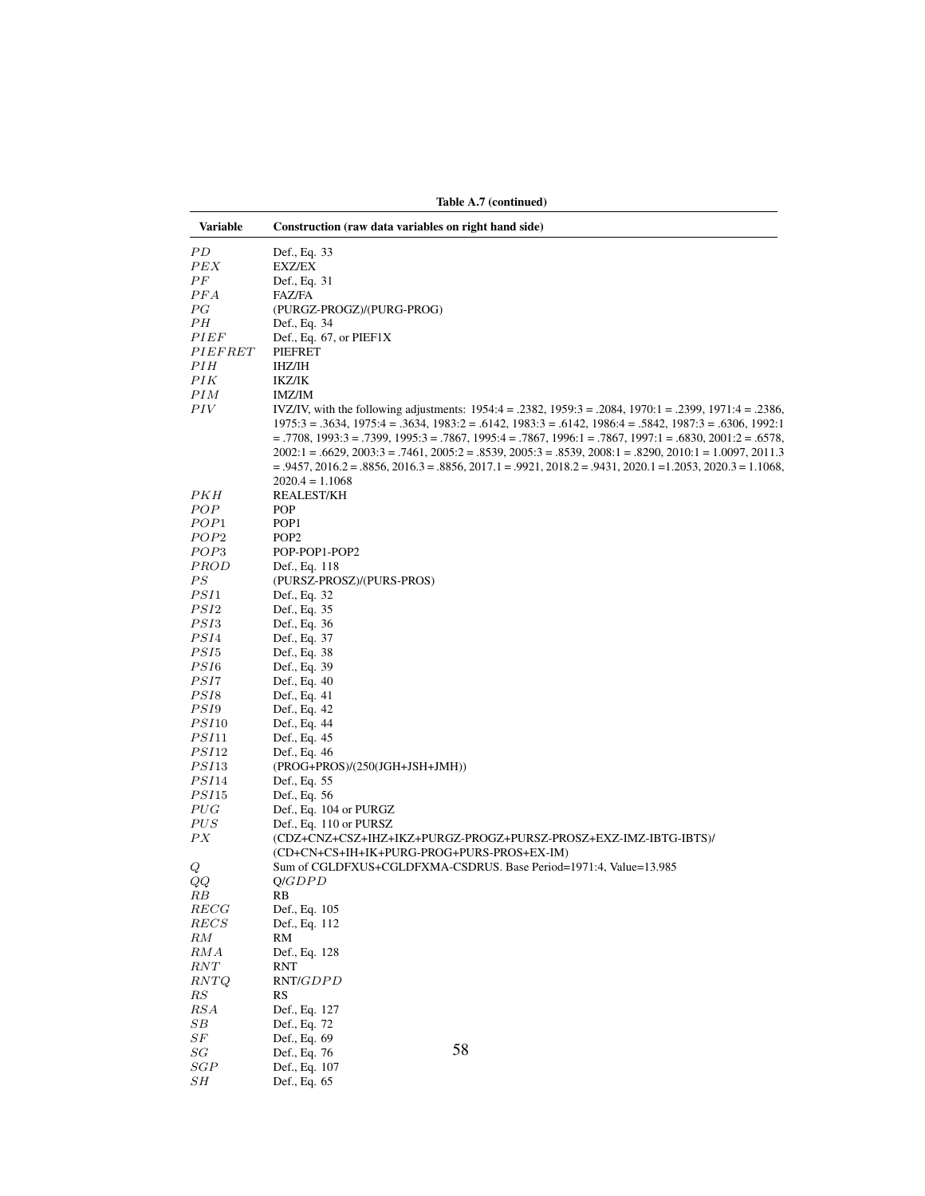**Table A.7 (continued)**

| Variable | Construction (raw data variables on right hand side) |
|---|---|
| $PD$ | Def., Eq. 33 |
| $PEX$ | EXZ/EX |
| $PF$ | Def., Eq. 31 |
| $PFA$ | FAZ/FA |
| $PG$ | (PURGZ-PROGZ)/(PURG-PROG) |
| $PH$ | Def., Eq. 34 |
| $PIEF$ | Def., Eq. 67, or PIEF1X |
| $PIEFRET$ | PIEFRET |
| $PIH$ | IHZ/IH |
| $PIK$ | IKZ/IK |
| $PIM$ | IMZ/IM |
| $PIV$ | IVZ/IV, with the following adjustments: 1954:4 = .2382, 1959:3 = .2084, 1970:1 = .2399, 1971:4 = .2386, 1975:3 = .3634, 1975:4 = .3634, 1983:2 = .6142, 1983:3 = .6142, 1986:4 = .5842, 1987:3 = .6306, 1992:1 = .7708, 1993:3 = .7399, 1995:3 = .7867, 1995:4 = .7867, 1996:1 = .7867, 1997:1 = .6830, 2001:2 = .6578, 2002:1 = .6629, 2003:3 = .7461, 2005:2 = .8539, 2005:3 = .8539, 2008:1 = .8290, 2010:1 = 1.0097, 2011.3 = .9457, 2016.2 = .8856, 2016.3 = .8856, 2017.1 = .9921, 2018.2 = .9431, 2020.1 =1.2053, 2020.3 = 1.1068, 2020.4 = 1.1068 |
| $PKH$ | REALEST/KH |
| $POP$ | POP |
| $POP1$ | POP1 |
| $POP2$ | POP2 |
| $POP3$ | POP-POP1-POP2 |
| $PROD$ | Def., Eq. 118 |
| $PS$ | (PURSZ-PROSZ)/(PURS-PROS) |
| $PSI1$ | Def., Eq. 32 |
| $PSI2$ | Def., Eq. 35 |
| $PSI3$ | Def., Eq. 36 |
| $PSI4$ | Def., Eq. 37 |
| $PSI5$ | Def., Eq. 38 |
| $PSI6$ | Def., Eq. 39 |
| $PSI7$ | Def., Eq. 40 |
| $PSI8$ | Def., Eq. 41 |
| $PSI9$ | Def., Eq. 42 |
| $PSI10$ | Def., Eq. 44 |
| $PSI11$ | Def., Eq. 45 |
| $PSI12$ | Def., Eq. 46 |
| $PSI13$ | (PROG+PROS)/(250(JGH+JSH+JMH)) |
| $PSI14$ | Def., Eq. 55 |
| $PSI15$ | Def., Eq. 56 |
| $PUG$ | Def., Eq. 104 or PURGZ |
| $PUS$ | Def., Eq. 110 or PURSZ |
| $PX$ | (CDZ+CNZ+CSZ+IHZ+IKZ+PURGZ-PROGZ+PURSZ-PROSZ+EXZ-IMZ-IBTG-IBTS)/ (CD+CN+CS+IH+IK+PURG-PROG+PURS-PROS+EX-IM) |
| $Q$ | Sum of CGLDFXUS+CGLDFXMA-CSDRUS. Base Period=1971:4, Value=13.985 |
| $QQ$ | Q/$GDPD$ |
| $RB$ | RB |
| $RECG$ | Def., Eq. 105 |
| $RECS$ | Def., Eq. 112 |
| $RM$ | RM |
| $RMA$ | Def., Eq. 128 |
| $RNT$ | RNT |
| $RNTQ$ | RNT/$GDPD$ |
| $RS$ | RS |
| $RSA$ | Def., Eq. 127 |
| $SB$ | Def., Eq. 72 |
| $SF$ | Def., Eq. 69 |
| $SG$ | Def., Eq. 76 |
| $SGP$ | Def., Eq. 107 |
| $SH$ | Def., Eq. 65 |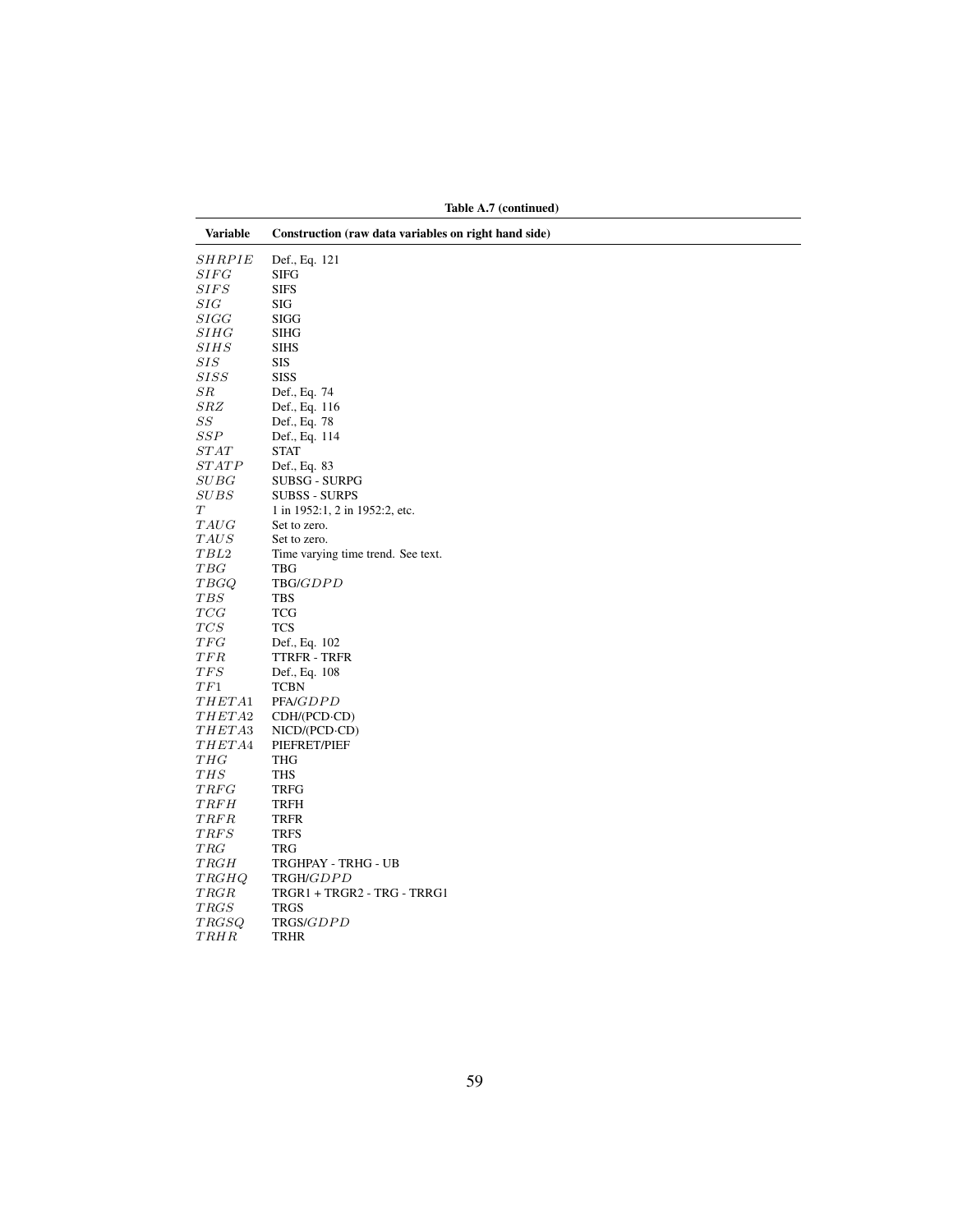**Table A.7 (continued)**

| Variable | Construction (raw data variables on right hand side) |
|---|---|
| $SHRPIE$ | Def., Eq. 121 |
| $SIFG$ | SIFG |
| $SIFS$ | SIFS |
| $SIG$ | SIG |
| $SIGG$ | SIGG |
| $SIHG$ | SIHG |
| $SIHS$ | SIHS |
| $SIS$ | SIS |
| $SISS$ | SISS |
| $SR$ | Def., Eq. 74 |
| $SRZ$ | Def., Eq. 116 |
| $SS$ | Def., Eq. 78 |
| $SSP$ | Def., Eq. 114 |
| $STAT$ | STAT |
| $STATP$ | Def., Eq. 83 |
| $SUBG$ | SUBSG - SURPG |
| $SUBS$ | SUBSS - SURPS |
| $T$ | 1 in 1952:1, 2 in 1952:2, etc. |
| $TAUG$ | Set to zero. |
| $TAUS$ | Set to zero. |
| $TBL2$ | Time varying time trend. See text. |
| $TBG$ | TBG |
| $TBGQ$ | TBG/$GDPD$ |
| $TBS$ | TBS |
| $TCG$ | TCG |
| $TCS$ | TCS |
| $TFG$ | Def., Eq. 102 |
| $TFR$ | TTRFR - TRFR |
| $TFS$ | Def., Eq. 108 |
| $TF1$ | TCBN |
| $THETA1$ | PFA/$GDPD$ |
| $THETA2$ | CDH/(PCD·CD) |
| $THETA3$ | NICD/(PCD·CD) |
| $THETA4$ | PIEFRET/PIEF |
| $THG$ | THG |
| $THS$ | THS |
| $TRFG$ | TRFG |
| $TRFH$ | TRFH |
| $TRFR$ | TRFR |
| $TRFS$ | TRFS |
| $TRG$ | TRG |
| $TRGH$ | TRGHPAY - TRHG - UB |
| $TRGHQ$ | TRGH/$GDPD$ |
| $TRGR$ | TRGR1 + TRGR2 - TRG - TRRG1 |
| $TRGS$ | TRGS |
| $TRGSQ$ | TRGS/$GDPD$ |
| $TRHR$ | TRHR |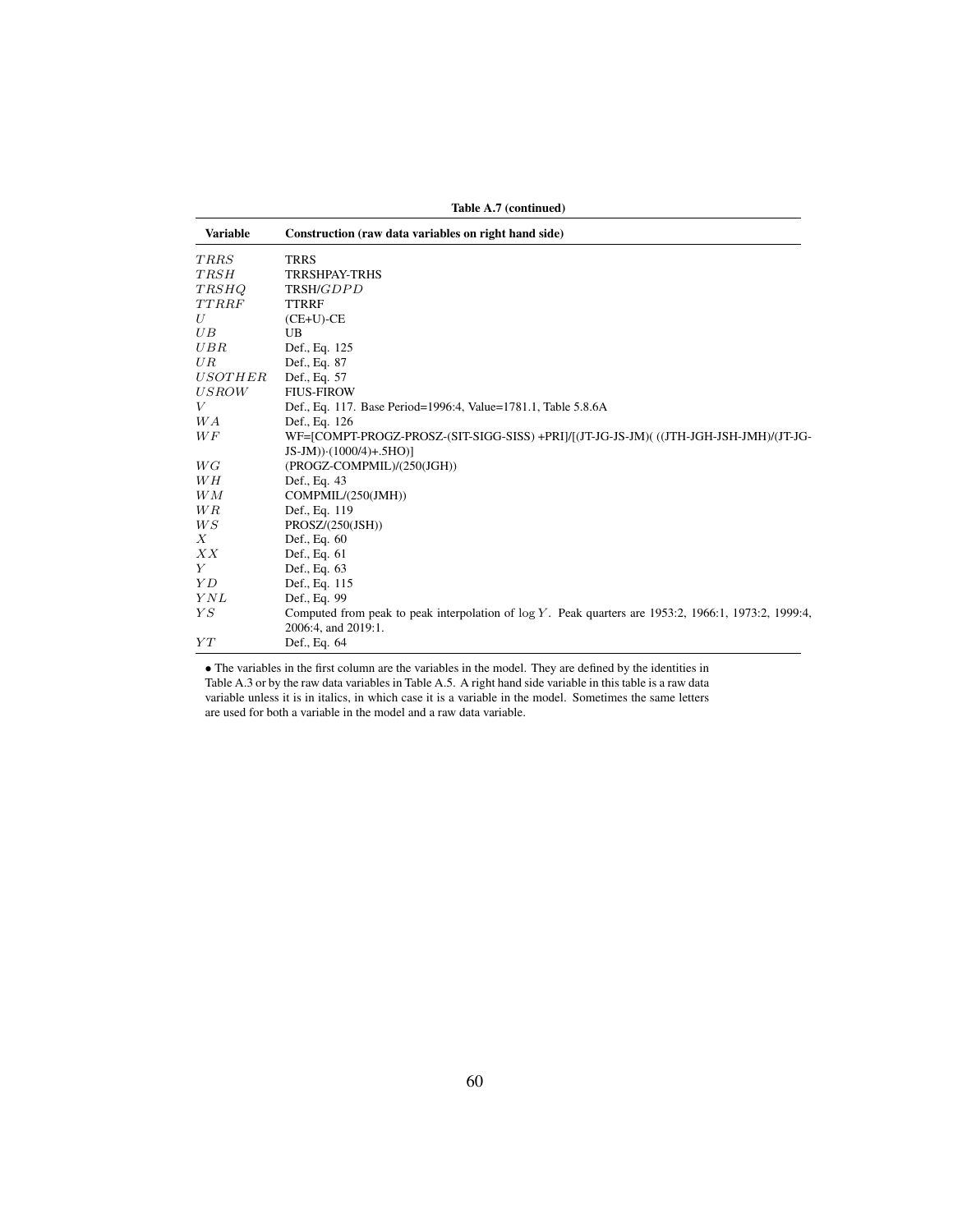**Table A.7 (continued)**

| Variable | Construction (raw data variables on right hand side) |
|---|---|
| $TRRS$ | TRRS |
| $TRSH$ | TRRSHPAY-TRHS |
| $TRSHQ$ | TRSH/$GDPD$ |
| $TTRRF$ | TTRRF |
| $U$ | (CE+U)-CE |
| $UB$ | UB |
| $UBR$ | Def., Eq. 125 |
| $UR$ | Def., Eq. 87 |
| $USOTHER$ | Def., Eq. 57 |
| $USROW$ | FIUS-FIROW |
| $V$ | Def., Eq. 117. Base Period=1996:4, Value=1781.1, Table 5.8.6A |
| $WA$ | Def., Eq. 126 |
| $WF$ | WF=[COMPT-PROGZ-PROSZ-(SIT-SIGG-SISS) +PRI]/[(JT-JG-JS-JM)( ((JTH-JGH-JSH-JMH)/(JT-JG-JS-JM))·(1000/4)+.5HO)] |
| $WG$ | (PROGZ-COMPMIL)/(250(JGH)) |
| $WH$ | Def., Eq. 43 |
| $WM$ | COMPMIL/(250(JMH)) |
| $WR$ | Def., Eq. 119 |
| $WS$ | PROSZ/(250(JSH)) |
| $X$ | Def., Eq. 60 |
| $XX$ | Def., Eq. 61 |
| $Y$ | Def., Eq. 63 |
| $YD$ | Def., Eq. 115 |
| $YNL$ | Def., Eq. 99 |
| $YS$ | Computed from peak to peak interpolation of $\log Y$. Peak quarters are 1953:2, 1966:1, 1973:2, 1999:4, 2006:4, and 2019:1. |
| $YT$ | Def., Eq. 64 |

• The variables in the first column are the variables in the model. They are defined by the identities in Table A.3 or by the raw data variables in Table A.5. A right hand side variable in this table is a raw data variable unless it is in italics, in which case it is a variable in the model. Sometimes the same letters are used for both a variable in the model and a raw data variable.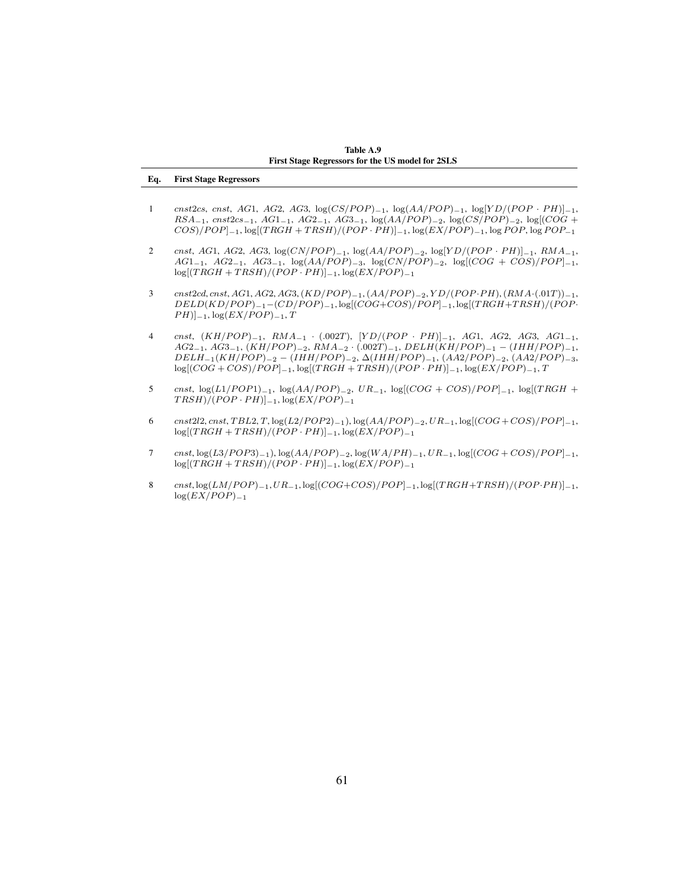**Table A.9**
**First Stage Regressors for the US model for 2SLS**

| Eq. | First Stage Regressors |
|---|---|
| 1 | $cnst2cs$, $cnst$, $AG1$, $AG2$, $AG3$, $\log(CS/POP)_{-1}$, $\log(AA/POP)_{-1}$, $\log[YD/(POP \cdot PH)]_{-1}$, $RSA_{-1}$, $cnst2cs_{-1}$, $AG1_{-1}$, $AG2_{-1}$, $AG3_{-1}$, $\log(AA/POP)_{-2}$, $\log(CS/POP)_{-2}$, $\log[(COG + COS)/POP]_{-1}$, $\log[(TRGH + TRSH)/(POP \cdot PH)]_{-1}$, $\log(EX/POP)_{-1}$, $\log POP$, $\log POP_{-1}$ |
| 2 | $cnst$, $AG1$, $AG2$, $AG3$, $\log(CN/POP)_{-1}$, $\log(AA/POP)_{-2}$, $\log[YD/(POP \cdot PH)]_{-1}$, $RMA_{-1}$, $AG1_{-1}$, $AG2_{-1}$, $AG3_{-1}$, $\log(AA/POP)_{-3}$, $\log(CN/POP)_{-2}$, $\log[(COG + COS)/POP]_{-1}$, $\log[(TRGH + TRSH)/(POP \cdot PH)]_{-1}$, $\log(EX/POP)_{-1}$ |
| 3 | $cnst2cd$, $cnst$, $AG1$, $AG2$, $AG3$, $(KD/POP)_{-1}$, $(AA/POP)_{-2}$, $YD/(POP \cdot PH)$, $(RMA \cdot (.01T))_{-1}$, $DELD(KD/POP)_{-1} - (CD/POP)_{-1}$, $\log[(COG+COS)/POP]_{-1}$, $\log[(TRGH+TRSH)/(POP \cdot PH)]_{-1}$, $\log(EX/POP)_{-1}$, $T$ |
| 4 | $cnst$, $(KH/POP)_{-1}$, $RMA_{-1} \cdot (.002T)$, $[YD/(POP \cdot PH)]_{-1}$, $AG1$, $AG2$, $AG3$, $AG1_{-1}$, $AG2_{-1}$, $AG3_{-1}$, $(KH/POP)_{-2}$, $RMA_{-2} \cdot (.002T)_{-1}$, $DELH(KH/POP)_{-1} - (IHH/POP)_{-1}$, $DELH_{-1}(KH/POP)_{-2} - (IHH/POP)_{-2}$, $\Delta(IHH/POP)_{-1}$, $(AA2/POP)_{-2}$, $(AA2/POP)_{-3}$, $\log[(COG + COS)/POP]_{-1}$, $\log[(TRGH + TRSH)/(POP \cdot PH)]_{-1}$, $\log(EX/POP)_{-1}$, $T$ |
| 5 | $cnst$, $\log(L1/POP1)_{-1}$, $\log(AA/POP)_{-2}$, $UR_{-1}$, $\log[(COG + COS)/POP]_{-1}$, $\log[(TRGH + TRSH)/(POP \cdot PH)]_{-1}$, $\log(EX/POP)_{-1}$ |
| 6 | $cnst2l2$, $cnst$, $TBL2$, $T$, $\log(L2/POP2)_{-1})$, $\log(AA/POP)_{-2}$, $UR_{-1}$, $\log[(COG + COS)/POP]_{-1}$, $\log[(TRGH + TRSH)/(POP \cdot PH)]_{-1}$, $\log(EX/POP)_{-1}$ |
| 7 | $cnst$, $\log(L3/POP3)_{-1})$, $\log(AA/POP)_{-2}$, $\log(WA/PH)_{-1}$, $UR_{-1}$, $\log[(COG + COS)/POP]_{-1}$, $\log[(TRGH + TRSH)/(POP \cdot PH)]_{-1}$, $\log(EX/POP)_{-1}$ |
| 8 | $cnst$, $\log(LM/POP)_{-1}$, $UR_{-1}$, $\log[(COG+COS)/POP]_{-1}$, $\log[(TRGH+TRSH)/(POP \cdot PH)]_{-1}$, $\log(EX/POP)_{-1}$ |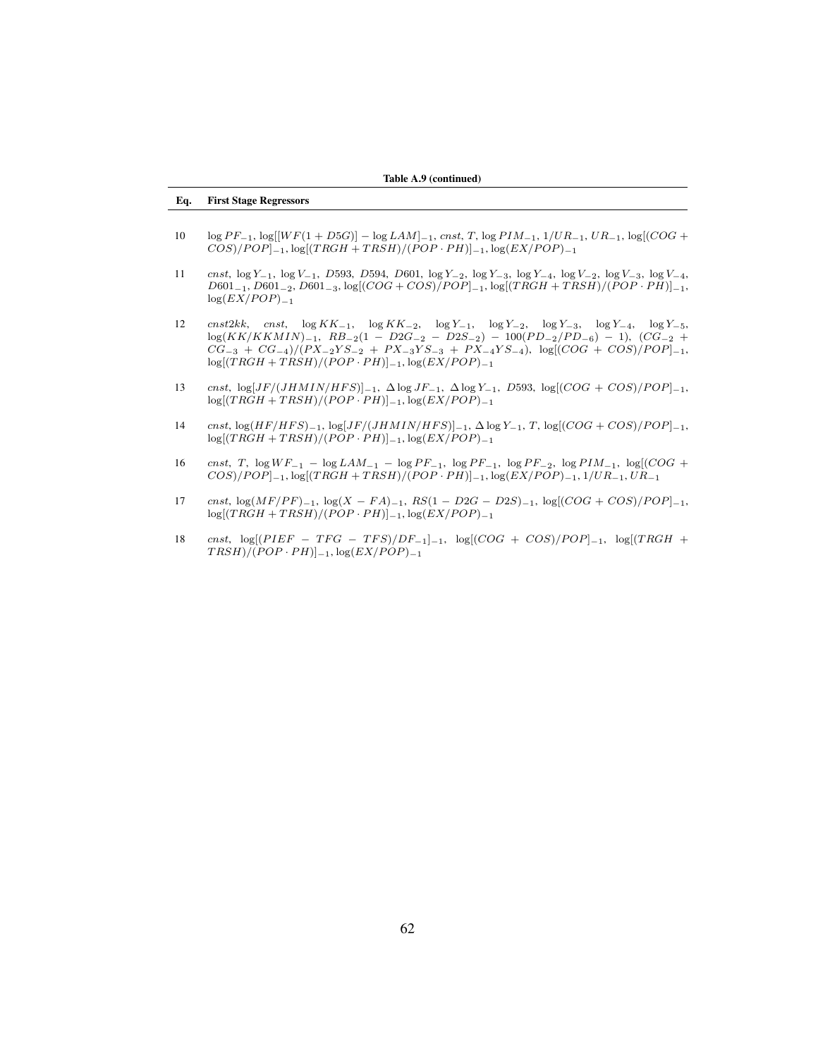**Table A.9 (continued)**

| Eq. | First Stage Regressors |
|---|---|
| 10 | $\log PF_{-1}$, $\log[[WF(1+D5G)] - \log LAM]_{-1}$, $cnst$, $T$, $\log PIM_{-1}$, $1/UR_{-1}$, $UR_{-1}$, $\log[(COG + COS)/POP]_{-1}$, $\log[(TRGH + TRSH)/(POP \cdot PH)]_{-1}$, $\log(EX/POP)_{-1}$ |
| 11 | $cnst$, $\log Y_{-1}$, $\log V_{-1}$, $D593$, $D594$, $D601$, $\log Y_{-2}$, $\log Y_{-3}$, $\log Y_{-4}$, $\log V_{-2}$, $\log V_{-3}$, $\log V_{-4}$, $D601_{-1}$, $D601_{-2}$, $D601_{-3}$, $\log[(COG + COS)/POP]_{-1}$, $\log[(TRGH + TRSH)/(POP \cdot PH)]_{-1}$, $\log(EX/POP)_{-1}$ |
| 12 | $cnst2kk$, $cnst$, $\log KK_{-1}$, $\log KK_{-2}$, $\log Y_{-1}$, $\log Y_{-2}$, $\log Y_{-3}$, $\log Y_{-4}$, $\log Y_{-5}$, $\log(KK/KKMIN)_{-1}$, $RB_{-2}(1 - D2G_{-2} - D2S_{-2}) - 100(PD_{-2}/PD_{-6}) - 1)$, $(CG_{-2} + CG_{-3} + CG_{-4})/(PX_{-2}YS_{-2} + PX_{-3}YS_{-3} + PX_{-4}YS_{-4})$, $\log[(COG + COS)/POP]_{-1}$, $\log[(TRGH + TRSH)/(POP \cdot PH)]_{-1}$, $\log(EX/POP)_{-1}$ |
| 13 | $cnst$, $\log[JF/(JHMIN/HFS)]_{-1}$, $\Delta \log JF_{-1}$, $\Delta \log Y_{-1}$, $D593$, $\log[(COG + COS)/POP]_{-1}$, $\log[(TRGH + TRSH)/(POP \cdot PH)]_{-1}$, $\log(EX/POP)_{-1}$ |
| 14 | $cnst$, $\log(HF/HFS)_{-1}$, $\log[JF/(JHMIN/HFS)]_{-1}$, $\Delta \log Y_{-1}$, $T$, $\log[(COG + COS)/POP]_{-1}$, $\log[(TRGH + TRSH)/(POP \cdot PH)]_{-1}$, $\log(EX/POP)_{-1}$ |
| 16 | $cnst$, $T$, $\log WF_{-1} - \log LAM_{-1} - \log PF_{-1}$, $\log PF_{-1}$, $\log PF_{-2}$, $\log PIM_{-1}$, $\log[(COG + COS)/POP]_{-1}$, $\log[(TRGH + TRSH)/(POP \cdot PH)]_{-1}$, $\log(EX/POP)_{-1}$, $1/UR_{-1}$, $UR_{-1}$ |
| 17 | $cnst$, $\log(MF/PF)_{-1}$, $\log(X - FA)_{-1}$, $RS(1 - D2G - D2S)_{-1}$, $\log[(COG + COS)/POP]_{-1}$, $\log[(TRGH + TRSH)/(POP \cdot PH)]_{-1}$, $\log(EX/POP)_{-1}$ |
| 18 | $cnst$, $\log[(PIEF - TFG - TFS)/DF_{-1}]_{-1}$, $\log[(COG + COS)/POP]_{-1}$, $\log[(TRGH + TRSH)/(POP \cdot PH)]_{-1}$, $\log(EX/POP)_{-1}$ |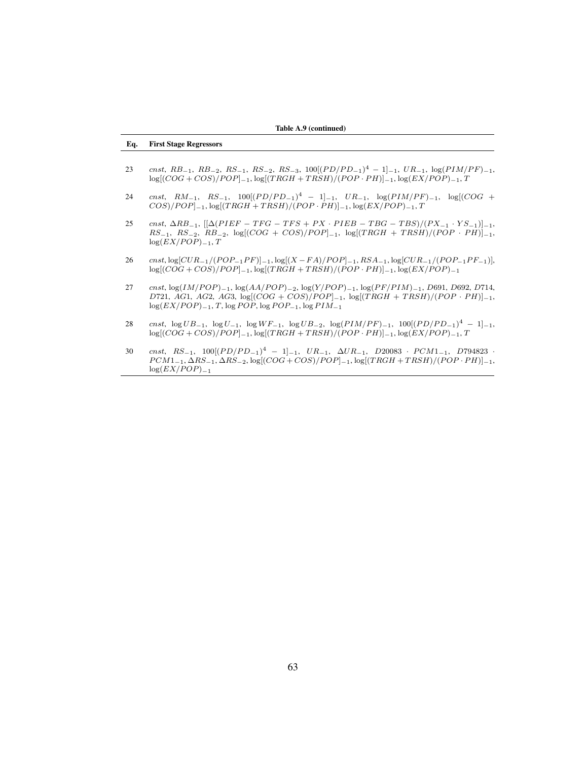**Table A.9 (continued)**

| Eq. | First Stage Regressors |
|---|---|
| 23 | $cnst$, $RB_{-1}$, $RB_{-2}$, $RS_{-1}$, $RS_{-2}$, $RS_{-3}$, $100[(PD/PD_{-1})^4 - 1]_{-1}$, $UR_{-1}$, $\log(PIM/PF)_{-1}$, $\log[(COG + COS)/POP]_{-1}$, $\log[(TRGH + TRSH)/(POP \cdot PH)]_{-1}$, $\log(EX/POP)_{-1}$, $T$ |
| 24 | $cnst$, $RM_{-1}$, $RS_{-1}$, $100[(PD/PD_{-1})^4 - 1]_{-1}$, $UR_{-1}$, $\log(PIM/PF)_{-1}$, $\log[(COG + COS)/POP]_{-1}$, $\log[(TRGH + TRSH)/(POP \cdot PH)]_{-1}$, $\log(EX/POP)_{-1}$, $T$ |
| 25 | $cnst$, $\Delta RB_{-1}$, $[[\Delta(PIEF - TFG - TFS + PX \cdot PIEB - TBG - TBS)/(PX_{-1} \cdot YS_{-1})]_{-1}$, $RS_{-1}$, $RS_{-2}$, $RB_{-2}$, $\log[(COG + COS)/POP]_{-1}$, $\log[(TRGH + TRSH)/(POP \cdot PH)]_{-1}$, $\log(EX/POP)_{-1}$, $T$ |
| 26 | $cnst$, $\log[CUR_{-1}/(POP_{-1}PF)]_{-1}$, $\log[(X - FA)/POP]_{-1}$, $RSA_{-1}$, $\log[CUR_{-1}/(POP_{-1}PF_{-1})]$, $\log[(COG + COS)/POP]_{-1}$, $\log[(TRGH + TRSH)/(POP \cdot PH)]_{-1}$, $\log(EX/POP)_{-1}$ |
| 27 | $cnst$, $\log(IM/POP)_{-1}$, $\log(AA/POP)_{-2}$, $\log(Y/POP)_{-1}$, $\log(PF/PIM)_{-1}$, $D691$, $D692$, $D714$, $D721$, $AG1$, $AG2$, $AG3$, $\log[(COG + COS)/POP]_{-1}$, $\log[(TRGH + TRSH)/(POP \cdot PH)]_{-1}$, $\log(EX/POP)_{-1}$, $T$, $\log POP$, $\log POP_{-1}$, $\log PIM_{-1}$ |
| 28 | $cnst$, $\log UB_{-1}$, $\log U_{-1}$, $\log WF_{-1}$, $\log UB_{-2}$, $\log(PIM/PF)_{-1}$, $100[(PD/PD_{-1})^4 - 1]_{-1}$, $\log[(COG + COS)/POP]_{-1}$, $\log[(TRGH + TRSH)/(POP \cdot PH)]_{-1}$, $\log(EX/POP)_{-1}$, $T$ |
| 30 | $cnst$, $RS_{-1}$, $100[(PD/PD_{-1})^4 - 1]_{-1}$, $UR_{-1}$, $\Delta UR_{-1}$, $D20083 \cdot PCM1_{-1}$, $D794823 \cdot PCM1_{-1}$, $\Delta RS_{-1}$, $\Delta RS_{-2}$, $\log[(COG + COS)/POP]_{-1}$, $\log[(TRGH + TRSH)/(POP \cdot PH)]_{-1}$, $\log(EX/POP)_{-1}$ |